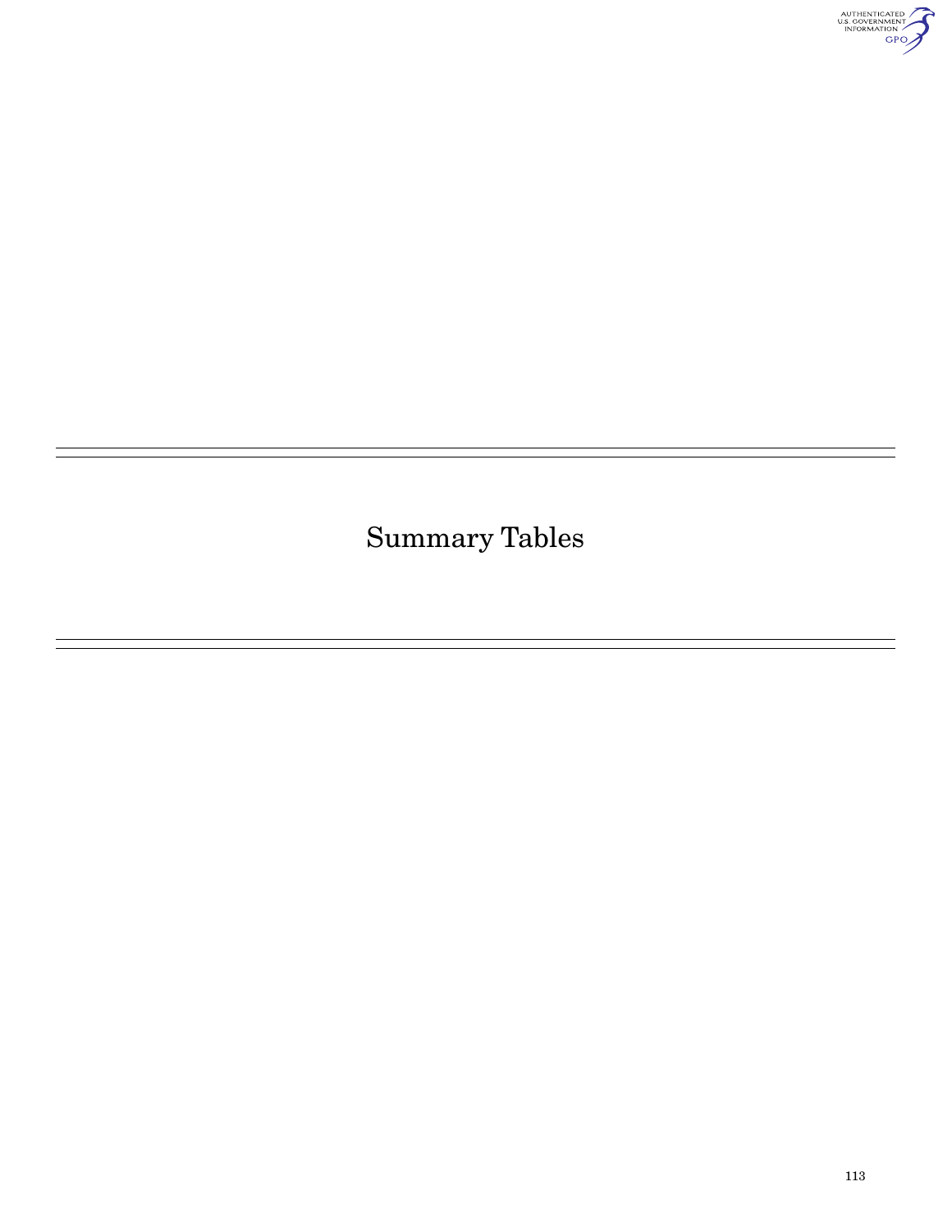# Summary Tables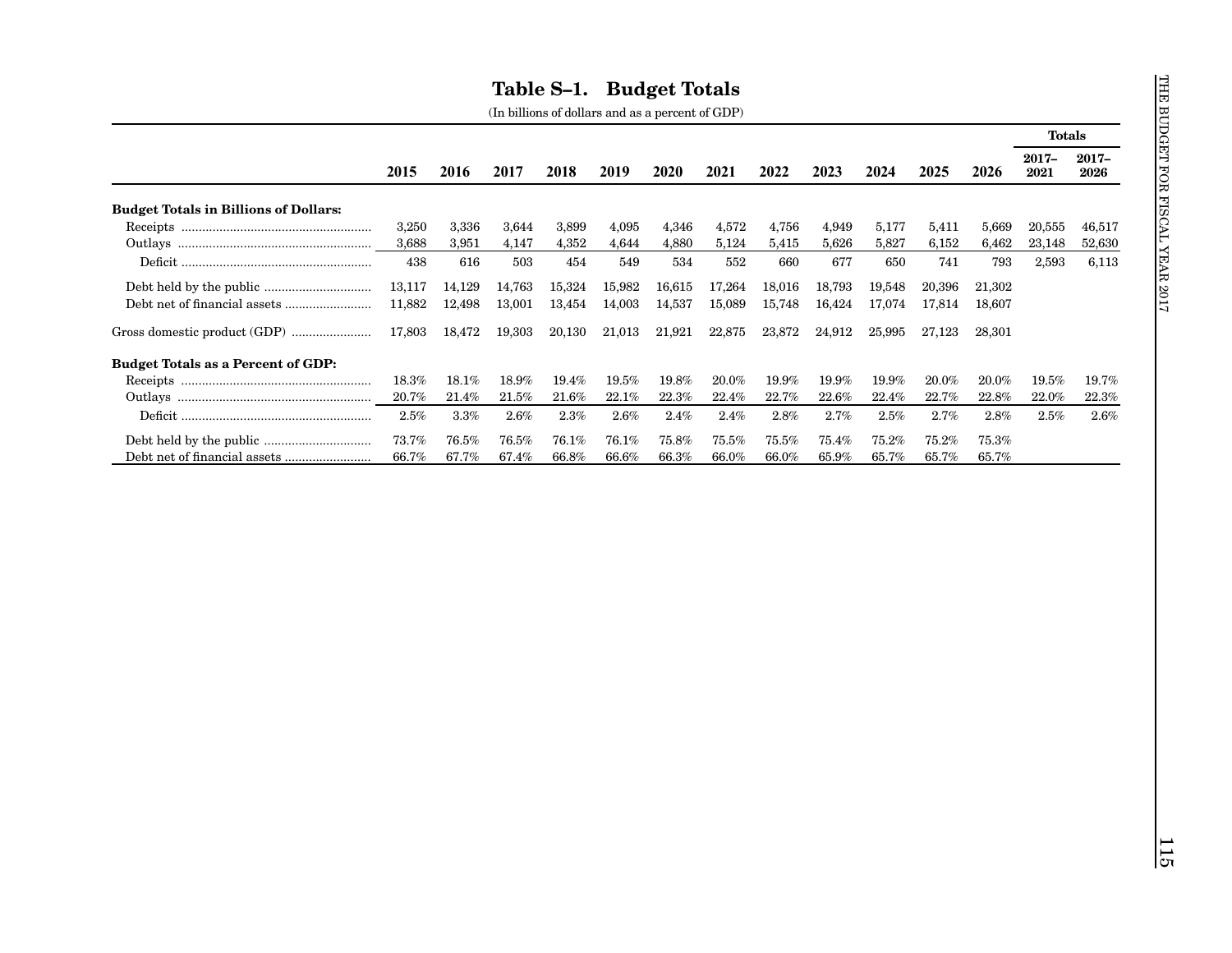# Table S–1. Budget Totals

(In billions of dollars and as a percent of GDP)

| | 2015 | 2016 | 2017 | 2018 | 2019 | 2020 | 2021 | 2022 | 2023 | 2024 | 2025 | 2026 | Totals 2017–2021 | Totals 2017–2026 |
|---|---|---|---|---|---|---|---|---|---|---|---|---|---|---|
| **Budget Totals in Billions of Dollars:** | | | | | | | | | | | | | | |
| Receipts | 3,250 | 3,336 | 3,644 | 3,899 | 4,095 | 4,346 | 4,572 | 4,756 | 4,949 | 5,177 | 5,411 | 5,669 | 20,555 | 46,517 |
| Outlays | 3,688 | 3,951 | 4,147 | 4,352 | 4,644 | 4,880 | 5,124 | 5,415 | 5,626 | 5,827 | 6,152 | 6,462 | 23,148 | 52,630 |
| Deficit | 438 | 616 | 503 | 454 | 549 | 534 | 552 | 660 | 677 | 650 | 741 | 793 | 2,593 | 6,113 |
| Debt held by the public | 13,117 | 14,129 | 14,763 | 15,324 | 15,982 | 16,615 | 17,264 | 18,016 | 18,793 | 19,548 | 20,396 | 21,302 | | |
| Debt net of financial assets | 11,882 | 12,498 | 13,001 | 13,454 | 14,003 | 14,537 | 15,089 | 15,748 | 16,424 | 17,074 | 17,814 | 18,607 | | |
| Gross domestic product (GDP) | 17,803 | 18,472 | 19,303 | 20,130 | 21,013 | 21,921 | 22,875 | 23,872 | 24,912 | 25,995 | 27,123 | 28,301 | | |
| **Budget Totals as a Percent of GDP:** | | | | | | | | | | | | | | |
| Receipts | 18.3% | 18.1% | 18.9% | 19.4% | 19.5% | 19.8% | 20.0% | 19.9% | 19.9% | 19.9% | 20.0% | 20.0% | 19.5% | 19.7% |
| Outlays | 20.7% | 21.4% | 21.5% | 21.6% | 22.1% | 22.3% | 22.4% | 22.7% | 22.6% | 22.4% | 22.7% | 22.8% | 22.0% | 22.3% |
| Deficit | 2.5% | 3.3% | 2.6% | 2.3% | 2.6% | 2.4% | 2.4% | 2.8% | 2.7% | 2.5% | 2.7% | 2.8% | 2.5% | 2.6% |
| Debt held by the public | 73.7% | 76.5% | 76.5% | 76.1% | 76.1% | 75.8% | 75.5% | 75.5% | 75.4% | 75.2% | 75.2% | 75.3% | | |
| Debt net of financial assets | 66.7% | 67.7% | 67.4% | 66.8% | 66.6% | 66.3% | 66.0% | 66.0% | 65.9% | 65.7% | 65.7% | 65.7% | | |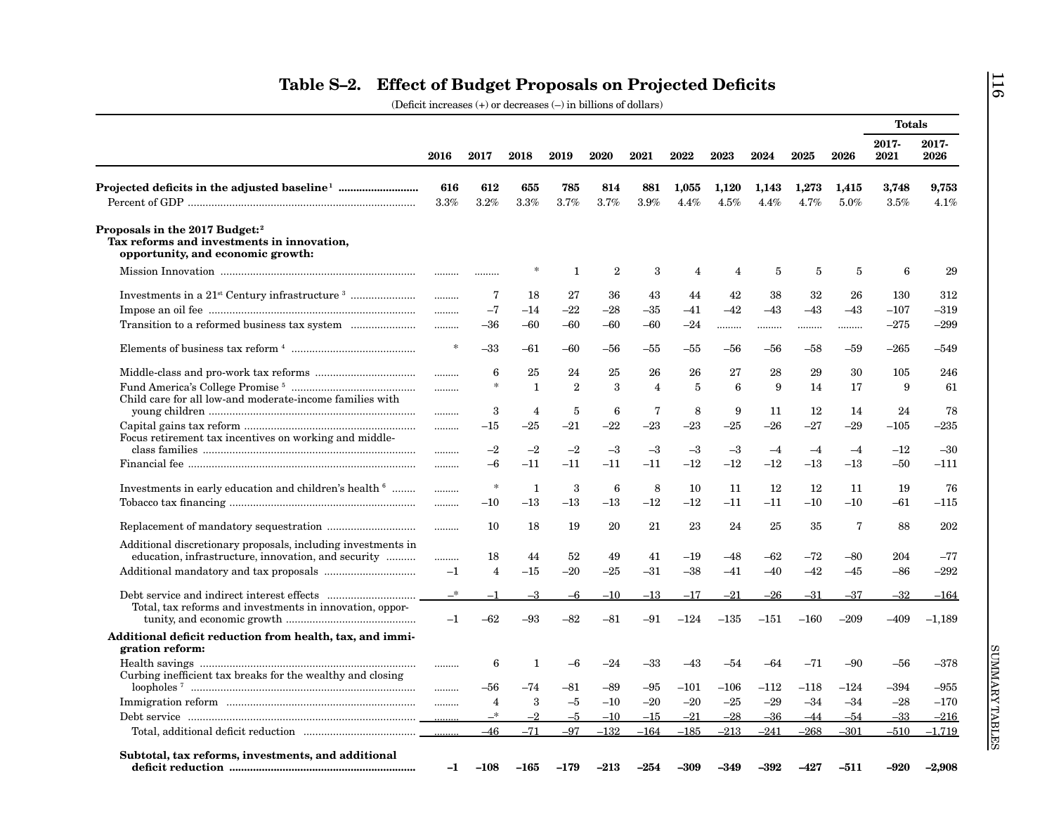## Table S–2. Effect of Budget Proposals on Projected Deficits

(Deficit increases (+) or decreases (–) in billions of dollars)

| | 2016 | 2017 | 2018 | 2019 | 2020 | 2021 | 2022 | 2023 | 2024 | 2025 | 2026 | Totals 2017-2021 | Totals 2017-2026 |
|---|---|---|---|---|---|---|---|---|---|---|---|---|---|
| **Projected deficits in the adjusted baseline**[1] | **616** | **612** | **655** | **785** | **814** | **881** | **1,055** | **1,120** | **1,143** | **1,273** | **1,415** | **3,748** | **9,753** |
| Percent of GDP | 3.3% | 3.2% | 3.3% | 3.7% | 3.7% | 3.9% | 4.4% | 4.5% | 4.4% | 4.7% | 5.0% | 3.5% | 4.1% |
| **Proposals in the 2017 Budget:**[2] | | | | | | | | | | | | | |
| **Tax reforms and investments in innovation, opportunity, and economic growth:** | | | | | | | | | | | | | |
| Mission Innovation | ......... | ......... | * | 1 | 2 | 3 | 4 | 4 | 5 | 5 | 5 | 6 | 29 |
| Investments in a 21st Century infrastructure[3] | ......... | 7 | 18 | 27 | 36 | 43 | 44 | 42 | 38 | 32 | 26 | 130 | 312 |
| Impose an oil fee | ......... | –7 | –14 | –22 | –28 | –35 | –41 | –42 | –43 | –43 | –43 | –107 | –319 |
| Transition to a reformed business tax system | ......... | –36 | –60 | –60 | –60 | –60 | –24 | ......... | ......... | ......... | ......... | –275 | –299 |
| Elements of business tax reform[4] | * | –33 | –61 | –60 | –56 | –55 | –55 | –56 | –56 | –58 | –59 | –265 | –549 |
| Middle-class and pro-work tax reforms | ......... | 6 | 25 | 24 | 25 | 26 | 26 | 27 | 28 | 29 | 30 | 105 | 246 |
| Fund America's College Promise[5] | ......... | * | 1 | 2 | 3 | 4 | 5 | 6 | 9 | 14 | 17 | 9 | 61 |
| Child care for all low-and moderate-income families with young children | ......... | 3 | 4 | 5 | 6 | 7 | 8 | 9 | 11 | 12 | 14 | 24 | 78 |
| Capital gains tax reform | ......... | –15 | –25 | –21 | –22 | –23 | –23 | –25 | –26 | –27 | –29 | –105 | –235 |
| Focus retirement tax incentives on working and middle-class families | ......... | –2 | –2 | –2 | –3 | –3 | –3 | –3 | –4 | –4 | –4 | –12 | –30 |
| Financial fee | ......... | –6 | –11 | –11 | –11 | –11 | –12 | –12 | –12 | –13 | –13 | –50 | –111 |
| Investments in early education and children's health[6] | ......... | * | 1 | 3 | 6 | 8 | 10 | 11 | 12 | 12 | 11 | 19 | 76 |
| Tobacco tax financing | ......... | –10 | –13 | –13 | –13 | –12 | –12 | –11 | –11 | –10 | –10 | –61 | –115 |
| Replacement of mandatory sequestration | ......... | 10 | 18 | 19 | 20 | 21 | 23 | 24 | 25 | 35 | 7 | 88 | 202 |
| Additional discretionary proposals, including investments in education, infrastructure, innovation, and security | ......... | 18 | 44 | 52 | 49 | 41 | –19 | –48 | –62 | –72 | –80 | 204 | –77 |
| Additional mandatory and tax proposals | –1 | 4 | –15 | –20 | –25 | –31 | –38 | –41 | –40 | –42 | –45 | –86 | –292 |
| Debt service and indirect interest effects | –* | –1 | –3 | –6 | –10 | –13 | –17 | –21 | –26 | –31 | –37 | –32 | –164 |
| Total, tax reforms and investments in innovation, opportunity, and economic growth | –1 | –62 | –93 | –82 | –81 | –91 | –124 | –135 | –151 | –160 | –209 | –409 | –1,189 |
| **Additional deficit reduction from health, tax, and immigration reform:** | | | | | | | | | | | | | |
| Health savings | ......... | 6 | 1 | –6 | –24 | –33 | –43 | –54 | –64 | –71 | –90 | –56 | –378 |
| Curbing inefficient tax breaks for the wealthy and closing loopholes[7] | ......... | –56 | –74 | –81 | –89 | –95 | –101 | –106 | –112 | –118 | –124 | –394 | –955 |
| Immigration reform | ......... | 4 | 3 | –5 | –10 | –20 | –20 | –25 | –29 | –34 | –34 | –28 | –170 |
| Debt service | ......... | –* | –2 | –5 | –10 | –15 | –21 | –28 | –36 | –44 | –54 | –33 | –216 |
| Total, additional deficit reduction | ......... | –46 | –71 | –97 | –132 | –164 | –185 | –213 | –241 | –268 | –301 | –510 | –1,719 |
| **Subtotal, tax reforms, investments, and additional deficit reduction** | **–1** | **–108** | **–165** | **–179** | **–213** | **–254** | **–309** | **–349** | **–392** | **–427** | **–511** | **–920** | **–2,908** |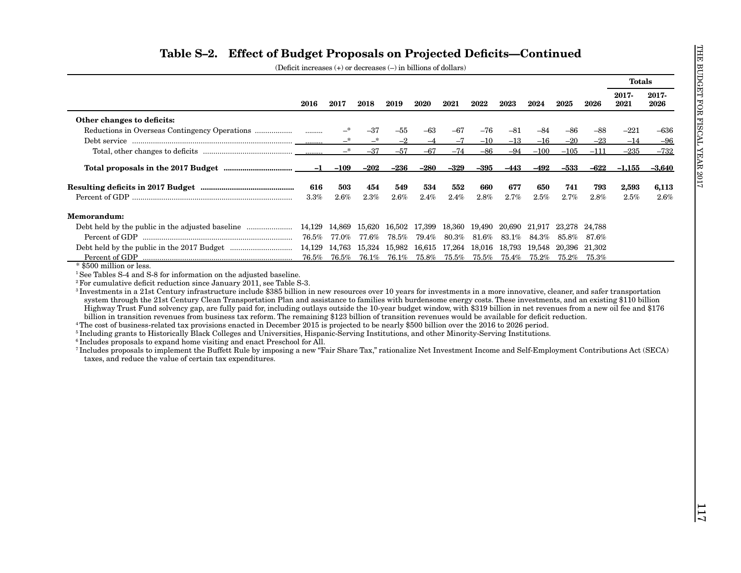## Table S–2. Effect of Budget Proposals on Projected Deficits—Continued

(Deficit increases (+) or decreases (–) in billions of dollars)

| | 2016 | 2017 | 2018 | 2019 | 2020 | 2021 | 2022 | 2023 | 2024 | 2025 | 2026 | Totals 2017-2021 | Totals 2017-2026 |
|---|---|---|---|---|---|---|---|---|---|---|---|---|---|
| **Other changes to deficits:** | | | | | | | | | | | | | |
| Reductions in Overseas Contingency Operations | ......... | –* | –37 | –55 | –63 | –67 | –76 | –81 | –84 | –86 | –88 | –221 | –636 |
| Debt service | ......... | –* | –* | –2 | –4 | –7 | –10 | –13 | –16 | –20 | –23 | –14 | –96 |
| Total, other changes to deficits | ......... | –* | –37 | –57 | –67 | –74 | –86 | –94 | –100 | –105 | –111 | –235 | –732 |
| **Total proposals in the 2017 Budget** | **–1** | **–109** | **–202** | **–236** | **–280** | **–329** | **–395** | **–443** | **–492** | **–533** | **–622** | **–1,155** | **–3,640** |
| **Resulting deficits in 2017 Budget** | **616** | **503** | **454** | **549** | **534** | **552** | **660** | **677** | **650** | **741** | **793** | **2,593** | **6,113** |
| Percent of GDP | 3.3% | 2.6% | 2.3% | 2.6% | 2.4% | 2.4% | 2.8% | 2.7% | 2.5% | 2.7% | 2.8% | 2.5% | 2.6% |
| **Memorandum:** | | | | | | | | | | | | | |
| Debt held by the public in the adjusted baseline | 14,129 | 14,869 | 15,620 | 16,502 | 17,399 | 18,360 | 19,490 | 20,690 | 21,917 | 23,278 | 24,788 | | |
| Percent of GDP | 76.5% | 77.0% | 77.6% | 78.5% | 79.4% | 80.3% | 81.6% | 83.1% | 84.3% | 85.8% | 87.6% | | |
| Debt held by the public in the 2017 Budget | 14,129 | 14,763 | 15,324 | 15,982 | 16,615 | 17,264 | 18,016 | 18,793 | 19,548 | 20,396 | 21,302 | | |
| Percent of GDP | 76.5% | 76.5% | 76.1% | 76.1% | 75.8% | 75.5% | 75.5% | 75.4% | 75.2% | 75.2% | 75.3% | | |

* $500 million or less.

[1] See Tables S-4 and S-8 for information on the adjusted baseline.

[2] For cumulative deficit reduction since January 2011, see Table S-3.

[3] Investments in a 21st Century infrastructure include $385 billion in new resources over 10 years for investments in a more innovative, cleaner, and safer transportation system through the 21st Century Clean Transportation Plan and assistance to families with burdensome energy costs. These investments, and an existing $110 billion Highway Trust Fund solvency gap, are fully paid for, including outlays outside the 10-year budget window, with $319 billion in net revenues from a new oil fee and $176 billion in transition revenues from business tax reform. The remaining $123 billion of transition revenues would be available for deficit reduction.

[4] The cost of business-related tax provisions enacted in December 2015 is projected to be nearly $500 billion over the 2016 to 2026 period.

[5] Including grants to Historically Black Colleges and Universities, Hispanic-Serving Institutions, and other Minority-Serving Institutions.

[6] Includes proposals to expand home visiting and enact Preschool for All.

[7] Includes proposals to implement the Buffett Rule by imposing a new "Fair Share Tax," rationalize Net Investment Income and Self-Employment Contributions Act (SECA) taxes, and reduce the value of certain tax expenditures.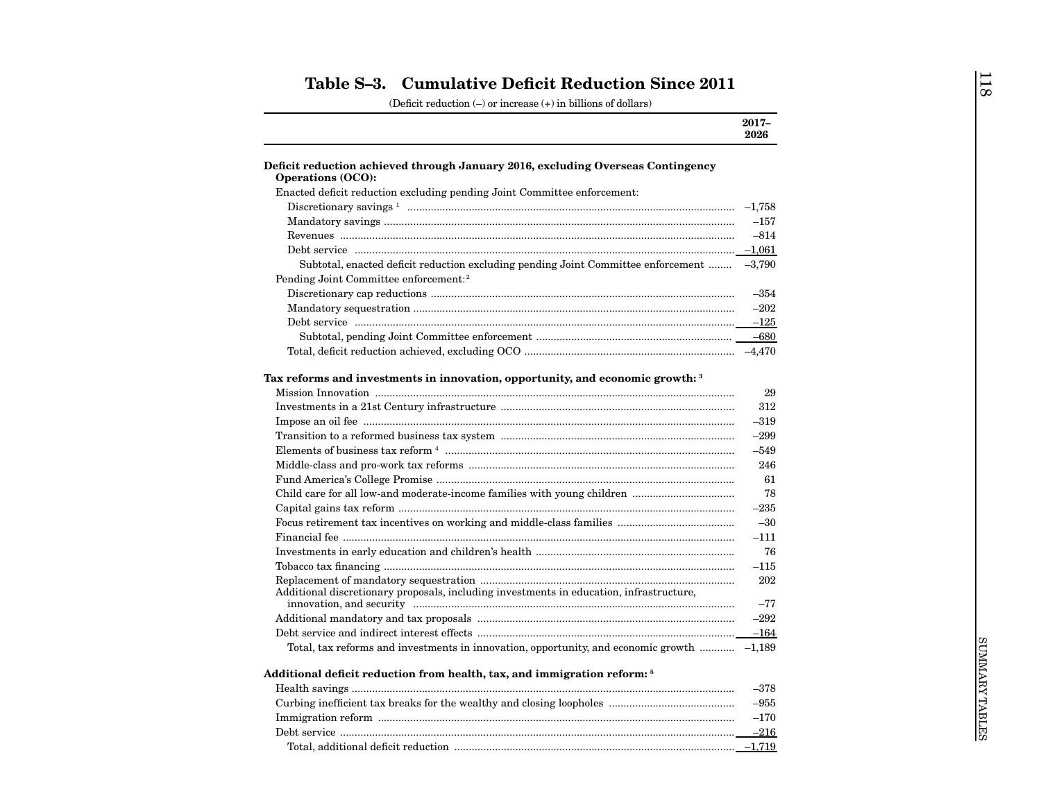## Table S–3. Cumulative Deficit Reduction Since 2011

(Deficit reduction (–) or increase (+) in billions of dollars)

| | 2017–2026 |
|---|---|
| **Deficit reduction achieved through January 2016, excluding Overseas Contingency Operations (OCO):** | |
| Enacted deficit reduction excluding pending Joint Committee enforcement: | |
| Discretionary savings [1] | –1,758 |
| Mandatory savings | –157 |
| Revenues | –814 |
| Debt service | –1,061 |
| Subtotal, enacted deficit reduction excluding pending Joint Committee enforcement | –3,790 |
| Pending Joint Committee enforcement: [2] | |
| Discretionary cap reductions | –354 |
| Mandatory sequestration | –202 |
| Debt service | –125 |
| Subtotal, pending Joint Committee enforcement | –680 |
| Total, deficit reduction achieved, excluding OCO | –4,470 |
| **Tax reforms and investments in innovation, opportunity, and economic growth:** [3] | |
| Mission Innovation | 29 |
| Investments in a 21st Century infrastructure | 312 |
| Impose an oil fee | –319 |
| Transition to a reformed business tax system | –299 |
| Elements of business tax reform [4] | –549 |
| Middle-class and pro-work tax reforms | 246 |
| Fund America's College Promise | 61 |
| Child care for all low-and moderate-income families with young children | 78 |
| Capital gains tax reform | –235 |
| Focus retirement tax incentives on working and middle-class families | –30 |
| Financial fee | –111 |
| Investments in early education and children's health | 76 |
| Tobacco tax financing | –115 |
| Replacement of mandatory sequestration | 202 |
| Additional discretionary proposals, including investments in education, infrastructure, innovation, and security | –77 |
| Additional mandatory and tax proposals | –292 |
| Debt service and indirect interest effects | –164 |
| Total, tax reforms and investments in innovation, opportunity, and economic growth | –1,189 |
| **Additional deficit reduction from health, tax, and immigration reform:** [5] | |
| Health savings | –378 |
| Curbing inefficient tax breaks for the wealthy and closing loopholes | –955 |
| Immigration reform | –170 |
| Debt service | –216 |
| Total, additional deficit reduction | –1,719 |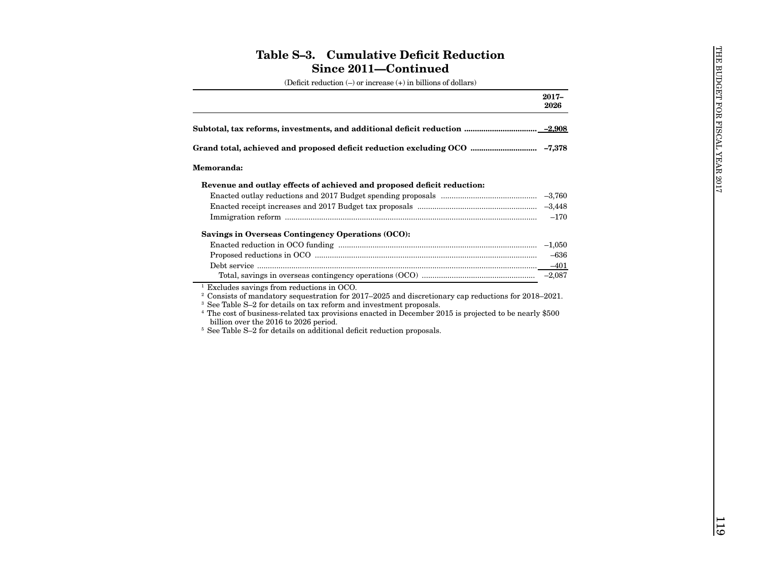# Table S–3. Cumulative Deficit Reduction Since 2011—Continued

(Deficit reduction (–) or increase (+) in billions of dollars)

| | 2017–2026 |
|---|---|
| **Subtotal, tax reforms, investments, and additional deficit reduction** | **–2,908** |
| **Grand total, achieved and proposed deficit reduction excluding OCO** | **–7,378** |
| **Memoranda:** | |
| **Revenue and outlay effects of achieved and proposed deficit reduction:** | |
| Enacted outlay reductions and 2017 Budget spending proposals | –3,760 |
| Enacted receipt increases and 2017 Budget tax proposals | –3,448 |
| Immigration reform | –170 |
| **Savings in Overseas Contingency Operations (OCO):** | |
| Enacted reduction in OCO funding | –1,050 |
| Proposed reductions in OCO | –636 |
| Debt service | –401 |
| Total, savings in overseas contingency operations (OCO) | –2,087 |

[1] Excludes savings from reductions in OCO.
[2] Consists of mandatory sequestration for 2017–2025 and discretionary cap reductions for 2018–2021.
[3] See Table S–2 for details on tax reform and investment proposals.
[4] The cost of business-related tax provisions enacted in December 2015 is projected to be nearly $500 billion over the 2016 to 2026 period.
[5] See Table S–2 for details on additional deficit reduction proposals.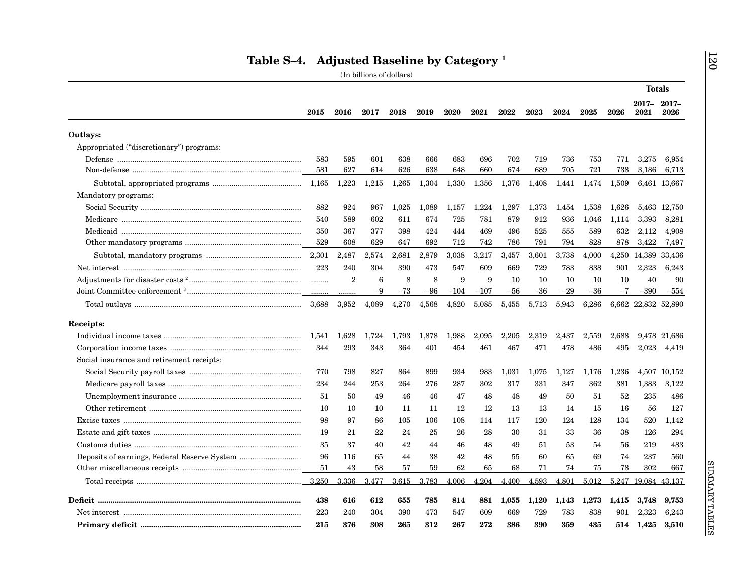# Table S–4. Adjusted Baseline by Category [1]

(In billions of dollars)

| | 2015 | 2016 | 2017 | 2018 | 2019 | 2020 | 2021 | 2022 | 2023 | 2024 | 2025 | 2026 | Totals 2017–2021 | Totals 2017–2026 |
|---|---|---|---|---|---|---|---|---|---|---|---|---|---|---|
| **Outlays:** | | | | | | | | | | | | | | |
| Appropriated ("discretionary") programs: | | | | | | | | | | | | | | |
| Defense | 583 | 595 | 601 | 638 | 666 | 683 | 696 | 702 | 719 | 736 | 753 | 771 | 3,275 | 6,954 |
| Non-defense | 581 | 627 | 614 | 626 | 638 | 648 | 660 | 674 | 689 | 705 | 721 | 738 | 3,186 | 6,713 |
| Subtotal, appropriated programs | 1,165 | 1,223 | 1,215 | 1,265 | 1,304 | 1,330 | 1,356 | 1,376 | 1,408 | 1,441 | 1,474 | 1,509 | 6,461 | 13,667 |
| Mandatory programs: | | | | | | | | | | | | | | |
| Social Security | 882 | 924 | 967 | 1,025 | 1,089 | 1,157 | 1,224 | 1,297 | 1,373 | 1,454 | 1,538 | 1,626 | 5,463 | 12,750 |
| Medicare | 540 | 589 | 602 | 611 | 674 | 725 | 781 | 879 | 912 | 936 | 1,046 | 1,114 | 3,393 | 8,281 |
| Medicaid | 350 | 367 | 377 | 398 | 424 | 444 | 469 | 496 | 525 | 555 | 589 | 632 | 2,112 | 4,908 |
| Other mandatory programs | 529 | 608 | 629 | 647 | 692 | 712 | 742 | 786 | 791 | 794 | 828 | 878 | 3,422 | 7,497 |
| Subtotal, mandatory programs | 2,301 | 2,487 | 2,574 | 2,681 | 2,879 | 3,038 | 3,217 | 3,457 | 3,601 | 3,738 | 4,000 | 4,250 | 14,389 | 33,436 |
| Net interest | 223 | 240 | 304 | 390 | 473 | 547 | 609 | 669 | 729 | 783 | 838 | 901 | 2,323 | 6,243 |
| Adjustments for disaster costs [2] | ........ | 2 | 6 | 8 | 8 | 9 | 9 | 10 | 10 | 10 | 10 | 10 | 40 | 90 |
| Joint Committee enforcement [3] | ........ | ........ | –9 | –73 | –96 | –104 | –107 | –56 | –36 | –29 | –36 | –7 | –390 | –554 |
| Total outlays | 3,688 | 3,952 | 4,089 | 4,270 | 4,568 | 4,820 | 5,085 | 5,455 | 5,713 | 5,943 | 6,286 | 6,662 | 22,832 | 52,890 |
| **Receipts:** | | | | | | | | | | | | | | |
| Individual income taxes | 1,541 | 1,628 | 1,724 | 1,793 | 1,878 | 1,988 | 2,095 | 2,205 | 2,319 | 2,437 | 2,559 | 2,688 | 9,478 | 21,686 |
| Corporation income taxes | 344 | 293 | 343 | 364 | 401 | 454 | 461 | 467 | 471 | 478 | 486 | 495 | 2,023 | 4,419 |
| Social insurance and retirement receipts: | | | | | | | | | | | | | | |
| Social Security payroll taxes | 770 | 798 | 827 | 864 | 899 | 934 | 983 | 1,031 | 1,075 | 1,127 | 1,176 | 1,236 | 4,507 | 10,152 |
| Medicare payroll taxes | 234 | 244 | 253 | 264 | 276 | 287 | 302 | 317 | 331 | 347 | 362 | 381 | 1,383 | 3,122 |
| Unemployment insurance | 51 | 50 | 49 | 46 | 46 | 47 | 48 | 48 | 49 | 50 | 51 | 52 | 235 | 486 |
| Other retirement | 10 | 10 | 10 | 11 | 11 | 12 | 12 | 13 | 13 | 14 | 15 | 16 | 56 | 127 |
| Excise taxes | 98 | 97 | 86 | 105 | 106 | 108 | 114 | 117 | 120 | 124 | 128 | 134 | 520 | 1,142 |
| Estate and gift taxes | 19 | 21 | 22 | 24 | 25 | 26 | 28 | 30 | 31 | 33 | 36 | 38 | 126 | 294 |
| Customs duties | 35 | 37 | 40 | 42 | 44 | 46 | 48 | 49 | 51 | 53 | 54 | 56 | 219 | 483 |
| Deposits of earnings, Federal Reserve System | 96 | 116 | 65 | 44 | 38 | 42 | 48 | 55 | 60 | 65 | 69 | 74 | 237 | 560 |
| Other miscellaneous receipts | 51 | 43 | 58 | 57 | 59 | 62 | 65 | 68 | 71 | 74 | 75 | 78 | 302 | 667 |
| Total receipts | 3,250 | 3,336 | 3,477 | 3,615 | 3,783 | 4,006 | 4,204 | 4,400 | 4,593 | 4,801 | 5,012 | 5,247 | 19,084 | 43,137 |
| **Deficit** | **438** | **616** | **612** | **655** | **785** | **814** | **881** | **1,055** | **1,120** | **1,143** | **1,273** | **1,415** | **3,748** | **9,753** |
| Net interest | 223 | 240 | 304 | 390 | 473 | 547 | 609 | 669 | 729 | 783 | 838 | 901 | 2,323 | 6,243 |
| **Primary deficit** | **215** | **376** | **308** | **265** | **312** | **267** | **272** | **386** | **390** | **359** | **435** | **514** | **1,425** | **3,510** |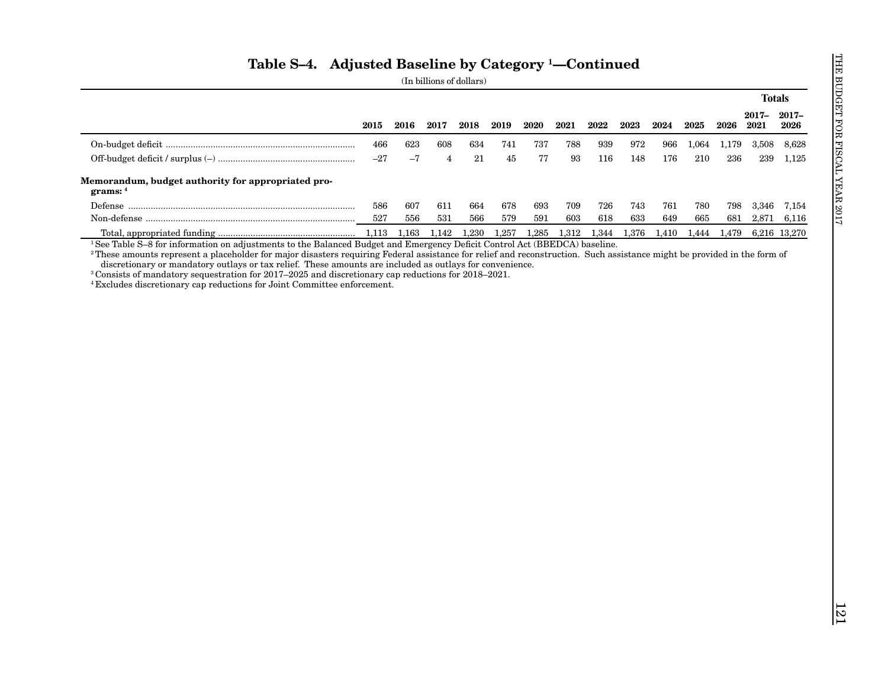## Table S–4. Adjusted Baseline by Category [1]—Continued

(In billions of dollars)

| | 2015 | 2016 | 2017 | 2018 | 2019 | 2020 | 2021 | 2022 | 2023 | 2024 | 2025 | 2026 | Totals 2017–2021 | Totals 2017–2026 |
|---|---|---|---|---|---|---|---|---|---|---|---|---|---|---|
| On-budget deficit | 466 | 623 | 608 | 634 | 741 | 737 | 788 | 939 | 972 | 966 | 1,064 | 1,179 | 3,508 | 8,628 |
| Off-budget deficit / surplus (–) | –27 | –7 | 4 | 21 | 45 | 77 | 93 | 116 | 148 | 176 | 210 | 236 | 239 | 1,125 |
| **Memorandum, budget authority for appropriated programs:** [4] | | | | | | | | | | | | | | |
| Defense | 586 | 607 | 611 | 664 | 678 | 693 | 709 | 726 | 743 | 761 | 780 | 798 | 3,346 | 7,154 |
| Non-defense | 527 | 556 | 531 | 566 | 579 | 591 | 603 | 618 | 633 | 649 | 665 | 681 | 2,871 | 6,116 |
| Total, appropriated funding | 1,113 | 1,163 | 1,142 | 1,230 | 1,257 | 1,285 | 1,312 | 1,344 | 1,376 | 1,410 | 1,444 | 1,479 | 6,216 | 13,270 |

[1] See Table S–8 for information on adjustments to the Balanced Budget and Emergency Deficit Control Act (BBEDCA) baseline.

[2] These amounts represent a placeholder for major disasters requiring Federal assistance for relief and reconstruction. Such assistance might be provided in the form of discretionary or mandatory outlays or tax relief. These amounts are included as outlays for convenience.

[3] Consists of mandatory sequestration for 2017–2025 and discretionary cap reductions for 2018–2021.

[4] Excludes discretionary cap reductions for Joint Committee enforcement.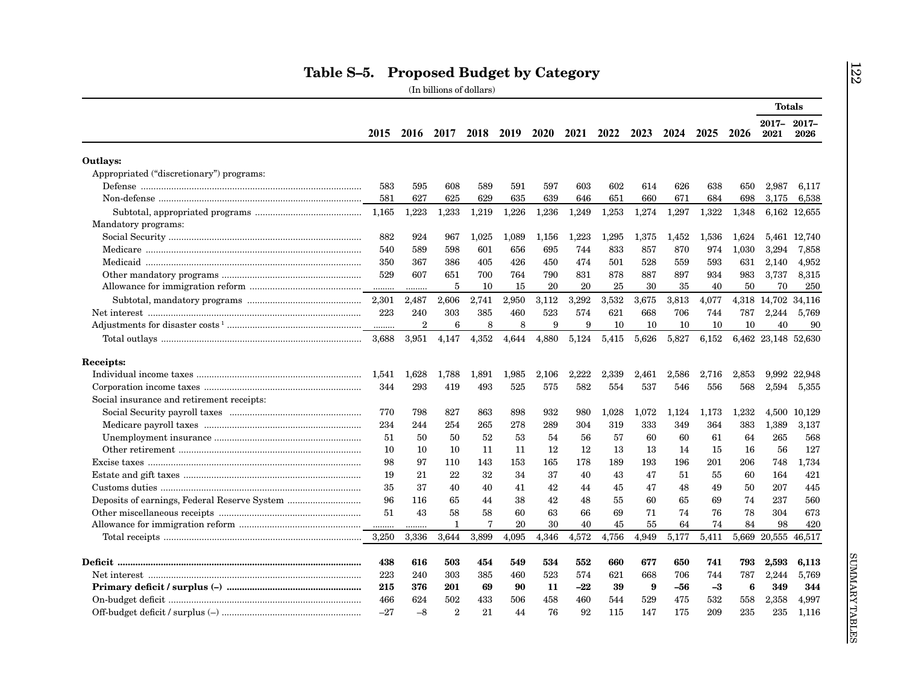# Table S–5. Proposed Budget by Category

(In billions of dollars)

| | 2015 | 2016 | 2017 | 2018 | 2019 | 2020 | 2021 | 2022 | 2023 | 2024 | 2025 | 2026 | Totals 2017–2021 | Totals 2017–2026 |
|---|---|---|---|---|---|---|---|---|---|---|---|---|---|---|
| **Outlays:** | | | | | | | | | | | | | | |
| Appropriated ("discretionary") programs: | | | | | | | | | | | | | | |
| Defense | 583 | 595 | 608 | 589 | 591 | 597 | 603 | 602 | 614 | 626 | 638 | 650 | 2,987 | 6,117 |
| Non-defense | 581 | 627 | 625 | 629 | 635 | 639 | 646 | 651 | 660 | 671 | 684 | 698 | 3,175 | 6,538 |
| Subtotal, appropriated programs | 1,165 | 1,223 | 1,233 | 1,219 | 1,226 | 1,236 | 1,249 | 1,253 | 1,274 | 1,297 | 1,322 | 1,348 | 6,162 | 12,655 |
| Mandatory programs: | | | | | | | | | | | | | | |
| Social Security | 882 | 924 | 967 | 1,025 | 1,089 | 1,156 | 1,223 | 1,295 | 1,375 | 1,452 | 1,536 | 1,624 | 5,461 | 12,740 |
| Medicare | 540 | 589 | 598 | 601 | 656 | 695 | 744 | 833 | 857 | 870 | 974 | 1,030 | 3,294 | 7,858 |
| Medicaid | 350 | 367 | 386 | 405 | 426 | 450 | 474 | 501 | 528 | 559 | 593 | 631 | 2,140 | 4,952 |
| Other mandatory programs | 529 | 607 | 651 | 700 | 764 | 790 | 831 | 878 | 887 | 897 | 934 | 983 | 3,737 | 8,315 |
| Allowance for immigration reform | ........ | ........ | 5 | 10 | 15 | 20 | 20 | 25 | 30 | 35 | 40 | 50 | 70 | 250 |
| Subtotal, mandatory programs | 2,301 | 2,487 | 2,606 | 2,741 | 2,950 | 3,112 | 3,292 | 3,532 | 3,675 | 3,813 | 4,077 | 4,318 | 14,702 | 34,116 |
| Net interest | 223 | 240 | 303 | 385 | 460 | 523 | 574 | 621 | 668 | 706 | 744 | 787 | 2,244 | 5,769 |
| Adjustments for disaster costs [1] | ........ | 2 | 6 | 8 | 8 | 9 | 9 | 10 | 10 | 10 | 10 | 10 | 40 | 90 |
| Total outlays | 3,688 | 3,951 | 4,147 | 4,352 | 4,644 | 4,880 | 5,124 | 5,415 | 5,626 | 5,827 | 6,152 | 6,462 | 23,148 | 52,630 |
| **Receipts:** | | | | | | | | | | | | | | |
| Individual income taxes | 1,541 | 1,628 | 1,788 | 1,891 | 1,985 | 2,106 | 2,222 | 2,339 | 2,461 | 2,586 | 2,716 | 2,853 | 9,992 | 22,948 |
| Corporation income taxes | 344 | 293 | 419 | 493 | 525 | 575 | 582 | 554 | 537 | 546 | 556 | 568 | 2,594 | 5,355 |
| Social insurance and retirement receipts: | | | | | | | | | | | | | | |
| Social Security payroll taxes | 770 | 798 | 827 | 863 | 898 | 932 | 980 | 1,028 | 1,072 | 1,124 | 1,173 | 1,232 | 4,500 | 10,129 |
| Medicare payroll taxes | 234 | 244 | 254 | 265 | 278 | 289 | 304 | 319 | 333 | 349 | 364 | 383 | 1,389 | 3,137 |
| Unemployment insurance | 51 | 50 | 50 | 52 | 53 | 54 | 56 | 57 | 60 | 60 | 61 | 64 | 265 | 568 |
| Other retirement | 10 | 10 | 10 | 11 | 11 | 12 | 12 | 13 | 13 | 14 | 15 | 16 | 56 | 127 |
| Excise taxes | 98 | 97 | 110 | 143 | 153 | 165 | 178 | 189 | 193 | 196 | 201 | 206 | 748 | 1,734 |
| Estate and gift taxes | 19 | 21 | 22 | 32 | 34 | 37 | 40 | 43 | 47 | 51 | 55 | 60 | 164 | 421 |
| Customs duties | 35 | 37 | 40 | 40 | 41 | 42 | 44 | 45 | 47 | 48 | 49 | 50 | 207 | 445 |
| Deposits of earnings, Federal Reserve System | 96 | 116 | 65 | 44 | 38 | 42 | 48 | 55 | 60 | 65 | 69 | 74 | 237 | 560 |
| Other miscellaneous receipts | 51 | 43 | 58 | 58 | 60 | 63 | 66 | 69 | 71 | 74 | 76 | 78 | 304 | 673 |
| Allowance for immigration reform | ........ | ........ | 1 | 7 | 20 | 30 | 40 | 45 | 55 | 64 | 74 | 84 | 98 | 420 |
| Total receipts | 3,250 | 3,336 | 3,644 | 3,899 | 4,095 | 4,346 | 4,572 | 4,756 | 4,949 | 5,177 | 5,411 | 5,669 | 20,555 | 46,517 |
| **Deficit** | **438** | **616** | **503** | **454** | **549** | **534** | **552** | **660** | **677** | **650** | **741** | **793** | **2,593** | **6,113** |
| Net interest | 223 | 240 | 303 | 385 | 460 | 523 | 574 | 621 | 668 | 706 | 744 | 787 | 2,244 | 5,769 |
| **Primary deficit / surplus (–)** | **215** | **376** | **201** | **69** | **90** | **11** | **–22** | **39** | **9** | **–56** | **–3** | **6** | **349** | **344** |
| On-budget deficit | 466 | 624 | 502 | 433 | 506 | 458 | 460 | 544 | 529 | 475 | 532 | 558 | 2,358 | 4,997 |
| Off-budget deficit / surplus (–) | –27 | –8 | 2 | 21 | 44 | 76 | 92 | 115 | 147 | 175 | 209 | 235 | 235 | 1,116 |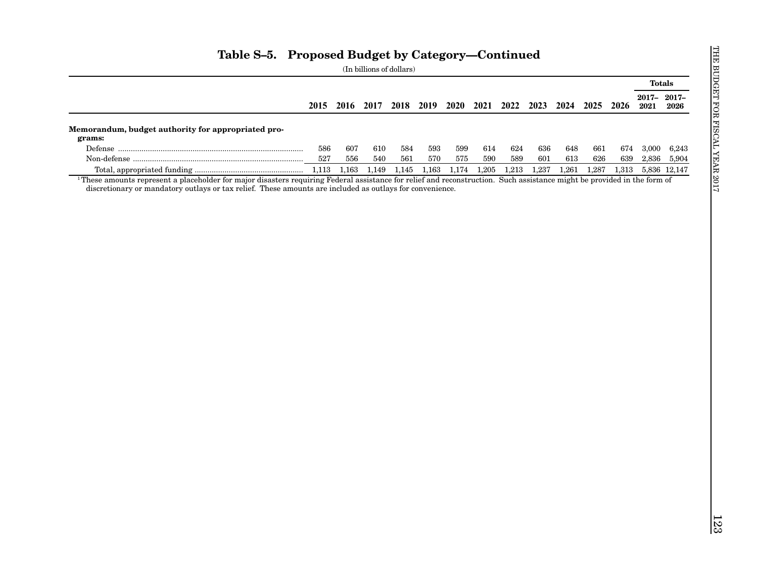## Table S–5. Proposed Budget by Category—Continued

(In billions of dollars)

| | 2015 | 2016 | 2017 | 2018 | 2019 | 2020 | 2021 | 2022 | 2023 | 2024 | 2025 | 2026 | Totals 2017–2021 | Totals 2017–2026 |
|---|---|---|---|---|---|---|---|---|---|---|---|---|---|---|
| **Memorandum, budget authority for appropriated programs:** | | | | | | | | | | | | | | |
| Defense | 586 | 607 | 610 | 584 | 593 | 599 | 614 | 624 | 636 | 648 | 661 | 674 | 3,000 | 6,243 |
| Non-defense | 527 | 556 | 540 | 561 | 570 | 575 | 590 | 589 | 601 | 613 | 626 | 639 | 2,836 | 5,904 |
| Total, appropriated funding | 1,113 | 1,163 | 1,149 | 1,145 | 1,163 | 1,174 | 1,205 | 1,213 | 1,237 | 1,261 | 1,287 | 1,313 | 5,836 | 12,147 |

[1] These amounts represent a placeholder for major disasters requiring Federal assistance for relief and reconstruction. Such assistance might be provided in the form of discretionary or mandatory outlays or tax relief. These amounts are included as outlays for convenience.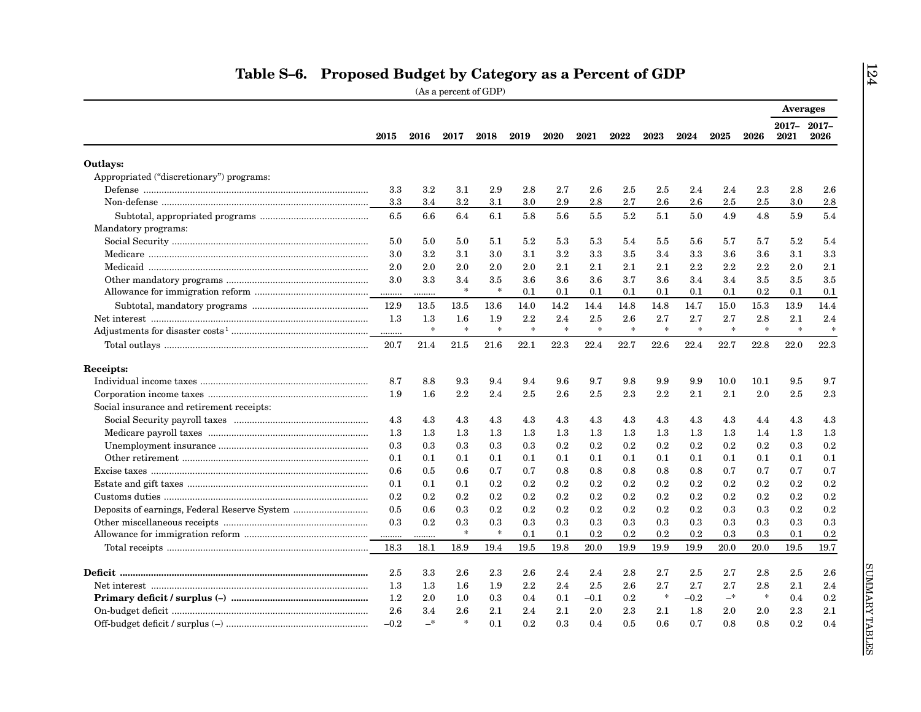# Table S–6. Proposed Budget by Category as a Percent of GDP

(As a percent of GDP)

| | 2015 | 2016 | 2017 | 2018 | 2019 | 2020 | 2021 | 2022 | 2023 | 2024 | 2025 | 2026 | Averages 2017–2021 | Averages 2017–2026 |
|---|---|---|---|---|---|---|---|---|---|---|---|---|---|---|
| **Outlays:** | | | | | | | | | | | | | | |
| Appropriated ("discretionary") programs: | | | | | | | | | | | | | | |
| Defense | 3.3 | 3.2 | 3.1 | 2.9 | 2.8 | 2.7 | 2.6 | 2.5 | 2.5 | 2.4 | 2.4 | 2.3 | 2.8 | 2.6 |
| Non-defense | 3.3 | 3.4 | 3.2 | 3.1 | 3.0 | 2.9 | 2.8 | 2.7 | 2.6 | 2.6 | 2.5 | 2.5 | 3.0 | 2.8 |
| Subtotal, appropriated programs | 6.5 | 6.6 | 6.4 | 6.1 | 5.8 | 5.6 | 5.5 | 5.2 | 5.1 | 5.0 | 4.9 | 4.8 | 5.9 | 5.4 |
| Mandatory programs: | | | | | | | | | | | | | | |
| Social Security | 5.0 | 5.0 | 5.0 | 5.1 | 5.2 | 5.3 | 5.3 | 5.4 | 5.5 | 5.6 | 5.7 | 5.7 | 5.2 | 5.4 |
| Medicare | 3.0 | 3.2 | 3.1 | 3.0 | 3.1 | 3.2 | 3.3 | 3.5 | 3.4 | 3.3 | 3.6 | 3.6 | 3.1 | 3.3 |
| Medicaid | 2.0 | 2.0 | 2.0 | 2.0 | 2.0 | 2.1 | 2.1 | 2.1 | 2.1 | 2.2 | 2.2 | 2.2 | 2.0 | 2.1 |
| Other mandatory programs | 3.0 | 3.3 | 3.4 | 3.5 | 3.6 | 3.6 | 3.6 | 3.7 | 3.6 | 3.4 | 3.4 | 3.5 | 3.5 | 3.5 |
| Allowance for immigration reform | ........ | ........ | * | * | 0.1 | 0.1 | 0.1 | 0.1 | 0.1 | 0.1 | 0.1 | 0.2 | 0.1 | 0.1 |
| Subtotal, mandatory programs | 12.9 | 13.5 | 13.5 | 13.6 | 14.0 | 14.2 | 14.4 | 14.8 | 14.8 | 14.7 | 15.0 | 15.3 | 13.9 | 14.4 |
| Net interest | 1.3 | 1.3 | 1.6 | 1.9 | 2.2 | 2.4 | 2.5 | 2.6 | 2.7 | 2.7 | 2.7 | 2.8 | 2.1 | 2.4 |
| Adjustments for disaster costs[1] | ........ | * | * | * | * | * | * | * | * | * | * | * | * | * |
| Total outlays | 20.7 | 21.4 | 21.5 | 21.6 | 22.1 | 22.3 | 22.4 | 22.7 | 22.6 | 22.4 | 22.7 | 22.8 | 22.0 | 22.3 |
| **Receipts:** | | | | | | | | | | | | | | |
| Individual income taxes | 8.7 | 8.8 | 9.3 | 9.4 | 9.4 | 9.6 | 9.7 | 9.8 | 9.9 | 9.9 | 10.0 | 10.1 | 9.5 | 9.7 |
| Corporation income taxes | 1.9 | 1.6 | 2.2 | 2.4 | 2.5 | 2.6 | 2.5 | 2.3 | 2.2 | 2.1 | 2.1 | 2.0 | 2.5 | 2.3 |
| Social insurance and retirement receipts: | | | | | | | | | | | | | | |
| Social Security payroll taxes | 4.3 | 4.3 | 4.3 | 4.3 | 4.3 | 4.3 | 4.3 | 4.3 | 4.3 | 4.3 | 4.3 | 4.4 | 4.3 | 4.3 |
| Medicare payroll taxes | 1.3 | 1.3 | 1.3 | 1.3 | 1.3 | 1.3 | 1.3 | 1.3 | 1.3 | 1.3 | 1.3 | 1.4 | 1.3 | 1.3 |
| Unemployment insurance | 0.3 | 0.3 | 0.3 | 0.3 | 0.3 | 0.2 | 0.2 | 0.2 | 0.2 | 0.2 | 0.2 | 0.2 | 0.3 | 0.2 |
| Other retirement | 0.1 | 0.1 | 0.1 | 0.1 | 0.1 | 0.1 | 0.1 | 0.1 | 0.1 | 0.1 | 0.1 | 0.1 | 0.1 | 0.1 |
| Excise taxes | 0.6 | 0.5 | 0.6 | 0.7 | 0.7 | 0.8 | 0.8 | 0.8 | 0.8 | 0.8 | 0.7 | 0.7 | 0.7 | 0.7 |
| Estate and gift taxes | 0.1 | 0.1 | 0.1 | 0.2 | 0.2 | 0.2 | 0.2 | 0.2 | 0.2 | 0.2 | 0.2 | 0.2 | 0.2 | 0.2 |
| Customs duties | 0.2 | 0.2 | 0.2 | 0.2 | 0.2 | 0.2 | 0.2 | 0.2 | 0.2 | 0.2 | 0.2 | 0.2 | 0.2 | 0.2 |
| Deposits of earnings, Federal Reserve System | 0.5 | 0.6 | 0.3 | 0.2 | 0.2 | 0.2 | 0.2 | 0.2 | 0.2 | 0.2 | 0.3 | 0.3 | 0.2 | 0.2 |
| Other miscellaneous receipts | 0.3 | 0.2 | 0.3 | 0.3 | 0.3 | 0.3 | 0.3 | 0.3 | 0.3 | 0.3 | 0.3 | 0.3 | 0.3 | 0.3 |
| Allowance for immigration reform | ........ | ........ | * | * | 0.1 | 0.1 | 0.2 | 0.2 | 0.2 | 0.2 | 0.3 | 0.3 | 0.1 | 0.2 |
| Total receipts | 18.3 | 18.1 | 18.9 | 19.4 | 19.5 | 19.8 | 20.0 | 19.9 | 19.9 | 19.9 | 20.0 | 20.0 | 19.5 | 19.7 |
| **Deficit** | 2.5 | 3.3 | 2.6 | 2.3 | 2.6 | 2.4 | 2.4 | 2.8 | 2.7 | 2.5 | 2.7 | 2.8 | 2.5 | 2.6 |
| Net interest | 1.3 | 1.3 | 1.6 | 1.9 | 2.2 | 2.4 | 2.5 | 2.6 | 2.7 | 2.7 | 2.7 | 2.8 | 2.1 | 2.4 |
| **Primary deficit / surplus (–)** | 1.2 | 2.0 | 1.0 | 0.3 | 0.4 | 0.1 | –0.1 | 0.2 | * | –0.2 | –* | * | 0.4 | 0.2 |
| On-budget deficit | 2.6 | 3.4 | 2.6 | 2.1 | 2.4 | 2.1 | 2.0 | 2.3 | 2.1 | 1.8 | 2.0 | 2.0 | 2.3 | 2.1 |
| Off-budget deficit / surplus (–) | –0.2 | –* | * | 0.1 | 0.2 | 0.3 | 0.4 | 0.5 | 0.6 | 0.7 | 0.8 | 0.8 | 0.2 | 0.4 |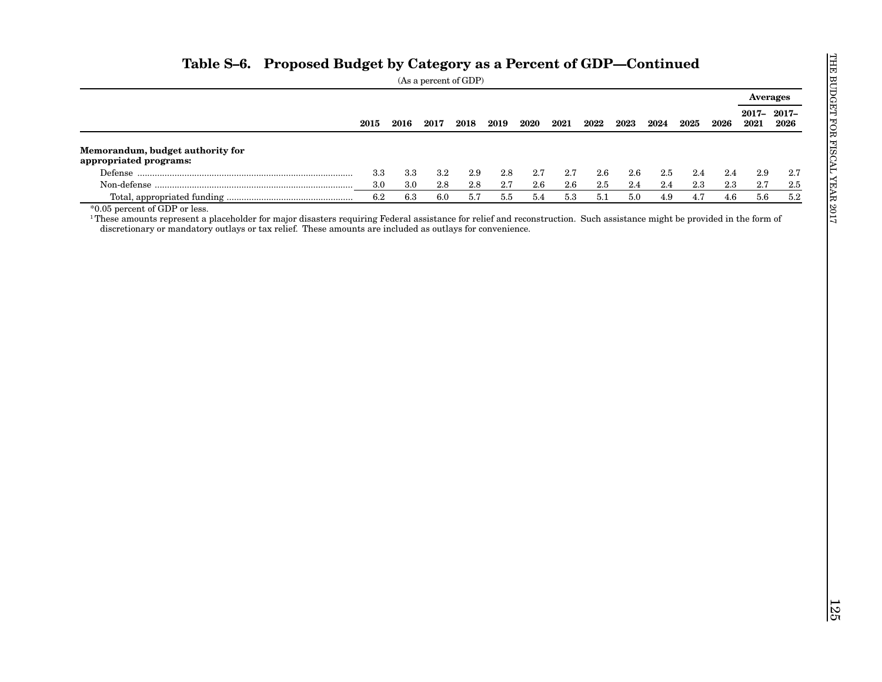## Table S–6. Proposed Budget by Category as a Percent of GDP—Continued

(As a percent of GDP)

| | 2015 | 2016 | 2017 | 2018 | 2019 | 2020 | 2021 | 2022 | 2023 | 2024 | 2025 | 2026 | Averages | |
|---|---|---|---|---|---|---|---|---|---|---|---|---|---|---|
| | | | | | | | | | | | | | 2017–2021 | 2017–2026 |
| **Memorandum, budget authority for appropriated programs:** | | | | | | | | | | | | | | |
| Defense | 3.3 | 3.3 | 3.2 | 2.9 | 2.8 | 2.7 | 2.7 | 2.6 | 2.6 | 2.5 | 2.4 | 2.4 | 2.9 | 2.7 |
| Non-defense | 3.0 | 3.0 | 2.8 | 2.8 | 2.7 | 2.6 | 2.6 | 2.5 | 2.4 | 2.4 | 2.3 | 2.3 | 2.7 | 2.5 |
| Total, appropriated funding | 6.2 | 6.3 | 6.0 | 5.7 | 5.5 | 5.4 | 5.3 | 5.1 | 5.0 | 4.9 | 4.7 | 4.6 | 5.6 | 5.2 |

*0.05 percent of GDP or less.

[1] These amounts represent a placeholder for major disasters requiring Federal assistance for relief and reconstruction. Such assistance might be provided in the form of discretionary or mandatory outlays or tax relief. These amounts are included as outlays for convenience.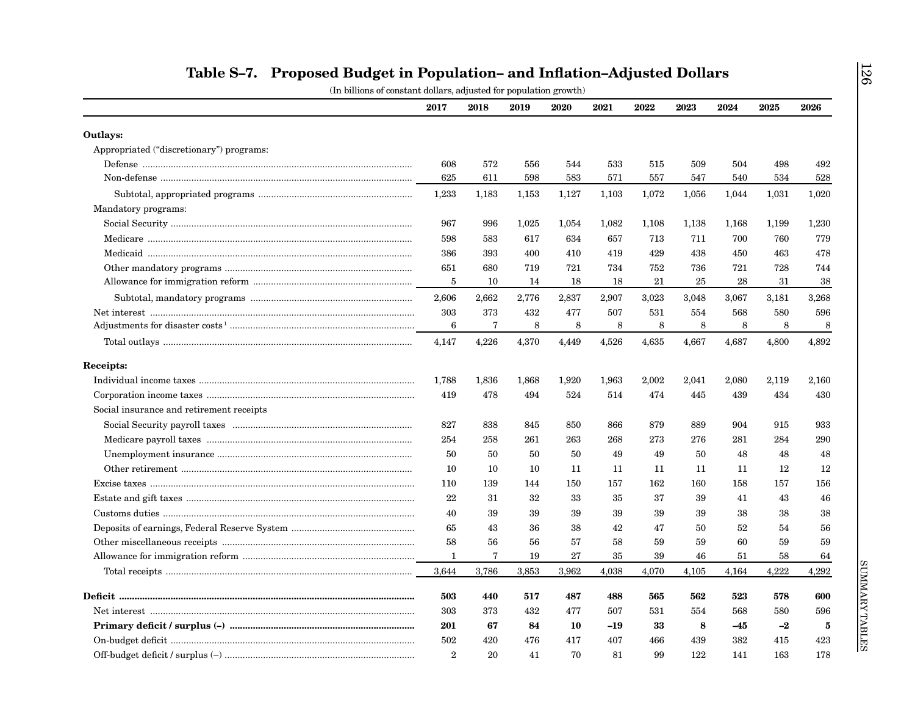# Table S–7. Proposed Budget in Population– and Inflation–Adjusted Dollars

(In billions of constant dollars, adjusted for population growth)

| | 2017 | 2018 | 2019 | 2020 | 2021 | 2022 | 2023 | 2024 | 2025 | 2026 |
|---|---|---|---|---|---|---|---|---|---|---|
| **Outlays:** | | | | | | | | | | |
| Appropriated ("discretionary") programs: | | | | | | | | | | |
| Defense | 608 | 572 | 556 | 544 | 533 | 515 | 509 | 504 | 498 | 492 |
| Non-defense | 625 | 611 | 598 | 583 | 571 | 557 | 547 | 540 | 534 | 528 |
| Subtotal, appropriated programs | 1,233 | 1,183 | 1,153 | 1,127 | 1,103 | 1,072 | 1,056 | 1,044 | 1,031 | 1,020 |
| Mandatory programs: | | | | | | | | | | |
| Social Security | 967 | 996 | 1,025 | 1,054 | 1,082 | 1,108 | 1,138 | 1,168 | 1,199 | 1,230 |
| Medicare | 598 | 583 | 617 | 634 | 657 | 713 | 711 | 700 | 760 | 779 |
| Medicaid | 386 | 393 | 400 | 410 | 419 | 429 | 438 | 450 | 463 | 478 |
| Other mandatory programs | 651 | 680 | 719 | 721 | 734 | 752 | 736 | 721 | 728 | 744 |
| Allowance for immigration reform | 5 | 10 | 14 | 18 | 18 | 21 | 25 | 28 | 31 | 38 |
| Subtotal, mandatory programs | 2,606 | 2,662 | 2,776 | 2,837 | 2,907 | 3,023 | 3,048 | 3,067 | 3,181 | 3,268 |
| Net interest | 303 | 373 | 432 | 477 | 507 | 531 | 554 | 568 | 580 | 596 |
| Adjustments for disaster costs [1] | 6 | 7 | 8 | 8 | 8 | 8 | 8 | 8 | 8 | 8 |
| Total outlays | 4,147 | 4,226 | 4,370 | 4,449 | 4,526 | 4,635 | 4,667 | 4,687 | 4,800 | 4,892 |
| **Receipts:** | | | | | | | | | | |
| Individual income taxes | 1,788 | 1,836 | 1,868 | 1,920 | 1,963 | 2,002 | 2,041 | 2,080 | 2,119 | 2,160 |
| Corporation income taxes | 419 | 478 | 494 | 524 | 514 | 474 | 445 | 439 | 434 | 430 |
| Social insurance and retirement receipts | | | | | | | | | | |
| Social Security payroll taxes | 827 | 838 | 845 | 850 | 866 | 879 | 889 | 904 | 915 | 933 |
| Medicare payroll taxes | 254 | 258 | 261 | 263 | 268 | 273 | 276 | 281 | 284 | 290 |
| Unemployment insurance | 50 | 50 | 50 | 50 | 49 | 49 | 50 | 48 | 48 | 48 |
| Other retirement | 10 | 10 | 10 | 11 | 11 | 11 | 11 | 11 | 12 | 12 |
| Excise taxes | 110 | 139 | 144 | 150 | 157 | 162 | 160 | 158 | 157 | 156 |
| Estate and gift taxes | 22 | 31 | 32 | 33 | 35 | 37 | 39 | 41 | 43 | 46 |
| Customs duties | 40 | 39 | 39 | 39 | 39 | 39 | 39 | 38 | 38 | 38 |
| Deposits of earnings, Federal Reserve System | 65 | 43 | 36 | 38 | 42 | 47 | 50 | 52 | 54 | 56 |
| Other miscellaneous receipts | 58 | 56 | 56 | 57 | 58 | 59 | 59 | 60 | 59 | 59 |
| Allowance for immigration reform | 1 | 7 | 19 | 27 | 35 | 39 | 46 | 51 | 58 | 64 |
| Total receipts | 3,644 | 3,786 | 3,853 | 3,962 | 4,038 | 4,070 | 4,105 | 4,164 | 4,222 | 4,292 |
| **Deficit** | **503** | **440** | **517** | **487** | **488** | **565** | **562** | **523** | **578** | **600** |
| Net interest | 303 | 373 | 432 | 477 | 507 | 531 | 554 | 568 | 580 | 596 |
| **Primary deficit / surplus (–)** | **201** | **67** | **84** | **10** | **–19** | **33** | **8** | **–45** | **–2** | **5** |
| On-budget deficit | 502 | 420 | 476 | 417 | 407 | 466 | 439 | 382 | 415 | 423 |
| Off-budget deficit / surplus (–) | 2 | 20 | 41 | 70 | 81 | 99 | 122 | 141 | 163 | 178 |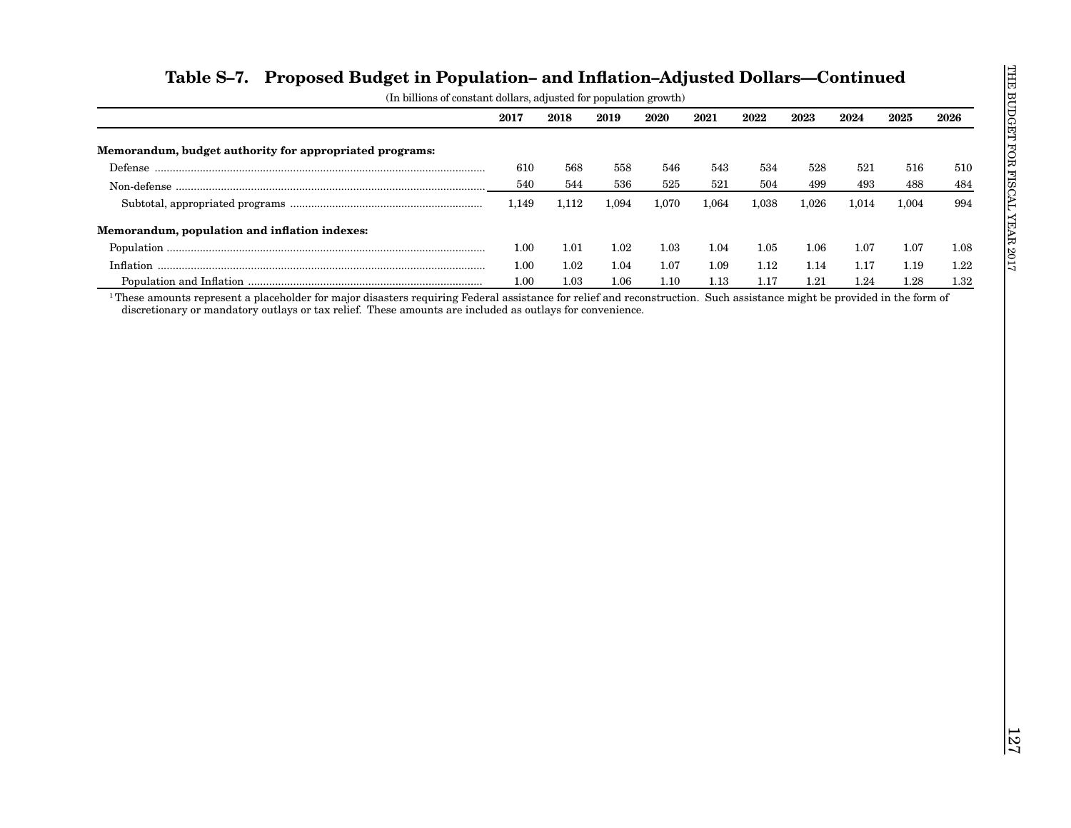## Table S–7. Proposed Budget in Population– and Inflation–Adjusted Dollars—Continued

(In billions of constant dollars, adjusted for population growth)

| | 2017 | 2018 | 2019 | 2020 | 2021 | 2022 | 2023 | 2024 | 2025 | 2026 |
|---|---|---|---|---|---|---|---|---|---|---|
| **Memorandum, budget authority for appropriated programs:** | | | | | | | | | | |
| Defense | 610 | 568 | 558 | 546 | 543 | 534 | 528 | 521 | 516 | 510 |
| Non-defense | 540 | 544 | 536 | 525 | 521 | 504 | 499 | 493 | 488 | 484 |
| Subtotal, appropriated programs | 1,149 | 1,112 | 1,094 | 1,070 | 1,064 | 1,038 | 1,026 | 1,014 | 1,004 | 994 |
| **Memorandum, population and inflation indexes:** | | | | | | | | | | |
| Population | 1.00 | 1.01 | 1.02 | 1.03 | 1.04 | 1.05 | 1.06 | 1.07 | 1.07 | 1.08 |
| Inflation | 1.00 | 1.02 | 1.04 | 1.07 | 1.09 | 1.12 | 1.14 | 1.17 | 1.19 | 1.22 |
| Population and Inflation | 1.00 | 1.03 | 1.06 | 1.10 | 1.13 | 1.17 | 1.21 | 1.24 | 1.28 | 1.32 |

[1] These amounts represent a placeholder for major disasters requiring Federal assistance for relief and reconstruction. Such assistance might be provided in the form of discretionary or mandatory outlays or tax relief. These amounts are included as outlays for convenience.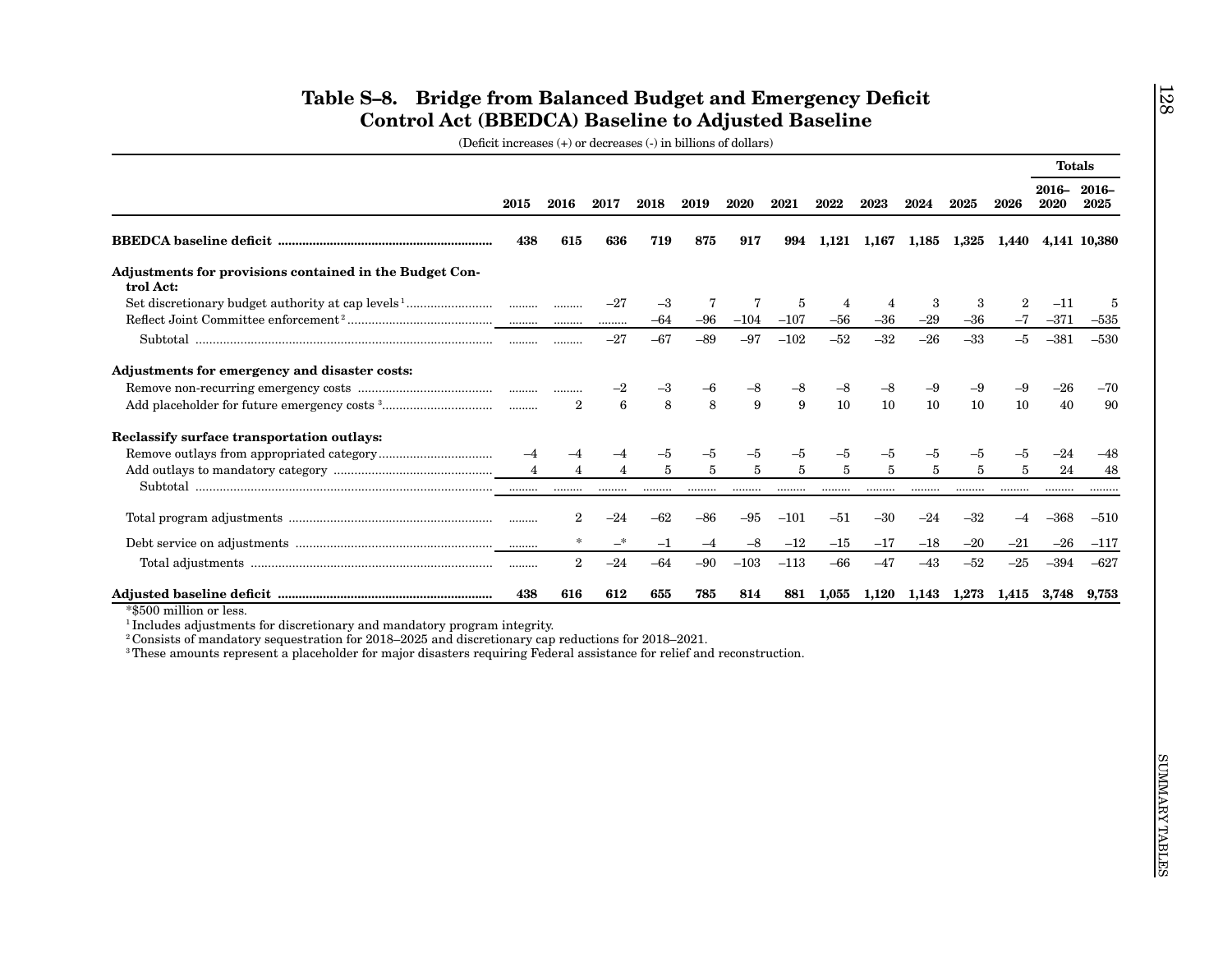# Table S–8. Bridge from Balanced Budget and Emergency Deficit Control Act (BBEDCA) Baseline to Adjusted Baseline

(Deficit increases (+) or decreases (-) in billions of dollars)

| | 2015 | 2016 | 2017 | 2018 | 2019 | 2020 | 2021 | 2022 | 2023 | 2024 | 2025 | 2026 | Totals 2016–2020 | Totals 2016–2025 |
|---|---|---|---|---|---|---|---|---|---|---|---|---|---|---|
| **BBEDCA baseline deficit** | **438** | **615** | **636** | **719** | **875** | **917** | **994** | **1,121** | **1,167** | **1,185** | **1,325** | **1,440** | **4,141** | **10,380** |
| **Adjustments for provisions contained in the Budget Control Act:** | | | | | | | | | | | | | | |
| Set discretionary budget authority at cap levels[1] | ......... | ......... | –27 | –3 | 7 | 7 | 5 | 4 | 4 | 3 | 3 | 2 | –11 | 5 |
| Reflect Joint Committee enforcement[2] | ......... | ......... | ......... | –64 | –96 | –104 | –107 | –56 | –36 | –29 | –36 | –7 | –371 | –535 |
| Subtotal | ......... | ......... | –27 | –67 | –89 | –97 | –102 | –52 | –32 | –26 | –33 | –5 | –381 | –530 |
| **Adjustments for emergency and disaster costs:** | | | | | | | | | | | | | | |
| Remove non-recurring emergency costs | ......... | ......... | –2 | –3 | –6 | –8 | –8 | –8 | –8 | –9 | –9 | –9 | –26 | –70 |
| Add placeholder for future emergency costs[3] | ......... | 2 | 6 | 8 | 8 | 9 | 9 | 10 | 10 | 10 | 10 | 10 | 40 | 90 |
| **Reclassify surface transportation outlays:** | | | | | | | | | | | | | | |
| Remove outlays from appropriated category | –4 | –4 | –4 | –5 | –5 | –5 | –5 | –5 | –5 | –5 | –5 | –5 | –24 | –48 |
| Add outlays to mandatory category | 4 | 4 | 4 | 5 | 5 | 5 | 5 | 5 | 5 | 5 | 5 | 5 | 24 | 48 |
| Subtotal | ......... | ......... | ......... | ......... | ......... | ......... | ......... | ......... | ......... | ......... | ......... | ......... | ......... | ......... |
| Total program adjustments | ......... | 2 | –24 | –62 | –86 | –95 | –101 | –51 | –30 | –24 | –32 | –4 | –368 | –510 |
| Debt service on adjustments | ......... | * | –* | –1 | –4 | –8 | –12 | –15 | –17 | –18 | –20 | –21 | –26 | –117 |
| Total adjustments | ......... | 2 | –24 | –64 | –90 | –103 | –113 | –66 | –47 | –43 | –52 | –25 | –394 | –627 |
| **Adjusted baseline deficit** | **438** | **616** | **612** | **655** | **785** | **814** | **881** | **1,055** | **1,120** | **1,143** | **1,273** | **1,415** | **3,748** | **9,753** |

*$500 million or less.

[1] Includes adjustments for discretionary and mandatory program integrity.

[2] Consists of mandatory sequestration for 2018–2025 and discretionary cap reductions for 2018–2021.

[3] These amounts represent a placeholder for major disasters requiring Federal assistance for relief and reconstruction.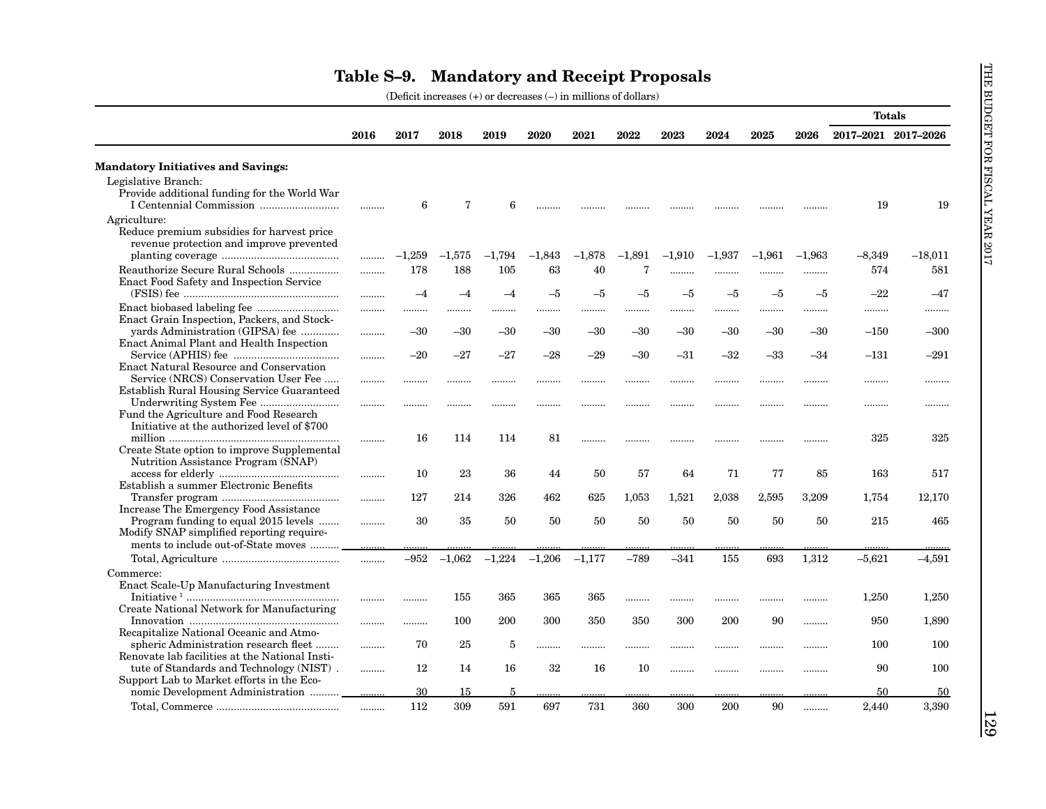# Table S–9. Mandatory and Receipt Proposals

(Deficit increases (+) or decreases (–) in millions of dollars)

| | 2016 | 2017 | 2018 | 2019 | 2020 | 2021 | 2022 | 2023 | 2024 | 2025 | 2026 | Totals 2017–2021 | Totals 2017–2026 |
|---|---|---|---|---|---|---|---|---|---|---|---|---|---|
| **Mandatory Initiatives and Savings:** | | | | | | | | | | | | | |
| Legislative Branch: | | | | | | | | | | | | | |
| Provide additional funding for the World War I Centennial Commission | ......... | 6 | 7 | 6 | ......... | ......... | ......... | ......... | ......... | ......... | ......... | 19 | 19 |
| Agriculture: | | | | | | | | | | | | | |
| Reduce premium subsidies for harvest price revenue protection and improve prevented planting coverage | ......... | –1,259 | –1,575 | –1,794 | –1,843 | –1,878 | –1,891 | –1,910 | –1,937 | –1,961 | –1,963 | –8,349 | –18,011 |
| Reauthorize Secure Rural Schools | ......... | 178 | 188 | 105 | 63 | 40 | 7 | ......... | ......... | ......... | ......... | 574 | 581 |
| Enact Food Safety and Inspection Service (FSIS) fee | ......... | –4 | –4 | –4 | –5 | –5 | –5 | –5 | –5 | –5 | –5 | –22 | –47 |
| Enact biobased labeling fee | ......... | ......... | ......... | ......... | ......... | ......... | ......... | ......... | ......... | ......... | ......... | ......... | ......... |
| Enact Grain Inspection, Packers, and Stockyards Administration (GIPSA) fee | ......... | –30 | –30 | –30 | –30 | –30 | –30 | –30 | –30 | –30 | –30 | –150 | –300 |
| Enact Animal Plant and Health Inspection Service (APHIS) fee | ......... | –20 | –27 | –27 | –28 | –29 | –30 | –31 | –32 | –33 | –34 | –131 | –291 |
| Enact Natural Resource and Conservation Service (NRCS) Conservation User Fee | ......... | ......... | ......... | ......... | ......... | ......... | ......... | ......... | ......... | ......... | ......... | ......... | ......... |
| Establish Rural Housing Service Guaranteed Underwriting System Fee | ......... | ......... | ......... | ......... | ......... | ......... | ......... | ......... | ......... | ......... | ......... | ......... | ......... |
| Fund the Agriculture and Food Research Initiative at the authorized level of $700 million | ......... | 16 | 114 | 114 | 81 | ......... | ......... | ......... | ......... | ......... | ......... | 325 | 325 |
| Create State option to improve Supplemental Nutrition Assistance Program (SNAP) access for elderly | ......... | 10 | 23 | 36 | 44 | 50 | 57 | 64 | 71 | 77 | 85 | 163 | 517 |
| Establish a summer Electronic Benefits Transfer program | ......... | 127 | 214 | 326 | 462 | 625 | 1,053 | 1,521 | 2,038 | 2,595 | 3,209 | 1,754 | 12,170 |
| Increase The Emergency Food Assistance Program funding to equal 2015 levels | ......... | 30 | 35 | 50 | 50 | 50 | 50 | 50 | 50 | 50 | 50 | 215 | 465 |
| Modify SNAP simplified reporting requirements to include out-of-State moves | ......... | ......... | ......... | ......... | ......... | ......... | ......... | ......... | ......... | ......... | ......... | ......... | ......... |
| Total, Agriculture | ......... | –952 | –1,062 | –1,224 | –1,206 | –1,177 | –789 | –341 | 155 | 693 | 1,312 | –5,621 | –4,591 |
| Commerce: | | | | | | | | | | | | | |
| Enact Scale-Up Manufacturing Investment Initiative [1] | ......... | ......... | 155 | 365 | 365 | 365 | ......... | ......... | ......... | ......... | ......... | 1,250 | 1,250 |
| Create National Network for Manufacturing Innovation | ......... | ......... | 100 | 200 | 300 | 350 | 350 | 300 | 200 | 90 | ......... | 950 | 1,890 |
| Recapitalize National Oceanic and Atmospheric Administration research fleet | ......... | 70 | 25 | 5 | ......... | ......... | ......... | ......... | ......... | ......... | ......... | 100 | 100 |
| Renovate lab facilities at the National Institute of Standards and Technology (NIST) | ......... | 12 | 14 | 16 | 32 | 16 | 10 | ......... | ......... | ......... | ......... | 90 | 100 |
| Support Lab to Market efforts in the Economic Development Administration | ......... | 30 | 15 | 5 | ......... | ......... | ......... | ......... | ......... | ......... | ......... | 50 | 50 |
| Total, Commerce | ......... | 112 | 309 | 591 | 697 | 731 | 360 | 300 | 200 | 90 | ......... | 2,440 | 3,390 |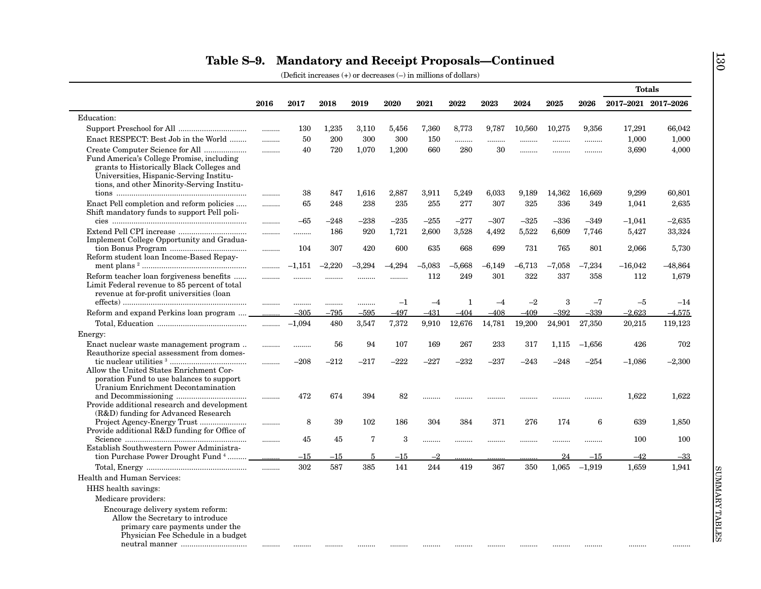## Table S–9. Mandatory and Receipt Proposals—Continued

(Deficit increases (+) or decreases (–) in millions of dollars)

| | 2016 | 2017 | 2018 | 2019 | 2020 | 2021 | 2022 | 2023 | 2024 | 2025 | 2026 | Totals 2017–2021 | Totals 2017–2026 |
|---|---|---|---|---|---|---|---|---|---|---|---|---|---|
| Education: | | | | | | | | | | | | | |
| Support Preschool for All | ......... | 130 | 1,235 | 3,110 | 5,456 | 7,360 | 8,773 | 9,787 | 10,560 | 10,275 | 9,356 | 17,291 | 66,042 |
| Enact RESPECT: Best Job in the World | ......... | 50 | 200 | 300 | 300 | 150 | ......... | ......... | ......... | ......... | ......... | 1,000 | 1,000 |
| Create Computer Science for All | ......... | 40 | 720 | 1,070 | 1,200 | 660 | 280 | 30 | ......... | ......... | ......... | 3,690 | 4,000 |
| Fund America's College Promise, including grants to Historically Black Colleges and Universities, Hispanic-Serving Institutions, and other Minority-Serving Institutions | ......... | 38 | 847 | 1,616 | 2,887 | 3,911 | 5,249 | 6,033 | 9,189 | 14,362 | 16,669 | 9,299 | 60,801 |
| Enact Pell completion and reform policies | ......... | 65 | 248 | 238 | 235 | 255 | 277 | 307 | 325 | 336 | 349 | 1,041 | 2,635 |
| Shift mandatory funds to support Pell policies | ......... | –65 | –248 | –238 | –235 | –255 | –277 | –307 | –325 | –336 | –349 | –1,041 | –2,635 |
| Extend Pell CPI increase | ......... | ......... | 186 | 920 | 1,721 | 2,600 | 3,528 | 4,492 | 5,522 | 6,609 | 7,746 | 5,427 | 33,324 |
| Implement College Opportunity and Graduation Bonus Program | ......... | 104 | 307 | 420 | 600 | 635 | 668 | 699 | 731 | 765 | 801 | 2,066 | 5,730 |
| Reform student loan Income-Based Repayment plans [2] | ......... | –1,151 | –2,220 | –3,294 | –4,294 | –5,083 | –5,668 | –6,149 | –6,713 | –7,058 | –7,234 | –16,042 | –48,864 |
| Reform teacher loan forgiveness benefits | ......... | ......... | ......... | ......... | ......... | 112 | 249 | 301 | 322 | 337 | 358 | 112 | 1,679 |
| Limit Federal revenue to 85 percent of total revenue at for-profit universities (loan effects) | ......... | ......... | ......... | ......... | –1 | –4 | 1 | –4 | –2 | 3 | –7 | –5 | –14 |
| Reform and expand Perkins loan program | ......... | –305 | –795 | –595 | –497 | –431 | –404 | –408 | –409 | –392 | –339 | –2,623 | –4,575 |
| Total, Education | ......... | –1,094 | 480 | 3,547 | 7,372 | 9,910 | 12,676 | 14,781 | 19,200 | 24,901 | 27,350 | 20,215 | 119,123 |
| Energy: | | | | | | | | | | | | | |
| Enact nuclear waste management program | ......... | ......... | 56 | 94 | 107 | 169 | 267 | 233 | 317 | 1,115 | –1,656 | 426 | 702 |
| Reauthorize special assessment from domestic nuclear utilities [3] | ......... | –208 | –212 | –217 | –222 | –227 | –232 | –237 | –243 | –248 | –254 | –1,086 | –2,300 |
| Allow the United States Enrichment Corporation Fund to use balances to support Uranium Enrichment Decontamination and Decommissioning | ......... | 472 | 674 | 394 | 82 | ......... | ......... | ......... | ......... | ......... | ......... | 1,622 | 1,622 |
| Provide additional research and development (R&D) funding for Advanced Research Project Agency-Energy Trust | ......... | 8 | 39 | 102 | 186 | 304 | 384 | 371 | 276 | 174 | 6 | 639 | 1,850 |
| Provide additional R&D funding for Office of Science | ......... | 45 | 45 | 7 | 3 | ......... | ......... | ......... | ......... | ......... | ......... | 100 | 100 |
| Establish Southwestern Power Administration Purchase Power Drought Fund [4] | ......... | –15 | –15 | 5 | –15 | –2 | ......... | ......... | ......... | 24 | –15 | –42 | –33 |
| Total, Energy | ......... | 302 | 587 | 385 | 141 | 244 | 419 | 367 | 350 | 1,065 | –1,919 | 1,659 | 1,941 |
| Health and Human Services: | | | | | | | | | | | | | |
| HHS health savings: | | | | | | | | | | | | | |
| Medicare providers: | | | | | | | | | | | | | |
| Encourage delivery system reform: | | | | | | | | | | | | | |
| Allow the Secretary to introduce primary care payments under the Physician Fee Schedule in a budget neutral manner | ......... | ......... | ......... | ......... | ......... | ......... | ......... | ......... | ......... | ......... | ......... | ......... | ......... |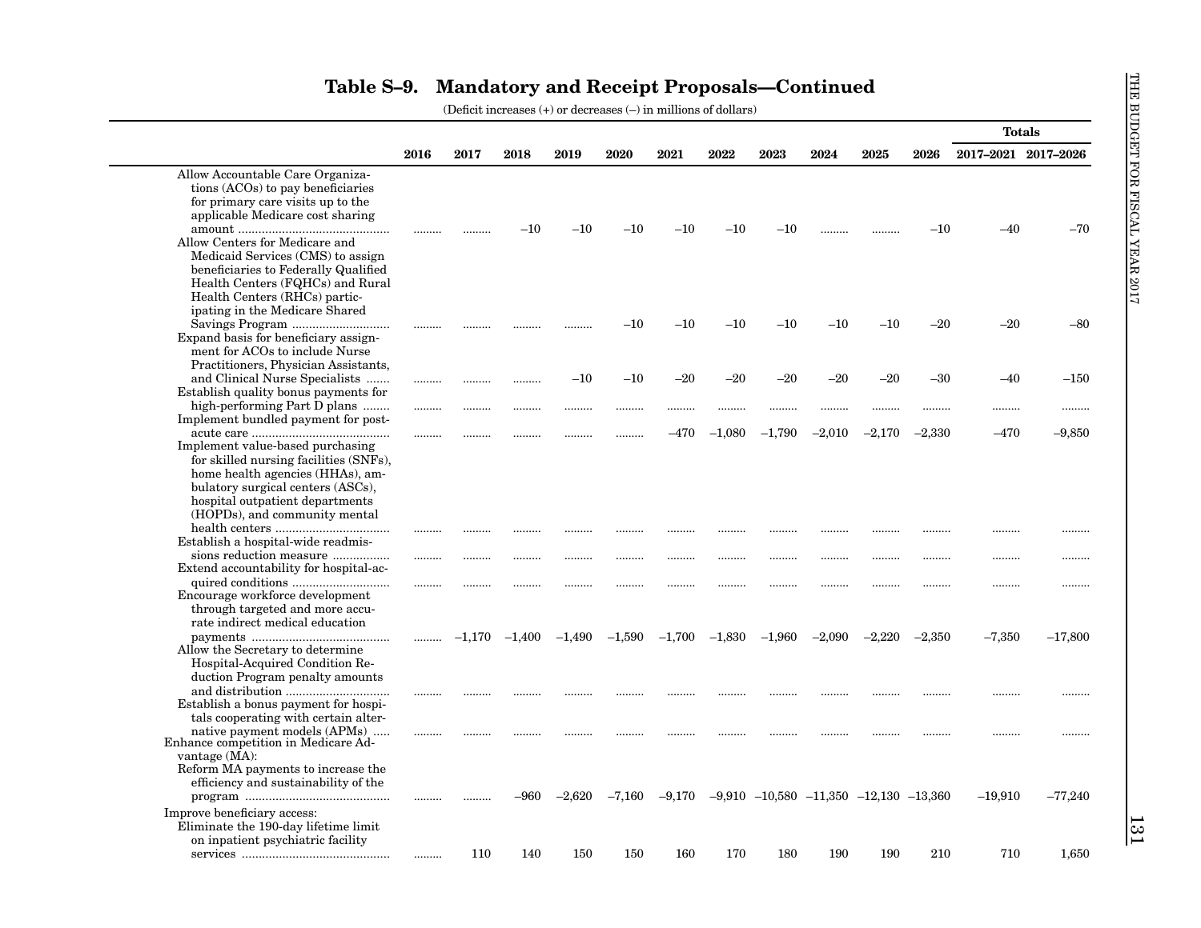## Table S–9. Mandatory and Receipt Proposals—Continued

(Deficit increases (+) or decreases (–) in millions of dollars)

| | 2016 | 2017 | 2018 | 2019 | 2020 | 2021 | 2022 | 2023 | 2024 | 2025 | 2026 | Totals 2017–2021 | Totals 2017–2026 |
|---|---|---|---|---|---|---|---|---|---|---|---|---|---|
| Allow Accountable Care Organizations (ACOs) to pay beneficiaries for primary care visits up to the applicable Medicare cost sharing amount | ......... | ......... | –10 | –10 | –10 | –10 | –10 | –10 | ......... | ......... | –10 | –40 | –70 |
| Allow Centers for Medicare and Medicaid Services (CMS) to assign beneficiaries to Federally Qualified Health Centers (FQHCs) and Rural Health Centers (RHCs) participating in the Medicare Shared Savings Program | ......... | ......... | ......... | ......... | –10 | –10 | –10 | –10 | –10 | –10 | –20 | –20 | –80 |
| Expand basis for beneficiary assignment for ACOs to include Nurse Practitioners, Physician Assistants, and Clinical Nurse Specialists | ......... | ......... | ......... | –10 | –10 | –20 | –20 | –20 | –20 | –20 | –30 | –40 | –150 |
| Establish quality bonus payments for high-performing Part D plans | ......... | ......... | ......... | ......... | ......... | ......... | ......... | ......... | ......... | ......... | ......... | ......... | ......... |
| Implement bundled payment for post-acute care | ......... | ......... | ......... | ......... | ......... | –470 | –1,080 | –1,790 | –2,010 | –2,170 | –2,330 | –470 | –9,850 |
| Implement value-based purchasing for skilled nursing facilities (SNFs), home health agencies (HHAs), ambulatory surgical centers (ASCs), hospital outpatient departments (HOPDs), and community mental health centers | ......... | ......... | ......... | ......... | ......... | ......... | ......... | ......... | ......... | ......... | ......... | ......... | ......... |
| Establish a hospital-wide readmissions reduction measure | ......... | ......... | ......... | ......... | ......... | ......... | ......... | ......... | ......... | ......... | ......... | ......... | ......... |
| Extend accountability for hospital-acquired conditions | ......... | ......... | ......... | ......... | ......... | ......... | ......... | ......... | ......... | ......... | ......... | ......... | ......... |
| Encourage workforce development through targeted and more accurate indirect medical education payments | ......... | –1,170 | –1,400 | –1,490 | –1,590 | –1,700 | –1,830 | –1,960 | –2,090 | –2,220 | –2,350 | –7,350 | –17,800 |
| Allow the Secretary to determine Hospital-Acquired Condition Reduction Program penalty amounts and distribution | ......... | ......... | ......... | ......... | ......... | ......... | ......... | ......... | ......... | ......... | ......... | ......... | ......... |
| Establish a bonus payment for hospitals cooperating with certain alternative payment models (APMs) | ......... | ......... | ......... | ......... | ......... | ......... | ......... | ......... | ......... | ......... | ......... | ......... | ......... |
| Enhance competition in Medicare Advantage (MA): | | | | | | | | | | | | | |
| Reform MA payments to increase the efficiency and sustainability of the program | ......... | ......... | –960 | –2,620 | –7,160 | –9,170 | –9,910 | –10,580 | –11,350 | –12,130 | –13,360 | –19,910 | –77,240 |
| Improve beneficiary access: | | | | | | | | | | | | | |
| Eliminate the 190-day lifetime limit on inpatient psychiatric facility services | ......... | 110 | 140 | 150 | 150 | 160 | 170 | 180 | 190 | 190 | 210 | 710 | 1,650 |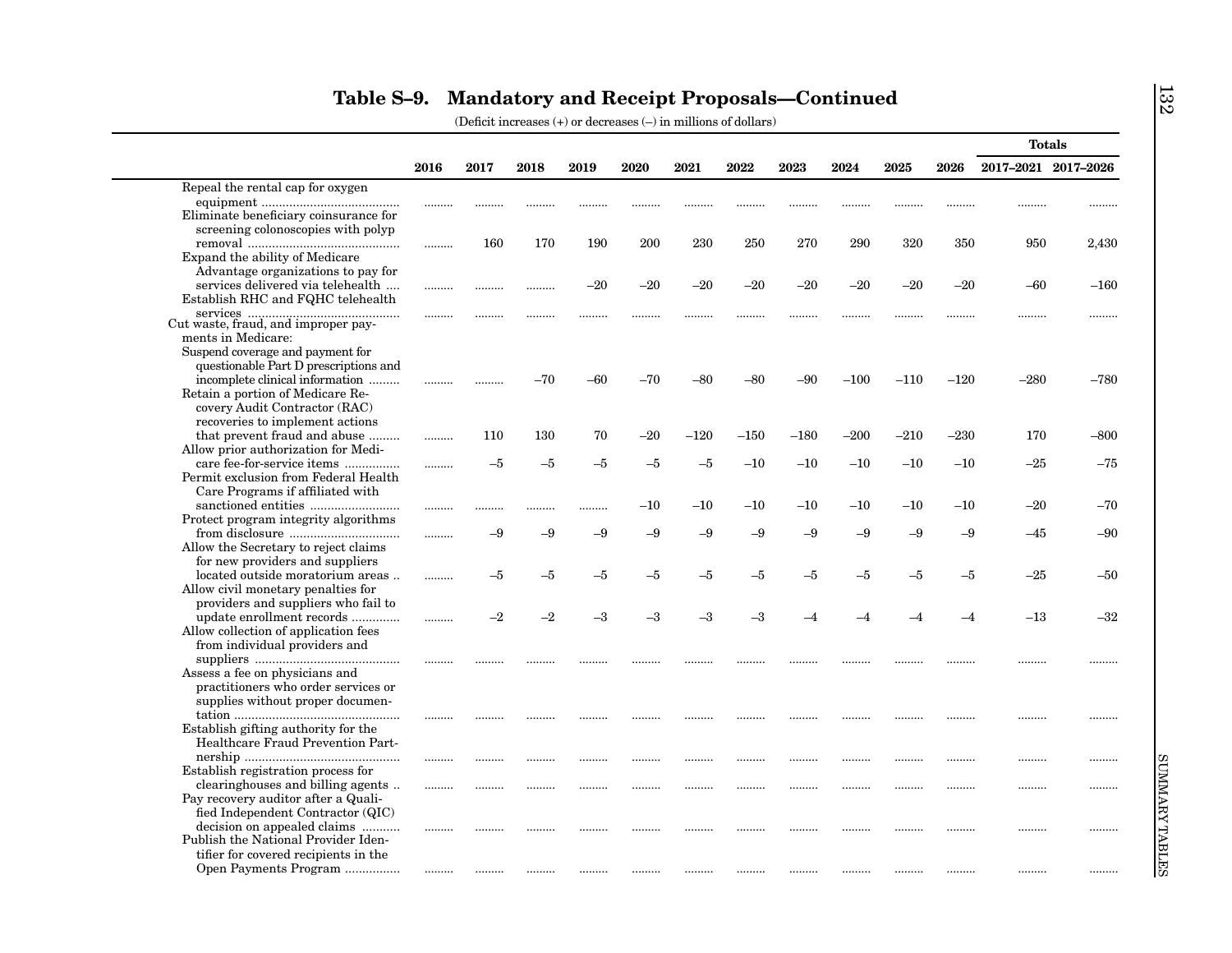## Table S–9. Mandatory and Receipt Proposals—Continued

(Deficit increases (+) or decreases (–) in millions of dollars)

| | 2016 | 2017 | 2018 | 2019 | 2020 | 2021 | 2022 | 2023 | 2024 | 2025 | 2026 | Totals 2017–2021 | Totals 2017–2026 |
|---|---|---|---|---|---|---|---|---|---|---|---|---|---|
| Repeal the rental cap for oxygen equipment | ......... | ......... | ......... | ......... | ......... | ......... | ......... | ......... | ......... | ......... | ......... | ......... | ......... |
| Eliminate beneficiary coinsurance for screening colonoscopies with polyp removal | ......... | 160 | 170 | 190 | 200 | 230 | 250 | 270 | 290 | 320 | 350 | 950 | 2,430 |
| Expand the ability of Medicare Advantage organizations to pay for services delivered via telehealth | ......... | ......... | ......... | –20 | –20 | –20 | –20 | –20 | –20 | –20 | –20 | –60 | –160 |
| Establish RHC and FQHC telehealth services | ......... | ......... | ......... | ......... | ......... | ......... | ......... | ......... | ......... | ......... | ......... | ......... | ......... |
| Cut waste, fraud, and improper payments in Medicare: | | | | | | | | | | | | | |
| Suspend coverage and payment for questionable Part D prescriptions and incomplete clinical information | ......... | ......... | –70 | –60 | –70 | –80 | –80 | –90 | –100 | –110 | –120 | –280 | –780 |
| Retain a portion of Medicare Recovery Audit Contractor (RAC) recoveries to implement actions that prevent fraud and abuse | ......... | 110 | 130 | 70 | –20 | –120 | –150 | –180 | –200 | –210 | –230 | 170 | –800 |
| Allow prior authorization for Medicare fee-for-service items | ......... | –5 | –5 | –5 | –5 | –5 | –10 | –10 | –10 | –10 | –10 | –25 | –75 |
| Permit exclusion from Federal Health Care Programs if affiliated with sanctioned entities | ......... | ......... | ......... | ......... | –10 | –10 | –10 | –10 | –10 | –10 | –10 | –20 | –70 |
| Protect program integrity algorithms from disclosure | ......... | –9 | –9 | –9 | –9 | –9 | –9 | –9 | –9 | –9 | –9 | –45 | –90 |
| Allow the Secretary to reject claims for new providers and suppliers located outside moratorium areas | ......... | –5 | –5 | –5 | –5 | –5 | –5 | –5 | –5 | –5 | –5 | –25 | –50 |
| Allow civil monetary penalties for providers and suppliers who fail to update enrollment records | ......... | –2 | –2 | –3 | –3 | –3 | –3 | –4 | –4 | –4 | –4 | –13 | –32 |
| Allow collection of application fees from individual providers and suppliers | ......... | ......... | ......... | ......... | ......... | ......... | ......... | ......... | ......... | ......... | ......... | ......... | ......... |
| Assess a fee on physicians and practitioners who order services or supplies without proper documentation | ......... | ......... | ......... | ......... | ......... | ......... | ......... | ......... | ......... | ......... | ......... | ......... | ......... |
| Establish gifting authority for the Healthcare Fraud Prevention Partnership | ......... | ......... | ......... | ......... | ......... | ......... | ......... | ......... | ......... | ......... | ......... | ......... | ......... |
| Establish registration process for clearinghouses and billing agents | ......... | ......... | ......... | ......... | ......... | ......... | ......... | ......... | ......... | ......... | ......... | ......... | ......... |
| Pay recovery auditor after a Qualified Independent Contractor (QIC) decision on appealed claims | ......... | ......... | ......... | ......... | ......... | ......... | ......... | ......... | ......... | ......... | ......... | ......... | ......... |
| Publish the National Provider Identifier for covered recipients in the Open Payments Program | ......... | ......... | ......... | ......... | ......... | ......... | ......... | ......... | ......... | ......... | ......... | ......... | ......... |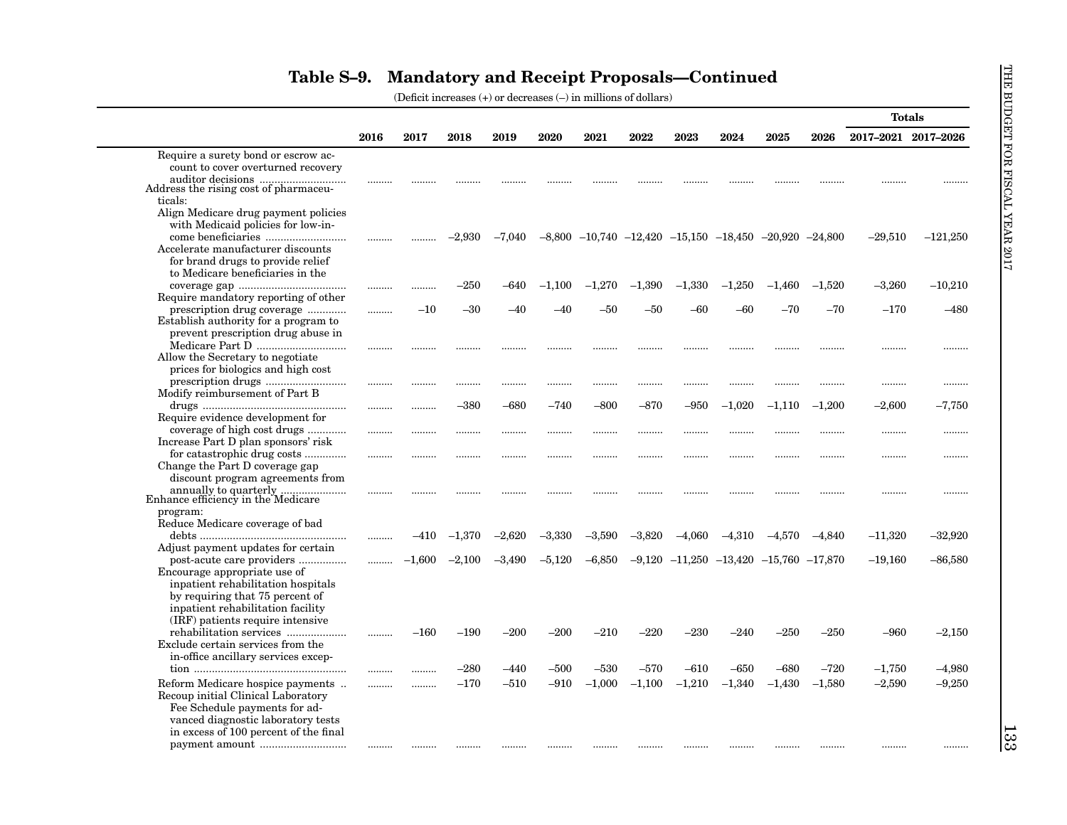## Table S–9. Mandatory and Receipt Proposals—Continued

(Deficit increases (+) or decreases (–) in millions of dollars)

| | 2016 | 2017 | 2018 | 2019 | 2020 | 2021 | 2022 | 2023 | 2024 | 2025 | 2026 | Totals 2017–2021 | Totals 2017–2026 |
|---|---|---|---|---|---|---|---|---|---|---|---|---|---|
| Require a surety bond or escrow account to cover overturned recovery auditor decisions | ......... | ......... | ......... | ......... | ......... | ......... | ......... | ......... | ......... | ......... | ......... | ......... | ......... |
| Address the rising cost of pharmaceuticals: | | | | | | | | | | | | | |
| Align Medicare drug payment policies with Medicaid policies for low-income beneficiaries | ......... | ......... | –2,930 | –7,040 | –8,800 | –10,740 | –12,420 | –15,150 | –18,450 | –20,920 | –24,800 | –29,510 | –121,250 |
| Accelerate manufacturer discounts for brand drugs to provide relief to Medicare beneficiaries in the coverage gap | ......... | ......... | –250 | –640 | –1,100 | –1,270 | –1,390 | –1,330 | –1,250 | –1,460 | –1,520 | –3,260 | –10,210 |
| Require mandatory reporting of other prescription drug coverage | ......... | –10 | –30 | –40 | –40 | –50 | –50 | –60 | –60 | –70 | –70 | –170 | –480 |
| Establish authority for a program to prevent prescription drug abuse in Medicare Part D | ......... | ......... | ......... | ......... | ......... | ......... | ......... | ......... | ......... | ......... | ......... | ......... | ......... |
| Allow the Secretary to negotiate prices for biologics and high cost prescription drugs | ......... | ......... | ......... | ......... | ......... | ......... | ......... | ......... | ......... | ......... | ......... | ......... | ......... |
| Modify reimbursement of Part B drugs | ......... | ......... | –380 | –680 | –740 | –800 | –870 | –950 | –1,020 | –1,110 | –1,200 | –2,600 | –7,750 |
| Require evidence development for coverage of high cost drugs | ......... | ......... | ......... | ......... | ......... | ......... | ......... | ......... | ......... | ......... | ......... | ......... | ......... |
| Increase Part D plan sponsors' risk for catastrophic drug costs | ......... | ......... | ......... | ......... | ......... | ......... | ......... | ......... | ......... | ......... | ......... | ......... | ......... |
| Change the Part D coverage gap discount program agreements from annually to quarterly | ......... | ......... | ......... | ......... | ......... | ......... | ......... | ......... | ......... | ......... | ......... | ......... | ......... |
| Enhance efficiency in the Medicare program: | | | | | | | | | | | | | |
| Reduce Medicare coverage of bad debts | ......... | –410 | –1,370 | –2,620 | –3,330 | –3,590 | –3,820 | –4,060 | –4,310 | –4,570 | –4,840 | –11,320 | –32,920 |
| Adjust payment updates for certain post-acute care providers | ......... | –1,600 | –2,100 | –3,490 | –5,120 | –6,850 | –9,120 | –11,250 | –13,420 | –15,760 | –17,870 | –19,160 | –86,580 |
| Encourage appropriate use of inpatient rehabilitation hospitals by requiring that 75 percent of inpatient rehabilitation facility (IRF) patients require intensive rehabilitation services | ......... | –160 | –190 | –200 | –200 | –210 | –220 | –230 | –240 | –250 | –250 | –960 | –2,150 |
| Exclude certain services from the in-office ancillary services exception | ......... | ......... | –280 | –440 | –500 | –530 | –570 | –610 | –650 | –680 | –720 | –1,750 | –4,980 |
| Reform Medicare hospice payments | ......... | ......... | –170 | –510 | –910 | –1,000 | –1,100 | –1,210 | –1,340 | –1,430 | –1,580 | –2,590 | –9,250 |
| Recoup initial Clinical Laboratory Fee Schedule payments for advanced diagnostic laboratory tests in excess of 100 percent of the final payment amount | ......... | ......... | ......... | ......... | ......... | ......... | ......... | ......... | ......... | ......... | ......... | ......... | ......... |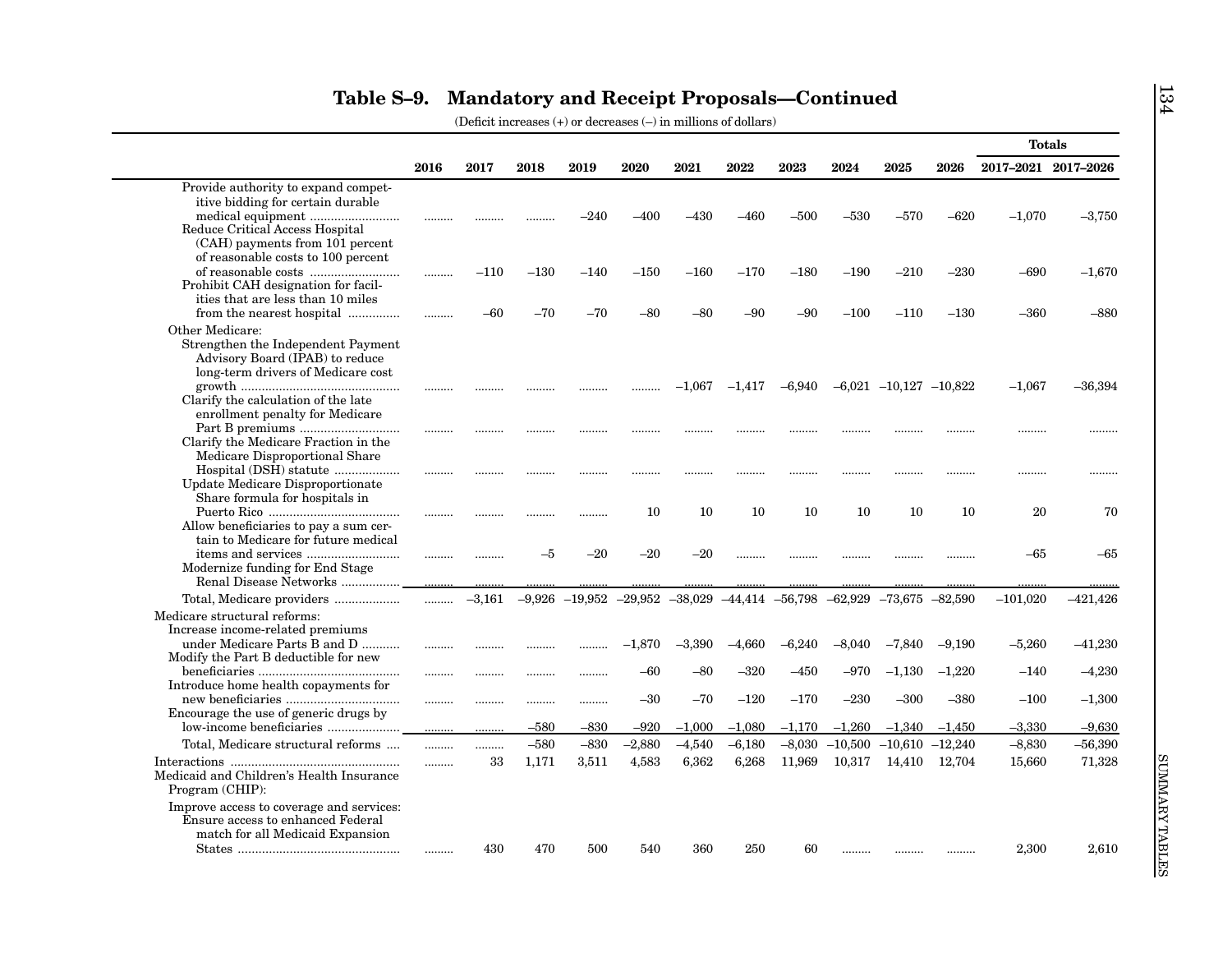## Table S–9. Mandatory and Receipt Proposals—Continued

(Deficit increases (+) or decreases (–) in millions of dollars)

| | 2016 | 2017 | 2018 | 2019 | 2020 | 2021 | 2022 | 2023 | 2024 | 2025 | 2026 | Totals 2017–2021 | Totals 2017–2026 |
|---|---|---|---|---|---|---|---|---|---|---|---|---|---|
| Provide authority to expand competitive bidding for certain durable medical equipment | ......... | ......... | ......... | –240 | –400 | –430 | –460 | –500 | –530 | –570 | –620 | –1,070 | –3,750 |
| Reduce Critical Access Hospital (CAH) payments from 101 percent of reasonable costs to 100 percent of reasonable costs | ......... | –110 | –130 | –140 | –150 | –160 | –170 | –180 | –190 | –210 | –230 | –690 | –1,670 |
| Prohibit CAH designation for facilities that are less than 10 miles from the nearest hospital | ......... | –60 | –70 | –70 | –80 | –80 | –90 | –90 | –100 | –110 | –130 | –360 | –880 |
| Other Medicare: | | | | | | | | | | | | | |
| Strengthen the Independent Payment Advisory Board (IPAB) to reduce long-term drivers of Medicare cost growth | ......... | ......... | ......... | ......... | ......... | –1,067 | –1,417 | –6,940 | –6,021 | –10,127 | –10,822 | –1,067 | –36,394 |
| Clarify the calculation of the late enrollment penalty for Medicare Part B premiums | ......... | ......... | ......... | ......... | ......... | ......... | ......... | ......... | ......... | ......... | ......... | ......... | ......... |
| Clarify the Medicare Fraction in the Medicare Disproportional Share Hospital (DSH) statute | ......... | ......... | ......... | ......... | ......... | ......... | ......... | ......... | ......... | ......... | ......... | ......... | ......... |
| Update Medicare Disproportionate Share formula for hospitals in Puerto Rico | ......... | ......... | ......... | ......... | 10 | 10 | 10 | 10 | 10 | 10 | 10 | 20 | 70 |
| Allow beneficiaries to pay a sum certain to Medicare for future medical items and services | ......... | ......... | –5 | –20 | –20 | –20 | ......... | ......... | ......... | ......... | ......... | –65 | –65 |
| Modernize funding for End Stage Renal Disease Networks | ......... | ......... | ......... | ......... | ......... | ......... | ......... | ......... | ......... | ......... | ......... | ......... | ......... |
| Total, Medicare providers | ......... | –3,161 | –9,926 | –19,952 | –29,952 | –38,029 | –44,414 | –56,798 | –62,929 | –73,675 | –82,590 | –101,020 | –421,426 |
| Medicare structural reforms: | | | | | | | | | | | | | |
| Increase income-related premiums under Medicare Parts B and D | ......... | ......... | ......... | ......... | –1,870 | –3,390 | –4,660 | –6,240 | –8,040 | –7,840 | –9,190 | –5,260 | –41,230 |
| Modify the Part B deductible for new beneficiaries | ......... | ......... | ......... | ......... | –60 | –80 | –320 | –450 | –970 | –1,130 | –1,220 | –140 | –4,230 |
| Introduce home health copayments for new beneficiaries | ......... | ......... | ......... | ......... | –30 | –70 | –120 | –170 | –230 | –300 | –380 | –100 | –1,300 |
| Encourage the use of generic drugs by low-income beneficiaries | ......... | ......... | –580 | –830 | –920 | –1,000 | –1,080 | –1,170 | –1,260 | –1,340 | –1,450 | –3,330 | –9,630 |
| Total, Medicare structural reforms | ......... | ......... | –580 | –830 | –2,880 | –4,540 | –6,180 | –8,030 | –10,500 | –10,610 | –12,240 | –8,830 | –56,390 |
| Interactions | ......... | 33 | 1,171 | 3,511 | 4,583 | 6,362 | 6,268 | 11,969 | 10,317 | 14,410 | 12,704 | 15,660 | 71,328 |
| Medicaid and Children's Health Insurance Program (CHIP): | | | | | | | | | | | | | |
| Improve access to coverage and services: | | | | | | | | | | | | | |
| Ensure access to enhanced Federal match for all Medicaid Expansion States | ......... | 430 | 470 | 500 | 540 | 360 | 250 | 60 | ......... | ......... | ......... | 2,300 | 2,610 |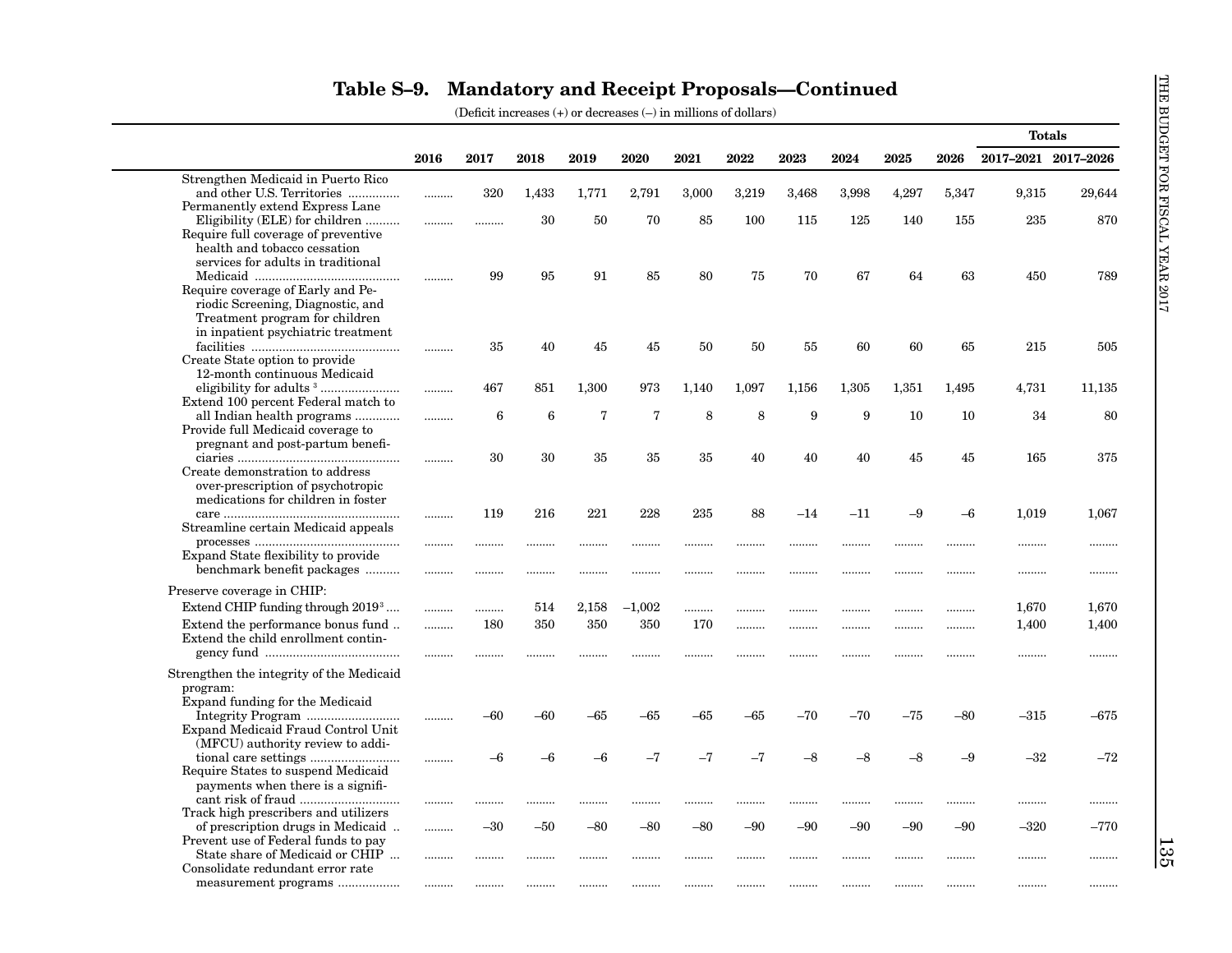# Table S–9. Mandatory and Receipt Proposals—Continued

(Deficit increases (+) or decreases (–) in millions of dollars)

| | 2016 | 2017 | 2018 | 2019 | 2020 | 2021 | 2022 | 2023 | 2024 | 2025 | 2026 | Totals 2017–2021 | Totals 2017–2026 |
|---|---|---|---|---|---|---|---|---|---|---|---|---|---|
| Strengthen Medicaid in Puerto Rico and other U.S. Territories | ......... | 320 | 1,433 | 1,771 | 2,791 | 3,000 | 3,219 | 3,468 | 3,998 | 4,297 | 5,347 | 9,315 | 29,644 |
| Permanently extend Express Lane Eligibility (ELE) for children | ......... | ......... | 30 | 50 | 70 | 85 | 100 | 115 | 125 | 140 | 155 | 235 | 870 |
| Require full coverage of preventive health and tobacco cessation services for adults in traditional Medicaid | ......... | 99 | 95 | 91 | 85 | 80 | 75 | 70 | 67 | 64 | 63 | 450 | 789 |
| Require coverage of Early and Periodic Screening, Diagnostic, and Treatment program for children in inpatient psychiatric treatment facilities | ......... | 35 | 40 | 45 | 45 | 50 | 50 | 55 | 60 | 60 | 65 | 215 | 505 |
| Create State option to provide 12-month continuous Medicaid eligibility for adults [3] | ......... | 467 | 851 | 1,300 | 973 | 1,140 | 1,097 | 1,156 | 1,305 | 1,351 | 1,495 | 4,731 | 11,135 |
| Extend 100 percent Federal match to all Indian health programs | ......... | 6 | 6 | 7 | 7 | 8 | 8 | 9 | 9 | 10 | 10 | 34 | 80 |
| Provide full Medicaid coverage to pregnant and post-partum beneficiaries | ......... | 30 | 30 | 35 | 35 | 35 | 40 | 40 | 40 | 45 | 45 | 165 | 375 |
| Create demonstration to address over-prescription of psychotropic medications for children in foster care | ......... | 119 | 216 | 221 | 228 | 235 | 88 | –14 | –11 | –9 | –6 | 1,019 | 1,067 |
| Streamline certain Medicaid appeals processes | ......... | ......... | ......... | ......... | ......... | ......... | ......... | ......... | ......... | ......... | ......... | ......... | ......... |
| Expand State flexibility to provide benchmark benefit packages | ......... | ......... | ......... | ......... | ......... | ......... | ......... | ......... | ......... | ......... | ......... | ......... | ......... |
| **Preserve coverage in CHIP:** | | | | | | | | | | | | | |
| Extend CHIP funding through 2019 [3] | ......... | ......... | 514 | 2,158 | –1,002 | ......... | ......... | ......... | ......... | ......... | ......... | 1,670 | 1,670 |
| Extend the performance bonus fund | ......... | 180 | 350 | 350 | 350 | 170 | ......... | ......... | ......... | ......... | ......... | 1,400 | 1,400 |
| Extend the child enrollment contingency fund | ......... | ......... | ......... | ......... | ......... | ......... | ......... | ......... | ......... | ......... | ......... | ......... | ......... |
| **Strengthen the integrity of the Medicaid program:** | | | | | | | | | | | | | |
| Expand funding for the Medicaid Integrity Program | ......... | –60 | –60 | –65 | –65 | –65 | –65 | –70 | –70 | –75 | –80 | –315 | –675 |
| Expand Medicaid Fraud Control Unit (MFCU) authority review to additional care settings | ......... | –6 | –6 | –6 | –7 | –7 | –7 | –8 | –8 | –8 | –9 | –32 | –72 |
| Require States to suspend Medicaid payments when there is a significant risk of fraud | ......... | ......... | ......... | ......... | ......... | ......... | ......... | ......... | ......... | ......... | ......... | ......... | ......... |
| Track high prescribers and utilizers of prescription drugs in Medicaid | ......... | –30 | –50 | –80 | –80 | –80 | –90 | –90 | –90 | –90 | –90 | –320 | –770 |
| Prevent use of Federal funds to pay State share of Medicaid or CHIP | ......... | ......... | ......... | ......... | ......... | ......... | ......... | ......... | ......... | ......... | ......... | ......... | ......... |
| Consolidate redundant error rate measurement programs | ......... | ......... | ......... | ......... | ......... | ......... | ......... | ......... | ......... | ......... | ......... | ......... | ......... |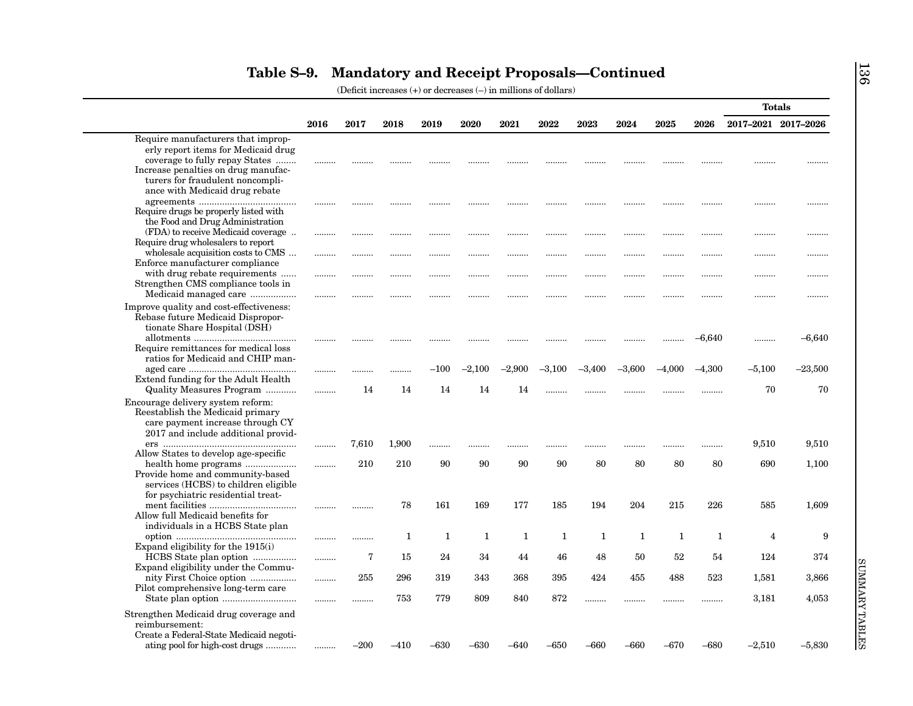## Table S–9. Mandatory and Receipt Proposals—Continued

(Deficit increases (+) or decreases (–) in millions of dollars)

| | 2016 | 2017 | 2018 | 2019 | 2020 | 2021 | 2022 | 2023 | 2024 | 2025 | 2026 | Totals 2017–2021 | Totals 2017–2026 |
|---|---|---|---|---|---|---|---|---|---|---|---|---|---|
| Require manufacturers that improperly report items for Medicaid drug coverage to fully repay States | ......... | ......... | ......... | ......... | ......... | ......... | ......... | ......... | ......... | ......... | ......... | ......... | ......... |
| Increase penalties on drug manufacturers for fraudulent noncompliance with Medicaid drug rebate agreements | ......... | ......... | ......... | ......... | ......... | ......... | ......... | ......... | ......... | ......... | ......... | ......... | ......... |
| Require drugs be properly listed with the Food and Drug Administration (FDA) to receive Medicaid coverage | ......... | ......... | ......... | ......... | ......... | ......... | ......... | ......... | ......... | ......... | ......... | ......... | ......... |
| Require drug wholesalers to report wholesale acquisition costs to CMS | ......... | ......... | ......... | ......... | ......... | ......... | ......... | ......... | ......... | ......... | ......... | ......... | ......... |
| Enforce manufacturer compliance with drug rebate requirements | ......... | ......... | ......... | ......... | ......... | ......... | ......... | ......... | ......... | ......... | ......... | ......... | ......... |
| Strengthen CMS compliance tools in Medicaid managed care | ......... | ......... | ......... | ......... | ......... | ......... | ......... | ......... | ......... | ......... | ......... | ......... | ......... |
| Improve quality and cost-effectiveness: | | | | | | | | | | | | | |
| Rebase future Medicaid Disproportionate Share Hospital (DSH) allotments | ......... | ......... | ......... | ......... | ......... | ......... | ......... | ......... | ......... | ......... | –6,640 | ......... | –6,640 |
| Require remittances for medical loss ratios for Medicaid and CHIP managed care | ......... | ......... | ......... | –100 | –2,100 | –2,900 | –3,100 | –3,400 | –3,600 | –4,000 | –4,300 | –5,100 | –23,500 |
| Extend funding for the Adult Health Quality Measures Program | ......... | 14 | 14 | 14 | 14 | 14 | ......... | ......... | ......... | ......... | ......... | 70 | 70 |
| Encourage delivery system reform: | | | | | | | | | | | | | |
| Reestablish the Medicaid primary care payment increase through CY 2017 and include additional providers | ......... | 7,610 | 1,900 | ......... | ......... | ......... | ......... | ......... | ......... | ......... | ......... | 9,510 | 9,510 |
| Allow States to develop age-specific health home programs | ......... | 210 | 210 | 90 | 90 | 90 | 90 | 80 | 80 | 80 | 80 | 690 | 1,100 |
| Provide home and community-based services (HCBS) to children eligible for psychiatric residential treatment facilities | ......... | ......... | 78 | 161 | 169 | 177 | 185 | 194 | 204 | 215 | 226 | 585 | 1,609 |
| Allow full Medicaid benefits for individuals in a HCBS State plan option | ......... | ......... | 1 | 1 | 1 | 1 | 1 | 1 | 1 | 1 | 1 | 4 | 9 |
| Expand eligibility for the 1915(i) HCBS State plan option | ......... | 7 | 15 | 24 | 34 | 44 | 46 | 48 | 50 | 52 | 54 | 124 | 374 |
| Expand eligibility under the Community First Choice option | ......... | 255 | 296 | 319 | 343 | 368 | 395 | 424 | 455 | 488 | 523 | 1,581 | 3,866 |
| Pilot comprehensive long-term care State plan option | ......... | ......... | 753 | 779 | 809 | 840 | 872 | ......... | ......... | ......... | ......... | 3,181 | 4,053 |
| Strengthen Medicaid drug coverage and reimbursement: | | | | | | | | | | | | | |
| Create a Federal-State Medicaid negotiating pool for high-cost drugs | ......... | –200 | –410 | –630 | –630 | –640 | –650 | –660 | –660 | –670 | –680 | –2,510 | –5,830 |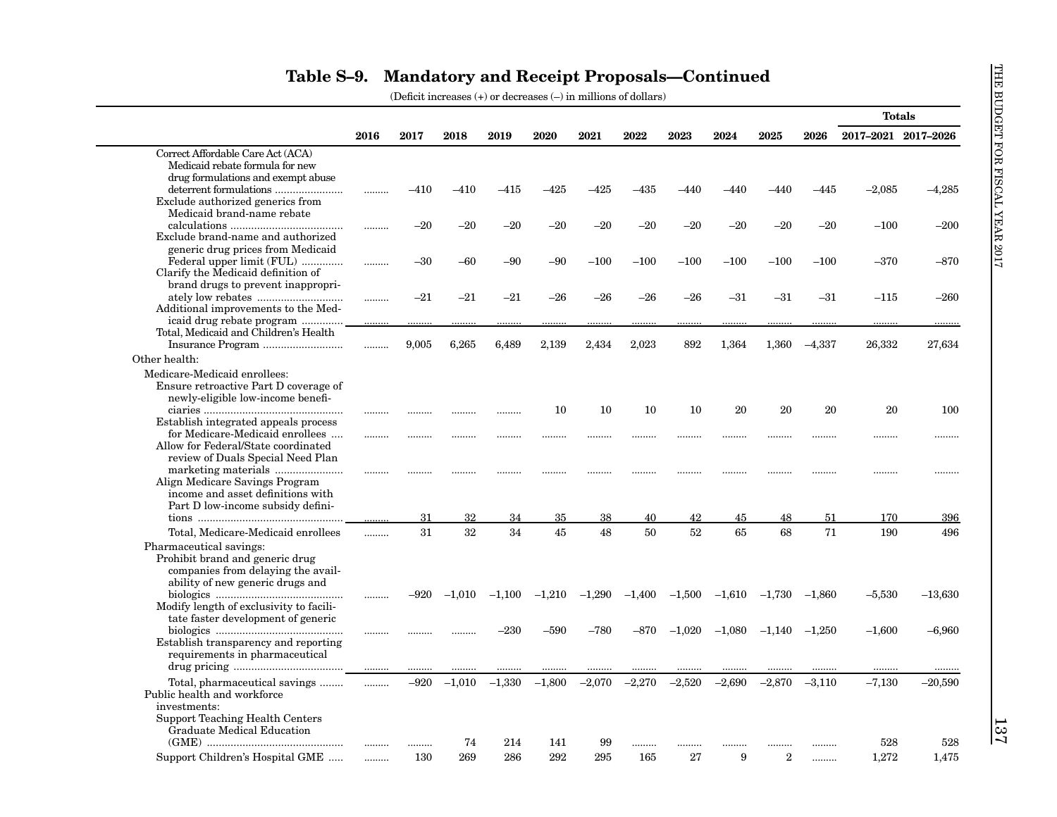## Table S–9. Mandatory and Receipt Proposals—Continued

(Deficit increases (+) or decreases (–) in millions of dollars)

| | 2016 | 2017 | 2018 | 2019 | 2020 | 2021 | 2022 | 2023 | 2024 | 2025 | 2026 | Totals 2017–2021 | Totals 2017–2026 |
|---|---|---|---|---|---|---|---|---|---|---|---|---|---|
| Correct Affordable Care Act (ACA) Medicaid rebate formula for new drug formulations and exempt abuse deterrent formulations | ......... | –410 | –410 | –415 | –425 | –425 | –435 | –440 | –440 | –440 | –445 | –2,085 | –4,285 |
| Exclude authorized generics from Medicaid brand-name rebate calculations | ......... | –20 | –20 | –20 | –20 | –20 | –20 | –20 | –20 | –20 | –20 | –100 | –200 |
| Exclude brand-name and authorized generic drug prices from Medicaid Federal upper limit (FUL) | ......... | –30 | –60 | –90 | –90 | –100 | –100 | –100 | –100 | –100 | –100 | –370 | –870 |
| Clarify the Medicaid definition of brand drugs to prevent inappropriately low rebates | ......... | –21 | –21 | –21 | –26 | –26 | –26 | –26 | –31 | –31 | –31 | –115 | –260 |
| Additional improvements to the Medicaid drug rebate program | ......... | ......... | ......... | ......... | ......... | ......... | ......... | ......... | ......... | ......... | ......... | ......... | ......... |
| Total, Medicaid and Children's Health Insurance Program | ......... | 9,005 | 6,265 | 6,489 | 2,139 | 2,434 | 2,023 | 892 | 1,364 | 1,360 | –4,337 | 26,332 | 27,634 |
| **Other health:** | | | | | | | | | | | | | |
| Medicare-Medicaid enrollees: | | | | | | | | | | | | | |
| Ensure retroactive Part D coverage of newly-eligible low-income beneficiaries | ......... | ......... | ......... | ......... | 10 | 10 | 10 | 10 | 20 | 20 | 20 | 20 | 100 |
| Establish integrated appeals process for Medicare-Medicaid enrollees | ......... | ......... | ......... | ......... | ......... | ......... | ......... | ......... | ......... | ......... | ......... | ......... | ......... |
| Allow for Federal/State coordinated review of Duals Special Need Plan marketing materials | ......... | ......... | ......... | ......... | ......... | ......... | ......... | ......... | ......... | ......... | ......... | ......... | ......... |
| Align Medicare Savings Program income and asset definitions with Part D low-income subsidy definitions | ......... | 31 | 32 | 34 | 35 | 38 | 40 | 42 | 45 | 48 | 51 | 170 | 396 |
| Total, Medicare-Medicaid enrollees | ......... | 31 | 32 | 34 | 45 | 48 | 50 | 52 | 65 | 68 | 71 | 190 | 496 |
| Pharmaceutical savings: | | | | | | | | | | | | | |
| Prohibit brand and generic drug companies from delaying the availability of new generic drugs and biologics | ......... | –920 | –1,010 | –1,100 | –1,210 | –1,290 | –1,400 | –1,500 | –1,610 | –1,730 | –1,860 | –5,530 | –13,630 |
| Modify length of exclusivity to facilitate faster development of generic biologics | ......... | ......... | ......... | –230 | –590 | –780 | –870 | –1,020 | –1,080 | –1,140 | –1,250 | –1,600 | –6,960 |
| Establish transparency and reporting requirements in pharmaceutical drug pricing | ......... | ......... | ......... | ......... | ......... | ......... | ......... | ......... | ......... | ......... | ......... | ......... | ......... |
| Total, pharmaceutical savings | ......... | –920 | –1,010 | –1,330 | –1,800 | –2,070 | –2,270 | –2,520 | –2,690 | –2,870 | –3,110 | –7,130 | –20,590 |
| Public health and workforce investments: | | | | | | | | | | | | | |
| Support Teaching Health Centers Graduate Medical Education (GME) | ......... | ......... | 74 | 214 | 141 | 99 | ......... | ......... | ......... | ......... | ......... | 528 | 528 |
| Support Children's Hospital GME | ......... | 130 | 269 | 286 | 292 | 295 | 165 | 27 | 9 | 2 | ......... | 1,272 | 1,475 |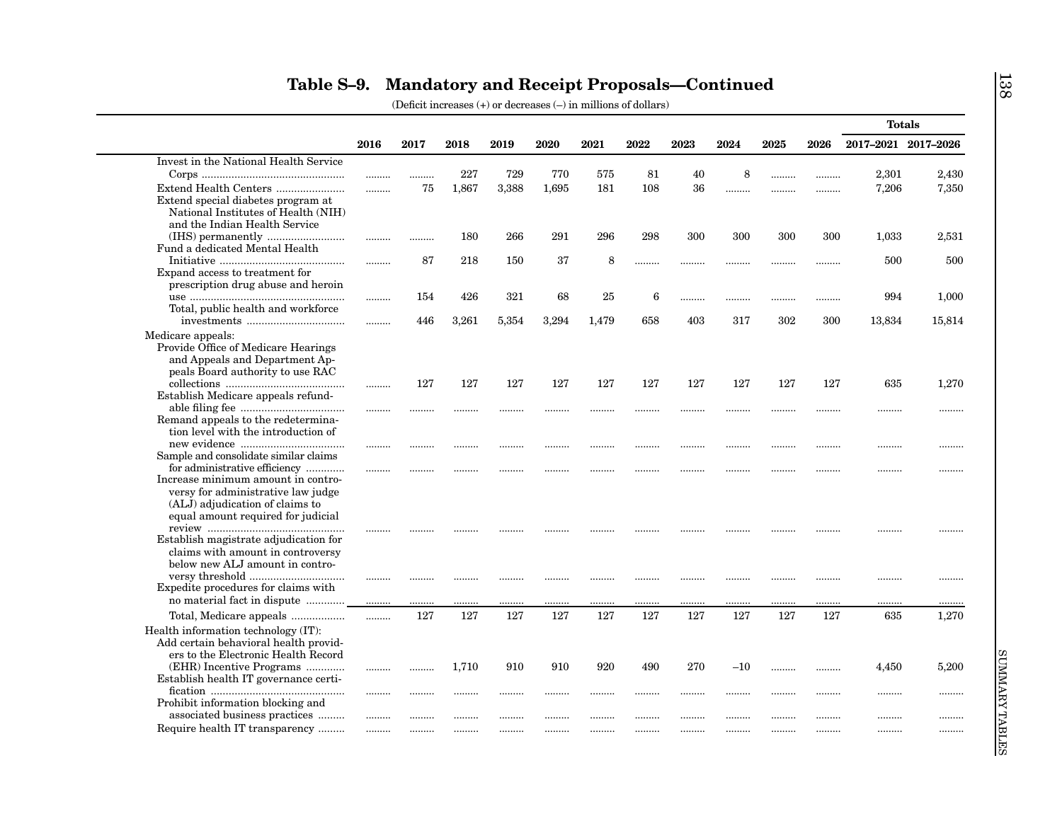# Table S–9. Mandatory and Receipt Proposals—Continued

(Deficit increases (+) or decreases (–) in millions of dollars)

| | 2016 | 2017 | 2018 | 2019 | 2020 | 2021 | 2022 | 2023 | 2024 | 2025 | 2026 | Totals 2017–2021 | Totals 2017–2026 |
|---|---|---|---|---|---|---|---|---|---|---|---|---|---|
| Invest in the National Health Service Corps | ......... | ......... | 227 | 729 | 770 | 575 | 81 | 40 | 8 | ......... | ......... | 2,301 | 2,430 |
| Extend Health Centers | ......... | 75 | 1,867 | 3,388 | 1,695 | 181 | 108 | 36 | ......... | ......... | ......... | 7,206 | 7,350 |
| Extend special diabetes program at National Institutes of Health (NIH) and the Indian Health Service (IHS) permanently | ......... | ......... | 180 | 266 | 291 | 296 | 298 | 300 | 300 | 300 | 300 | 1,033 | 2,531 |
| Fund a dedicated Mental Health Initiative | ......... | 87 | 218 | 150 | 37 | 8 | ......... | ......... | ......... | ......... | ......... | 500 | 500 |
| Expand access to treatment for prescription drug abuse and heroin use | ......... | 154 | 426 | 321 | 68 | 25 | 6 | ......... | ......... | ......... | ......... | 994 | 1,000 |
| Total, public health and workforce investments | ......... | 446 | 3,261 | 5,354 | 3,294 | 1,479 | 658 | 403 | 317 | 302 | 300 | 13,834 | 15,814 |
| Medicare appeals: | | | | | | | | | | | | | |
| Provide Office of Medicare Hearings and Appeals and Department Appeals Board authority to use RAC collections | ......... | 127 | 127 | 127 | 127 | 127 | 127 | 127 | 127 | 127 | 127 | 635 | 1,270 |
| Establish Medicare appeals refundable filing fee | ......... | ......... | ......... | ......... | ......... | ......... | ......... | ......... | ......... | ......... | ......... | ......... | ......... |
| Remand appeals to the redetermination level with the introduction of new evidence | ......... | ......... | ......... | ......... | ......... | ......... | ......... | ......... | ......... | ......... | ......... | ......... | ......... |
| Sample and consolidate similar claims for administrative efficiency | ......... | ......... | ......... | ......... | ......... | ......... | ......... | ......... | ......... | ......... | ......... | ......... | ......... |
| Increase minimum amount in controversy for administrative law judge (ALJ) adjudication of claims to equal amount required for judicial review | ......... | ......... | ......... | ......... | ......... | ......... | ......... | ......... | ......... | ......... | ......... | ......... | ......... |
| Establish magistrate adjudication for claims with amount in controversy below new ALJ amount in controversy threshold | ......... | ......... | ......... | ......... | ......... | ......... | ......... | ......... | ......... | ......... | ......... | ......... | ......... |
| Expedite procedures for claims with no material fact in dispute | ......... | ......... | ......... | ......... | ......... | ......... | ......... | ......... | ......... | ......... | ......... | ......... | ......... |
| Total, Medicare appeals | ......... | 127 | 127 | 127 | 127 | 127 | 127 | 127 | 127 | 127 | 127 | 635 | 1,270 |
| Health information technology (IT): | | | | | | | | | | | | | |
| Add certain behavioral health providers to the Electronic Health Record (EHR) Incentive Programs | ......... | ......... | 1,710 | 910 | 910 | 920 | 490 | 270 | –10 | ......... | ......... | 4,450 | 5,200 |
| Establish health IT governance certification | ......... | ......... | ......... | ......... | ......... | ......... | ......... | ......... | ......... | ......... | ......... | ......... | ......... |
| Prohibit information blocking and associated business practices | ......... | ......... | ......... | ......... | ......... | ......... | ......... | ......... | ......... | ......... | ......... | ......... | ......... |
| Require health IT transparency | ......... | ......... | ......... | ......... | ......... | ......... | ......... | ......... | ......... | ......... | ......... | ......... | ......... |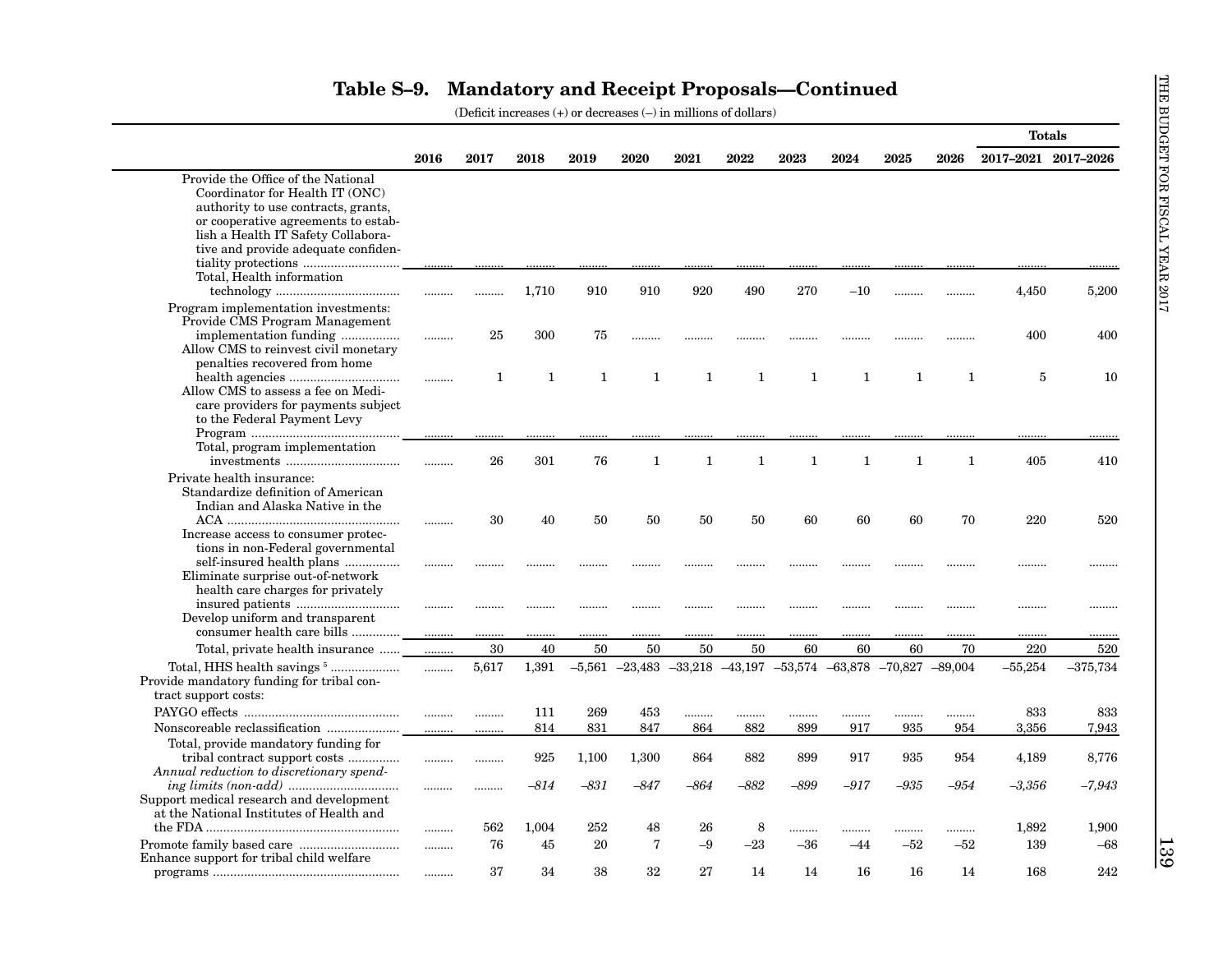## Table S–9. Mandatory and Receipt Proposals—Continued

(Deficit increases (+) or decreases (–) in millions of dollars)

| | 2016 | 2017 | 2018 | 2019 | 2020 | 2021 | 2022 | 2023 | 2024 | 2025 | 2026 | Totals 2017–2021 | Totals 2017–2026 |
|---|---|---|---|---|---|---|---|---|---|---|---|---|---|
| Provide the Office of the National Coordinator for Health IT (ONC) authority to use contracts, grants, or cooperative agreements to establish a Health IT Safety Collaborative and provide adequate confidentiality protections | ......... | ......... | ......... | ......... | ......... | ......... | ......... | ......... | ......... | ......... | ......... | ......... | ......... |
| Total, Health information technology | ......... | ......... | 1,710 | 910 | 910 | 920 | 490 | 270 | –10 | ......... | ......... | 4,450 | 5,200 |
| Program implementation investments: | | | | | | | | | | | | | |
| Provide CMS Program Management implementation funding | ......... | 25 | 300 | 75 | ......... | ......... | ......... | ......... | ......... | ......... | ......... | 400 | 400 |
| Allow CMS to reinvest civil monetary penalties recovered from home health agencies | ......... | 1 | 1 | 1 | 1 | 1 | 1 | 1 | 1 | 1 | 1 | 5 | 10 |
| Allow CMS to assess a fee on Medicare providers for payments subject to the Federal Payment Levy Program | ......... | ......... | ......... | ......... | ......... | ......... | ......... | ......... | ......... | ......... | ......... | ......... | ......... |
| Total, program implementation investments | ......... | 26 | 301 | 76 | 1 | 1 | 1 | 1 | 1 | 1 | 1 | 405 | 410 |
| Private health insurance: | | | | | | | | | | | | | |
| Standardize definition of American Indian and Alaska Native in the ACA | ......... | 30 | 40 | 50 | 50 | 50 | 50 | 60 | 60 | 60 | 70 | 220 | 520 |
| Increase access to consumer protections in non-Federal governmental self-insured health plans | ......... | ......... | ......... | ......... | ......... | ......... | ......... | ......... | ......... | ......... | ......... | ......... | ......... |
| Eliminate surprise out-of-network health care charges for privately insured patients | ......... | ......... | ......... | ......... | ......... | ......... | ......... | ......... | ......... | ......... | ......... | ......... | ......... |
| Develop uniform and transparent consumer health care bills | ......... | ......... | ......... | ......... | ......... | ......... | ......... | ......... | ......... | ......... | ......... | ......... | ......... |
| Total, private health insurance | ......... | 30 | 40 | 50 | 50 | 50 | 50 | 60 | 60 | 60 | 70 | 220 | 520 |
| Total, HHS health savings [5] | ......... | 5,617 | 1,391 | –5,561 | –23,483 | –33,218 | –43,197 | –53,574 | –63,878 | –70,827 | –89,004 | –55,254 | –375,734 |
| Provide mandatory funding for tribal contract support costs: | | | | | | | | | | | | | |
| PAYGO effects | ......... | ......... | 111 | 269 | 453 | ......... | ......... | ......... | ......... | ......... | ......... | 833 | 833 |
| Nonscoreable reclassification | ......... | ......... | 814 | 831 | 847 | 864 | 882 | 899 | 917 | 935 | 954 | 3,356 | 7,943 |
| Total, provide mandatory funding for tribal contract support costs | ......... | ......... | 925 | 1,100 | 1,300 | 864 | 882 | 899 | 917 | 935 | 954 | 4,189 | 8,776 |
| *Annual reduction to discretionary spending limits (non-add)* | ......... | ......... | *–814* | *–831* | *–847* | *–864* | *–882* | *–899* | *–917* | *–935* | *–954* | *–3,356* | *–7,943* |
| Support medical research and development at the National Institutes of Health and the FDA | ......... | 562 | 1,004 | 252 | 48 | 26 | 8 | ......... | ......... | ......... | ......... | 1,892 | 1,900 |
| Promote family based care | ......... | 76 | 45 | 20 | 7 | –9 | –23 | –36 | –44 | –52 | –52 | 139 | –68 |
| Enhance support for tribal child welfare programs | ......... | 37 | 34 | 38 | 32 | 27 | 14 | 14 | 16 | 16 | 14 | 168 | 242 |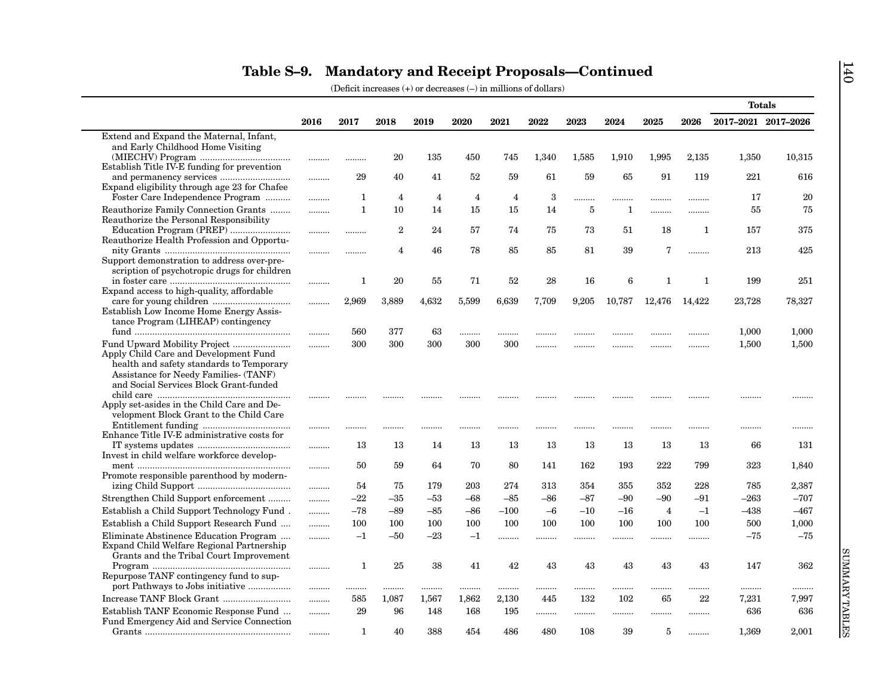## Table S–9. Mandatory and Receipt Proposals—Continued

(Deficit increases (+) or decreases (–) in millions of dollars)

| | 2016 | 2017 | 2018 | 2019 | 2020 | 2021 | 2022 | 2023 | 2024 | 2025 | 2026 | Totals 2017–2021 | Totals 2017–2026 |
|---|---|---|---|---|---|---|---|---|---|---|---|---|---|
| Extend and Expand the Maternal, Infant, and Early Childhood Home Visiting (MIECHV) Program | ......... | ......... | 20 | 135 | 450 | 745 | 1,340 | 1,585 | 1,910 | 1,995 | 2,135 | 1,350 | 10,315 |
| Establish Title IV-E funding for prevention and permanency services | ......... | 29 | 40 | 41 | 52 | 59 | 61 | 59 | 65 | 91 | 119 | 221 | 616 |
| Expand eligibility through age 23 for Chafee Foster Care Independence Program | ......... | 1 | 4 | 4 | 4 | 4 | 3 | ......... | ......... | ......... | ......... | 17 | 20 |
| Reauthorize Family Connection Grants | ......... | 1 | 10 | 14 | 15 | 15 | 14 | 5 | 1 | ......... | ......... | 55 | 75 |
| Reauthorize the Personal Responsibility Education Program (PREP) | ......... | ......... | 2 | 24 | 57 | 74 | 75 | 73 | 51 | 18 | 1 | 157 | 375 |
| Reauthorize Health Profession and Opportunity Grants | ......... | ......... | 4 | 46 | 78 | 85 | 85 | 81 | 39 | 7 | ......... | 213 | 425 |
| Support demonstration to address over-prescription of psychotropic drugs for children in foster care | ......... | 1 | 20 | 55 | 71 | 52 | 28 | 16 | 6 | 1 | 1 | 199 | 251 |
| Expand access to high-quality, affordable care for young children | ......... | 2,969 | 3,889 | 4,632 | 5,599 | 6,639 | 7,709 | 9,205 | 10,787 | 12,476 | 14,422 | 23,728 | 78,327 |
| Establish Low Income Home Energy Assistance Program (LIHEAP) contingency fund | ......... | 560 | 377 | 63 | ......... | ......... | ......... | ......... | ......... | ......... | ......... | 1,000 | 1,000 |
| Fund Upward Mobility Project | ......... | 300 | 300 | 300 | 300 | 300 | ......... | ......... | ......... | ......... | ......... | 1,500 | 1,500 |
| Apply Child Care and Development Fund health and safety standards to Temporary Assistance for Needy Families- (TANF) and Social Services Block Grant-funded child care | ......... | ......... | ......... | ......... | ......... | ......... | ......... | ......... | ......... | ......... | ......... | ......... | ......... |
| Apply set-asides in the Child Care and Development Block Grant to the Child Care Entitlement funding | ......... | ......... | ......... | ......... | ......... | ......... | ......... | ......... | ......... | ......... | ......... | ......... | ......... |
| Enhance Title IV-E administrative costs for IT systems updates | ......... | 13 | 13 | 14 | 13 | 13 | 13 | 13 | 13 | 13 | 13 | 66 | 131 |
| Invest in child welfare workforce development | ......... | 50 | 59 | 64 | 70 | 80 | 141 | 162 | 193 | 222 | 799 | 323 | 1,840 |
| Promote responsible parenthood by modernizing Child Support | ......... | 54 | 75 | 179 | 203 | 274 | 313 | 354 | 355 | 352 | 228 | 785 | 2,387 |
| Strengthen Child Support enforcement | ......... | –22 | –35 | –53 | –68 | –85 | –86 | –87 | –90 | –90 | –91 | –263 | –707 |
| Establish a Child Support Technology Fund | ......... | –78 | –89 | –85 | –86 | –100 | –6 | –10 | –16 | 4 | –1 | –438 | –467 |
| Establish a Child Support Research Fund | ......... | 100 | 100 | 100 | 100 | 100 | 100 | 100 | 100 | 100 | 100 | 500 | 1,000 |
| Eliminate Abstinence Education Program | ......... | –1 | –50 | –23 | –1 | ......... | ......... | ......... | ......... | ......... | ......... | –75 | –75 |
| Expand Child Welfare Regional Partnership Grants and the Tribal Court Improvement Program | ......... | 1 | 25 | 38 | 41 | 42 | 43 | 43 | 43 | 43 | 43 | 147 | 362 |
| Repurpose TANF contingency fund to support Pathways to Jobs initiative | ......... | ......... | ......... | ......... | ......... | ......... | ......... | ......... | ......... | ......... | ......... | ......... | ......... |
| Increase TANF Block Grant | ......... | 585 | 1,087 | 1,567 | 1,862 | 2,130 | 445 | 132 | 102 | 65 | 22 | 7,231 | 7,997 |
| Establish TANF Economic Response Fund | ......... | 29 | 96 | 148 | 168 | 195 | ......... | ......... | ......... | ......... | ......... | 636 | 636 |
| Fund Emergency Aid and Service Connection Grants | ......... | 1 | 40 | 388 | 454 | 486 | 480 | 108 | 39 | 5 | ......... | 1,369 | 2,001 |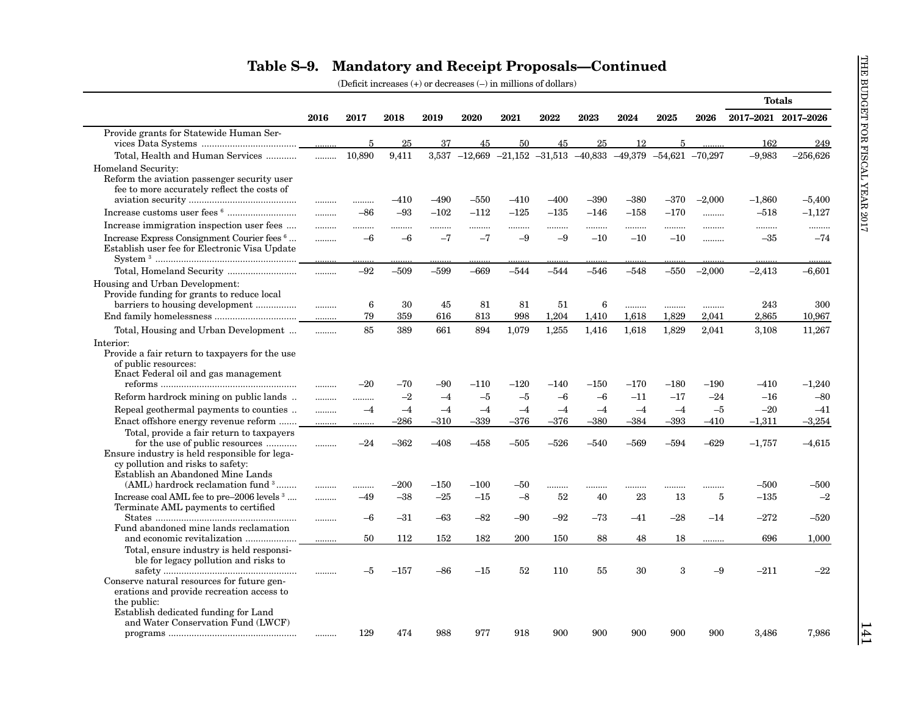## Table S–9. Mandatory and Receipt Proposals—Continued

(Deficit increases (+) or decreases (–) in millions of dollars)

| | 2016 | 2017 | 2018 | 2019 | 2020 | 2021 | 2022 | 2023 | 2024 | 2025 | 2026 | Totals 2017–2021 | Totals 2017–2026 |
|---|---|---|---|---|---|---|---|---|---|---|---|---|---|
| Provide grants for Statewide Human Services Data Systems | ......... | 5 | 25 | 37 | 45 | 50 | 45 | 25 | 12 | 5 | ......... | 162 | 249 |
| Total, Health and Human Services | ......... | 10,890 | 9,411 | 3,537 | –12,669 | –21,152 | –31,513 | –40,833 | –49,379 | –54,621 | –70,297 | –9,983 | –256,626 |
| Homeland Security: | | | | | | | | | | | | | |
| Reform the aviation passenger security user fee to more accurately reflect the costs of aviation security | ......... | ......... | –410 | –490 | –550 | –410 | –400 | –390 | –380 | –370 | –2,000 | –1,860 | –5,400 |
| Increase customs user fees [6] | ......... | –86 | –93 | –102 | –112 | –125 | –135 | –146 | –158 | –170 | ......... | –518 | –1,127 |
| Increase immigration inspection user fees | ......... | ......... | ......... | ......... | ......... | ......... | ......... | ......... | ......... | ......... | ......... | ......... | ......... |
| Increase Express Consignment Courier fees [6] | ......... | –6 | –6 | –7 | –7 | –9 | –9 | –10 | –10 | –10 | ......... | –35 | –74 |
| Establish user fee for Electronic Visa Update System [3] | ......... | ......... | ......... | ......... | ......... | ......... | ......... | ......... | ......... | ......... | ......... | ......... | ......... |
| Total, Homeland Security | ......... | –92 | –509 | –599 | –669 | –544 | –544 | –546 | –548 | –550 | –2,000 | –2,413 | –6,601 |
| Housing and Urban Development: | | | | | | | | | | | | | |
| Provide funding for grants to reduce local barriers to housing development | ......... | 6 | 30 | 45 | 81 | 81 | 51 | 6 | ......... | ......... | ......... | 243 | 300 |
| End family homelessness | ......... | 79 | 359 | 616 | 813 | 998 | 1,204 | 1,410 | 1,618 | 1,829 | 2,041 | 2,865 | 10,967 |
| Total, Housing and Urban Development | ......... | 85 | 389 | 661 | 894 | 1,079 | 1,255 | 1,416 | 1,618 | 1,829 | 2,041 | 3,108 | 11,267 |
| Interior: | | | | | | | | | | | | | |
| Provide a fair return to taxpayers for the use of public resources: | | | | | | | | | | | | | |
| Enact Federal oil and gas management reforms | ......... | –20 | –70 | –90 | –110 | –120 | –140 | –150 | –170 | –180 | –190 | –410 | –1,240 |
| Reform hardrock mining on public lands | ......... | ......... | –2 | –4 | –5 | –5 | –6 | –6 | –11 | –17 | –24 | –16 | –80 |
| Repeal geothermal payments to counties | ......... | –4 | –4 | –4 | –4 | –4 | –4 | –4 | –4 | –4 | –5 | –20 | –41 |
| Enact offshore energy revenue reform | ......... | ......... | –286 | –310 | –339 | –376 | –376 | –380 | –384 | –393 | –410 | –1,311 | –3,254 |
| Total, provide a fair return to taxpayers for the use of public resources | ......... | –24 | –362 | –408 | –458 | –505 | –526 | –540 | –569 | –594 | –629 | –1,757 | –4,615 |
| Ensure industry is held responsible for legacy pollution and risks to safety: | | | | | | | | | | | | | |
| Establish an Abandoned Mine Lands (AML) hardrock reclamation fund [3] | ......... | ......... | –200 | –150 | –100 | –50 | ......... | ......... | ......... | ......... | ......... | –500 | –500 |
| Increase coal AML fee to pre–2006 levels [3] | ......... | –49 | –38 | –25 | –15 | –8 | 52 | 40 | 23 | 13 | 5 | –135 | –2 |
| Terminate AML payments to certified States | ......... | –6 | –31 | –63 | –82 | –90 | –92 | –73 | –41 | –28 | –14 | –272 | –520 |
| Fund abandoned mine lands reclamation and economic revitalization | ......... | 50 | 112 | 152 | 182 | 200 | 150 | 88 | 48 | 18 | ......... | 696 | 1,000 |
| Total, ensure industry is held responsible for legacy pollution and risks to safety | ......... | –5 | –157 | –86 | –15 | 52 | 110 | 55 | 30 | 3 | –9 | –211 | –22 |
| Conserve natural resources for future generations and provide recreation access to the public: | | | | | | | | | | | | | |
| Establish dedicated funding for Land and Water Conservation Fund (LWCF) programs | ......... | 129 | 474 | 988 | 977 | 918 | 900 | 900 | 900 | 900 | 900 | 3,486 | 7,986 |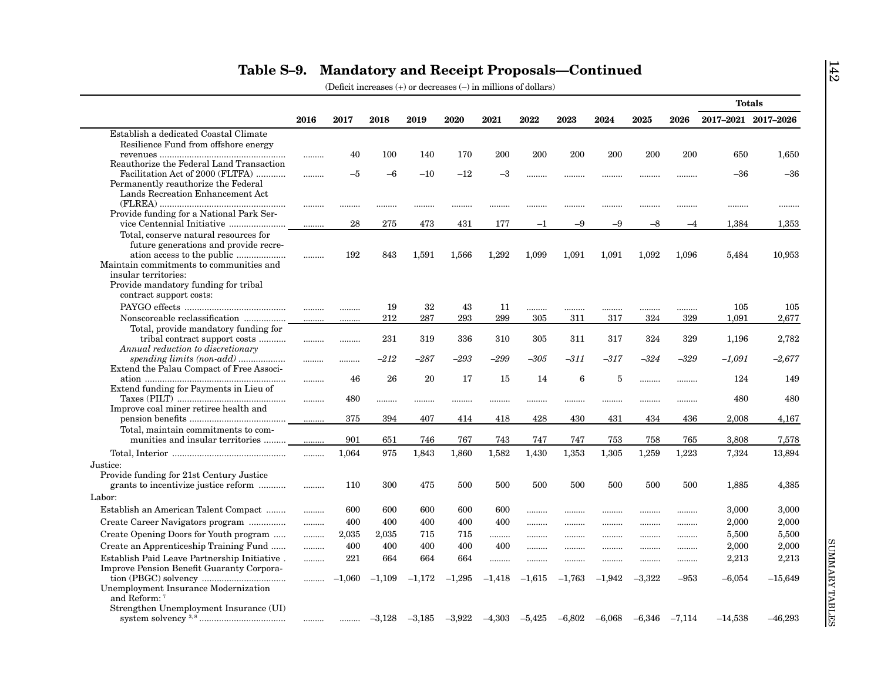# Table S–9. Mandatory and Receipt Proposals—Continued

(Deficit increases (+) or decreases (–) in millions of dollars)

| | 2016 | 2017 | 2018 | 2019 | 2020 | 2021 | 2022 | 2023 | 2024 | 2025 | 2026 | Totals 2017–2021 | Totals 2017–2026 |
|---|---|---|---|---|---|---|---|---|---|---|---|---|---|
| Establish a dedicated Coastal Climate Resilience Fund from offshore energy revenues | ......... | 40 | 100 | 140 | 170 | 200 | 200 | 200 | 200 | 200 | 200 | 650 | 1,650 |
| Reauthorize the Federal Land Transaction Facilitation Act of 2000 (FLTFA) | ......... | –5 | –6 | –10 | –12 | –3 | ......... | ......... | ......... | ......... | ......... | –36 | –36 |
| Permanently reauthorize the Federal Lands Recreation Enhancement Act (FLREA) | ......... | ......... | ......... | ......... | ......... | ......... | ......... | ......... | ......... | ......... | ......... | ......... | ......... |
| Provide funding for a National Park Service Centennial Initiative | ......... | 28 | 275 | 473 | 431 | 177 | –1 | –9 | –9 | –8 | –4 | 1,384 | 1,353 |
| Total, conserve natural resources for future generations and provide recreation access to the public | ......... | 192 | 843 | 1,591 | 1,566 | 1,292 | 1,099 | 1,091 | 1,091 | 1,092 | 1,096 | 5,484 | 10,953 |
| Maintain commitments to communities and insular territories: | | | | | | | | | | | | | |
| Provide mandatory funding for tribal contract support costs: | | | | | | | | | | | | | |
| PAYGO effects | ......... | ......... | 19 | 32 | 43 | 11 | ......... | ......... | ......... | ......... | ......... | 105 | 105 |
| Nonscoreable reclassification | ......... | ......... | 212 | 287 | 293 | 299 | 305 | 311 | 317 | 324 | 329 | 1,091 | 2,677 |
| Total, provide mandatory funding for tribal contract support costs | ......... | ......... | 231 | 319 | 336 | 310 | 305 | 311 | 317 | 324 | 329 | 1,196 | 2,782 |
| *Annual reduction to discretionary spending limits (non-add)* | ......... | ......... | *–212* | *–287* | *–293* | *–299* | *–305* | *–311* | *–317* | *–324* | *–329* | *–1,091* | *–2,677* |
| Extend the Palau Compact of Free Association | ......... | 46 | 26 | 20 | 17 | 15 | 14 | 6 | 5 | ......... | ......... | 124 | 149 |
| Extend funding for Payments in Lieu of Taxes (PILT) | ......... | 480 | ......... | ......... | ......... | ......... | ......... | ......... | ......... | ......... | ......... | 480 | 480 |
| Improve coal miner retiree health and pension benefits | ......... | 375 | 394 | 407 | 414 | 418 | 428 | 430 | 431 | 434 | 436 | 2,008 | 4,167 |
| Total, maintain commitments to communities and insular territories | ......... | 901 | 651 | 746 | 767 | 743 | 747 | 747 | 753 | 758 | 765 | 3,808 | 7,578 |
| Total, Interior | ......... | 1,064 | 975 | 1,843 | 1,860 | 1,582 | 1,430 | 1,353 | 1,305 | 1,259 | 1,223 | 7,324 | 13,894 |
| Justice: | | | | | | | | | | | | | |
| Provide funding for 21st Century Justice grants to incentivize justice reform | ......... | 110 | 300 | 475 | 500 | 500 | 500 | 500 | 500 | 500 | 500 | 1,885 | 4,385 |
| Labor: | | | | | | | | | | | | | |
| Establish an American Talent Compact | ......... | 600 | 600 | 600 | 600 | 600 | ......... | ......... | ......... | ......... | ......... | 3,000 | 3,000 |
| Create Career Navigators program | ......... | 400 | 400 | 400 | 400 | 400 | ......... | ......... | ......... | ......... | ......... | 2,000 | 2,000 |
| Create Opening Doors for Youth program | ......... | 2,035 | 2,035 | 715 | 715 | ......... | ......... | ......... | ......... | ......... | ......... | 5,500 | 5,500 |
| Create an Apprenticeship Training Fund | ......... | 400 | 400 | 400 | 400 | 400 | ......... | ......... | ......... | ......... | ......... | 2,000 | 2,000 |
| Establish Paid Leave Partnership Initiative | ......... | 221 | 664 | 664 | 664 | ......... | ......... | ......... | ......... | ......... | ......... | 2,213 | 2,213 |
| Improve Pension Benefit Guaranty Corporation (PBGC) solvency | ......... | –1,060 | –1,109 | –1,172 | –1,295 | –1,418 | –1,615 | –1,763 | –1,942 | –3,322 | –953 | –6,054 | –15,649 |
| Unemployment Insurance Modernization and Reform: [7] | | | | | | | | | | | | | |
| Strengthen Unemployment Insurance (UI) system solvency [3, 8] | ......... | ......... | –3,128 | –3,185 | –3,922 | –4,303 | –5,425 | –6,802 | –6,068 | –6,346 | –7,114 | –14,538 | –46,293 |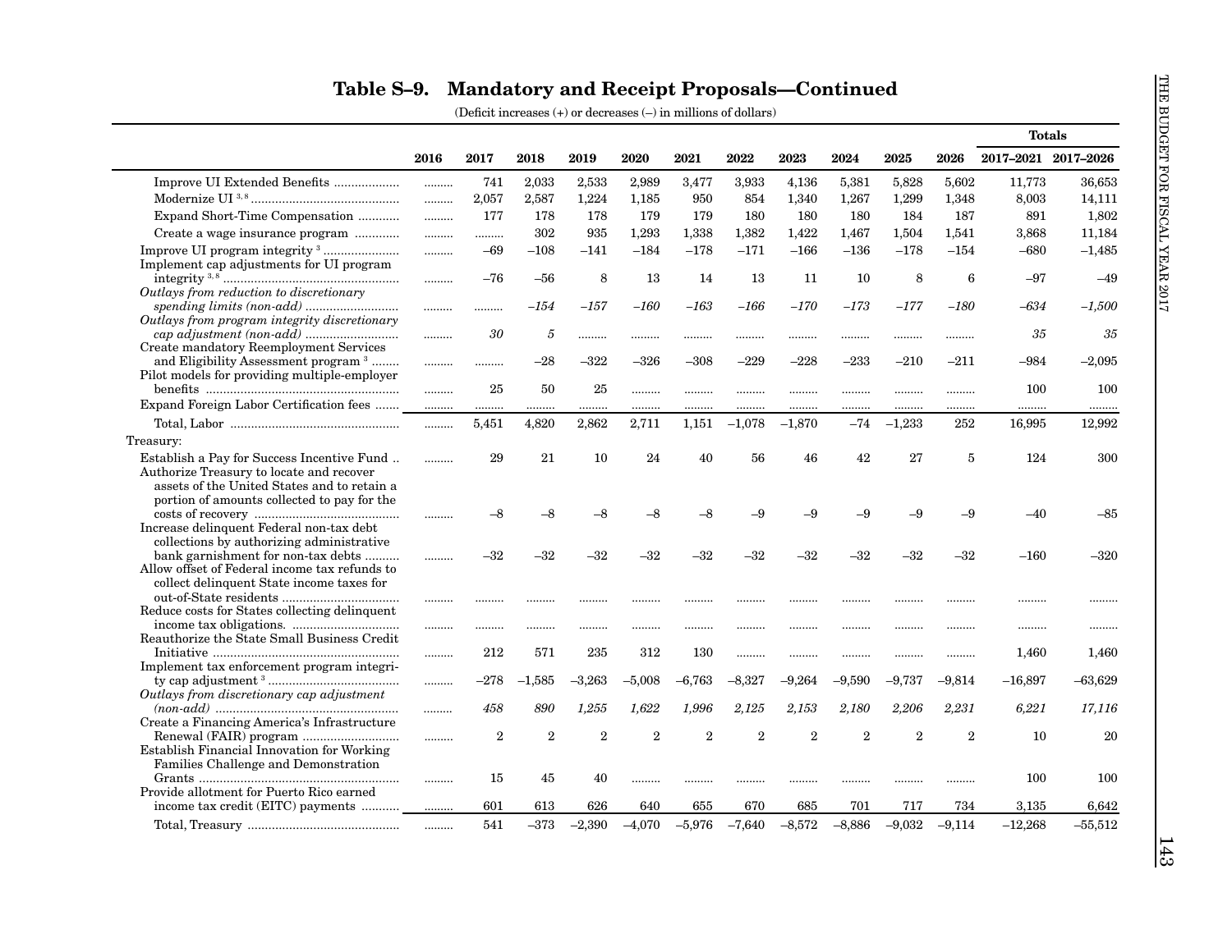## Table S–9. Mandatory and Receipt Proposals—Continued

(Deficit increases (+) or decreases (–) in millions of dollars)

| | 2016 | 2017 | 2018 | 2019 | 2020 | 2021 | 2022 | 2023 | 2024 | 2025 | 2026 | Totals 2017–2021 | Totals 2017–2026 |
|---|---|---|---|---|---|---|---|---|---|---|---|---|---|
| Improve UI Extended Benefits | ......... | 741 | 2,033 | 2,533 | 2,989 | 3,477 | 3,933 | 4,136 | 5,381 | 5,828 | 5,602 | 11,773 | 36,653 |
| Modernize UI [3, 8] | ......... | 2,057 | 2,587 | 1,224 | 1,185 | 950 | 854 | 1,340 | 1,267 | 1,299 | 1,348 | 8,003 | 14,111 |
| Expand Short-Time Compensation | ......... | 177 | 178 | 178 | 179 | 179 | 180 | 180 | 180 | 184 | 187 | 891 | 1,802 |
| Create a wage insurance program | ......... | ......... | 302 | 935 | 1,293 | 1,338 | 1,382 | 1,422 | 1,467 | 1,504 | 1,541 | 3,868 | 11,184 |
| Improve UI program integrity [3] | ......... | –69 | –108 | –141 | –184 | –178 | –171 | –166 | –136 | –178 | –154 | –680 | –1,485 |
| Implement cap adjustments for UI program integrity [3, 8] | ......... | –76 | –56 | 8 | 13 | 14 | 13 | 11 | 10 | 8 | 6 | –97 | –49 |
| *Outlays from reduction to discretionary spending limits (non-add)* | ......... | ......... | *–154* | *–157* | *–160* | *–163* | *–166* | *–170* | *–173* | *–177* | *–180* | *–634* | *–1,500* |
| *Outlays from program integrity discretionary cap adjustment (non-add)* | ......... | *30* | *5* | ......... | ......... | ......... | ......... | ......... | ......... | ......... | ......... | *35* | *35* |
| Create mandatory Reemployment Services and Eligibility Assessment program [3] | ......... | ......... | –28 | –322 | –326 | –308 | –229 | –228 | –233 | –210 | –211 | –984 | –2,095 |
| Pilot models for providing multiple-employer benefits | ......... | 25 | 50 | 25 | ......... | ......... | ......... | ......... | ......... | ......... | ......... | 100 | 100 |
| Expand Foreign Labor Certification fees | ......... | ......... | ......... | ......... | ......... | ......... | ......... | ......... | ......... | ......... | ......... | ......... | ......... |
| Total, Labor | ......... | 5,451 | 4,820 | 2,862 | 2,711 | 1,151 | –1,078 | –1,870 | –74 | –1,233 | 252 | 16,995 | 12,992 |
| Treasury: | | | | | | | | | | | | | |
| Establish a Pay for Success Incentive Fund | ......... | 29 | 21 | 10 | 24 | 40 | 56 | 46 | 42 | 27 | 5 | 124 | 300 |
| Authorize Treasury to locate and recover assets of the United States and to retain a portion of amounts collected to pay for the costs of recovery | ......... | –8 | –8 | –8 | –8 | –8 | –9 | –9 | –9 | –9 | –9 | –40 | –85 |
| Increase delinquent Federal non-tax debt collections by authorizing administrative bank garnishment for non-tax debts | ......... | –32 | –32 | –32 | –32 | –32 | –32 | –32 | –32 | –32 | –32 | –160 | –320 |
| Allow offset of Federal income tax refunds to collect delinquent State income taxes for out-of-State residents | ......... | ......... | ......... | ......... | ......... | ......... | ......... | ......... | ......... | ......... | ......... | ......... | ......... |
| Reduce costs for States collecting delinquent income tax obligations. | ......... | ......... | ......... | ......... | ......... | ......... | ......... | ......... | ......... | ......... | ......... | ......... | ......... |
| Reauthorize the State Small Business Credit Initiative | ......... | 212 | 571 | 235 | 312 | 130 | ......... | ......... | ......... | ......... | ......... | 1,460 | 1,460 |
| Implement tax enforcement program integrity cap adjustment [3] | ......... | –278 | –1,585 | –3,263 | –5,008 | –6,763 | –8,327 | –9,264 | –9,590 | –9,737 | –9,814 | –16,897 | –63,629 |
| *Outlays from discretionary cap adjustment (non-add)* | ......... | *458* | *890* | *1,255* | *1,622* | *1,996* | *2,125* | *2,153* | *2,180* | *2,206* | *2,231* | *6,221* | *17,116* |
| Create a Financing America's Infrastructure Renewal (FAIR) program | ......... | 2 | 2 | 2 | 2 | 2 | 2 | 2 | 2 | 2 | 2 | 10 | 20 |
| Establish Financial Innovation for Working Families Challenge and Demonstration Grants | ......... | 15 | 45 | 40 | ......... | ......... | ......... | ......... | ......... | ......... | ......... | 100 | 100 |
| Provide allotment for Puerto Rico earned income tax credit (EITC) payments | ......... | 601 | 613 | 626 | 640 | 655 | 670 | 685 | 701 | 717 | 734 | 3,135 | 6,642 |
| Total, Treasury | ......... | 541 | –373 | –2,390 | –4,070 | –5,976 | –7,640 | –8,572 | –8,886 | –9,032 | –9,114 | –12,268 | –55,512 |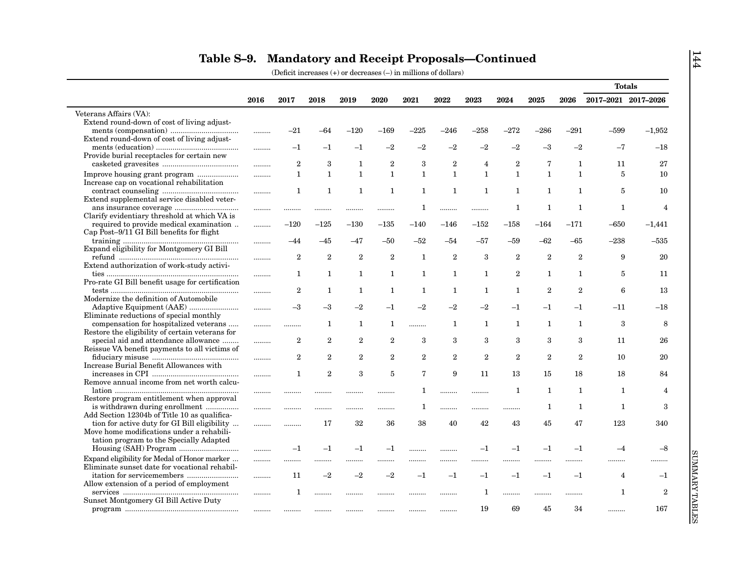# Table S–9. Mandatory and Receipt Proposals—Continued

(Deficit increases (+) or decreases (–) in millions of dollars)

| | 2016 | 2017 | 2018 | 2019 | 2020 | 2021 | 2022 | 2023 | 2024 | 2025 | 2026 | Totals 2017–2021 | Totals 2017–2026 |
|---|---|---|---|---|---|---|---|---|---|---|---|---|---|
| Veterans Affairs (VA): | | | | | | | | | | | | | |
| Extend round-down of cost of living adjustments (compensation) | ......... | –21 | –64 | –120 | –169 | –225 | –246 | –258 | –272 | –286 | –291 | –599 | –1,952 |
| Extend round-down of cost of living adjustments (education) | ......... | –1 | –1 | –1 | –2 | –2 | –2 | –2 | –2 | –3 | –2 | –7 | –18 |
| Provide burial receptacles for certain new casketed gravesites | ......... | 2 | 3 | 1 | 2 | 3 | 2 | 4 | 2 | 7 | 1 | 11 | 27 |
| Improve housing grant program | ......... | 1 | 1 | 1 | 1 | 1 | 1 | 1 | 1 | 1 | 1 | 5 | 10 |
| Increase cap on vocational rehabilitation contract counseling | ......... | 1 | 1 | 1 | 1 | 1 | 1 | 1 | 1 | 1 | 1 | 5 | 10 |
| Extend supplemental service disabled veterans insurance coverage | ......... | ......... | ......... | ......... | ......... | 1 | ......... | ......... | 1 | 1 | 1 | 1 | 4 |
| Clarify evidentiary threshold at which VA is required to provide medical examination | ......... | –120 | –125 | –130 | –135 | –140 | –146 | –152 | –158 | –164 | –171 | –650 | –1,441 |
| Cap Post–9/11 GI Bill benefits for flight training | ......... | –44 | –45 | –47 | –50 | –52 | –54 | –57 | –59 | –62 | –65 | –238 | –535 |
| Expand eligibility for Montgomery GI Bill refund | ......... | 2 | 2 | 2 | 2 | 1 | 2 | 3 | 2 | 2 | 2 | 9 | 20 |
| Extend authorization of work-study activities | ......... | 1 | 1 | 1 | 1 | 1 | 1 | 1 | 2 | 1 | 1 | 5 | 11 |
| Pro-rate GI Bill benefit usage for certification tests | ......... | 2 | 1 | 1 | 1 | 1 | 1 | 1 | 1 | 2 | 2 | 6 | 13 |
| Modernize the definition of Automobile Adaptive Equipment (AAE) | ......... | –3 | –3 | –2 | –1 | –2 | –2 | –2 | –1 | –1 | –1 | –11 | –18 |
| Eliminate reductions of special monthly compensation for hospitalized veterans | ......... | ......... | 1 | 1 | 1 | ......... | 1 | 1 | 1 | 1 | 1 | 3 | 8 |
| Restore the eligibility of certain veterans for special aid and attendance allowance | ......... | 2 | 2 | 2 | 2 | 3 | 3 | 3 | 3 | 3 | 3 | 11 | 26 |
| Reissue VA benefit payments to all victims of fiduciary misuse | ......... | 2 | 2 | 2 | 2 | 2 | 2 | 2 | 2 | 2 | 2 | 10 | 20 |
| Increase Burial Benefit Allowances with increases in CPI | ......... | 1 | 2 | 3 | 5 | 7 | 9 | 11 | 13 | 15 | 18 | 18 | 84 |
| Remove annual income from net worth calculation | ......... | ......... | ......... | ......... | ......... | 1 | ......... | ......... | 1 | 1 | 1 | 1 | 4 |
| Restore program entitlement when approval is withdrawn during enrollment | ......... | ......... | ......... | ......... | ......... | 1 | ......... | ......... | ......... | 1 | 1 | 1 | 3 |
| Add Section 12304b of Title 10 as qualification for active duty for GI Bill eligibility | ......... | ......... | 17 | 32 | 36 | 38 | 40 | 42 | 43 | 45 | 47 | 123 | 340 |
| Move home modifications under a rehabilitation program to the Specially Adapted Housing (SAH) Program | ......... | –1 | –1 | –1 | –1 | ......... | ......... | –1 | –1 | –1 | –1 | –4 | –8 |
| Expand eligibility for Medal of Honor marker | ......... | ......... | ......... | ......... | ......... | ......... | ......... | ......... | ......... | ......... | ......... | ......... | ......... |
| Eliminate sunset date for vocational rehabilitation for servicemembers | ......... | 11 | –2 | –2 | –2 | –1 | –1 | –1 | –1 | –1 | –1 | 4 | –1 |
| Allow extension of a period of employment services | ......... | 1 | ......... | ......... | ......... | ......... | ......... | 1 | ......... | ......... | ......... | 1 | 2 |
| Sunset Montgomery GI Bill Active Duty program | ......... | ......... | ......... | ......... | ......... | ......... | ......... | 19 | 69 | 45 | 34 | ......... | 167 |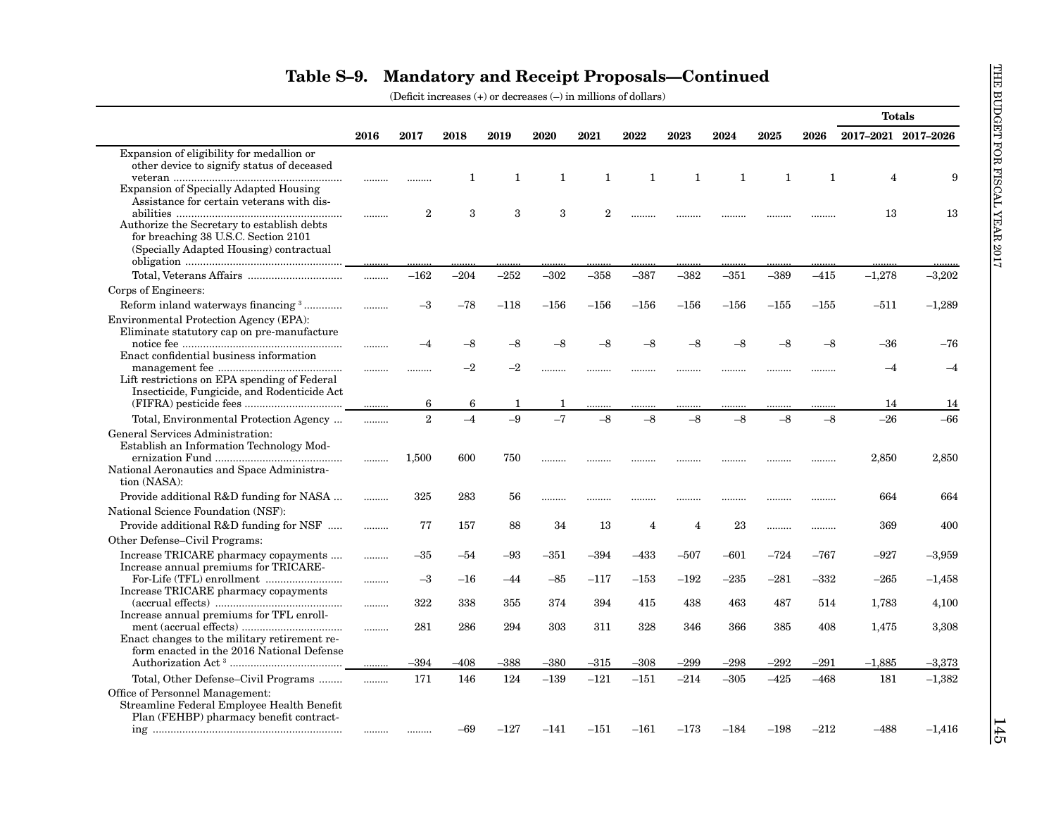## Table S–9. Mandatory and Receipt Proposals—Continued

(Deficit increases (+) or decreases (–) in millions of dollars)

| | 2016 | 2017 | 2018 | 2019 | 2020 | 2021 | 2022 | 2023 | 2024 | 2025 | 2026 | Totals 2017–2021 | Totals 2017–2026 |
|---|---|---|---|---|---|---|---|---|---|---|---|---|---|
| Expansion of eligibility for medallion or other device to signify status of deceased veteran | ......... | ......... | 1 | 1 | 1 | 1 | 1 | 1 | 1 | 1 | 1 | 4 | 9 |
| Expansion of Specially Adapted Housing Assistance for certain veterans with disabilities | ......... | 2 | 3 | 3 | 3 | 2 | ......... | ......... | ......... | ......... | ......... | 13 | 13 |
| Authorize the Secretary to establish debts for breaching 38 U.S.C. Section 2101 (Specially Adapted Housing) contractual obligation | ......... | ......... | ......... | ......... | ......... | ......... | ......... | ......... | ......... | ......... | ......... | ......... | ......... |
| Total, Veterans Affairs | ......... | –162 | –204 | –252 | –302 | –358 | –387 | –382 | –351 | –389 | –415 | –1,278 | –3,202 |
| Corps of Engineers: | | | | | | | | | | | | | |
| Reform inland waterways financing [3] | ......... | –3 | –78 | –118 | –156 | –156 | –156 | –156 | –156 | –155 | –155 | –511 | –1,289 |
| Environmental Protection Agency (EPA): | | | | | | | | | | | | | |
| Eliminate statutory cap on pre-manufacture notice fee | ......... | –4 | –8 | –8 | –8 | –8 | –8 | –8 | –8 | –8 | –8 | –36 | –76 |
| Enact confidential business information management fee | ......... | ......... | –2 | –2 | ......... | ......... | ......... | ......... | ......... | ......... | ......... | –4 | –4 |
| Lift restrictions on EPA spending of Federal Insecticide, Fungicide, and Rodenticide Act (FIFRA) pesticide fees | ......... | 6 | 6 | 1 | 1 | ......... | ......... | ......... | ......... | ......... | ......... | 14 | 14 |
| Total, Environmental Protection Agency | ......... | 2 | –4 | –9 | –7 | –8 | –8 | –8 | –8 | –8 | –8 | –26 | –66 |
| General Services Administration: | | | | | | | | | | | | | |
| Establish an Information Technology Modernization Fund | ......... | 1,500 | 600 | 750 | ......... | ......... | ......... | ......... | ......... | ......... | ......... | 2,850 | 2,850 |
| National Aeronautics and Space Administration (NASA): | | | | | | | | | | | | | |
| Provide additional R&D funding for NASA | ......... | 325 | 283 | 56 | ......... | ......... | ......... | ......... | ......... | ......... | ......... | 664 | 664 |
| National Science Foundation (NSF): | | | | | | | | | | | | | |
| Provide additional R&D funding for NSF | ......... | 77 | 157 | 88 | 34 | 13 | 4 | 4 | 23 | ......... | ......... | 369 | 400 |
| Other Defense–Civil Programs: | | | | | | | | | | | | | |
| Increase TRICARE pharmacy copayments | ......... | –35 | –54 | –93 | –351 | –394 | –433 | –507 | –601 | –724 | –767 | –927 | –3,959 |
| Increase annual premiums for TRICARE-For-Life (TFL) enrollment | ......... | –3 | –16 | –44 | –85 | –117 | –153 | –192 | –235 | –281 | –332 | –265 | –1,458 |
| Increase TRICARE pharmacy copayments (accrual effects) | ......... | 322 | 338 | 355 | 374 | 394 | 415 | 438 | 463 | 487 | 514 | 1,783 | 4,100 |
| Increase annual premiums for TFL enrollment (accrual effects) | ......... | 281 | 286 | 294 | 303 | 311 | 328 | 346 | 366 | 385 | 408 | 1,475 | 3,308 |
| Enact changes to the military retirement reform enacted in the 2016 National Defense Authorization Act [3] | ......... | –394 | –408 | –388 | –380 | –315 | –308 | –299 | –298 | –292 | –291 | –1,885 | –3,373 |
| Total, Other Defense–Civil Programs | ......... | 171 | 146 | 124 | –139 | –121 | –151 | –214 | –305 | –425 | –468 | 181 | –1,382 |
| Office of Personnel Management: | | | | | | | | | | | | | |
| Streamline Federal Employee Health Benefit Plan (FEHBP) pharmacy benefit contracting | ......... | ......... | –69 | –127 | –141 | –151 | –161 | –173 | –184 | –198 | –212 | –488 | –1,416 |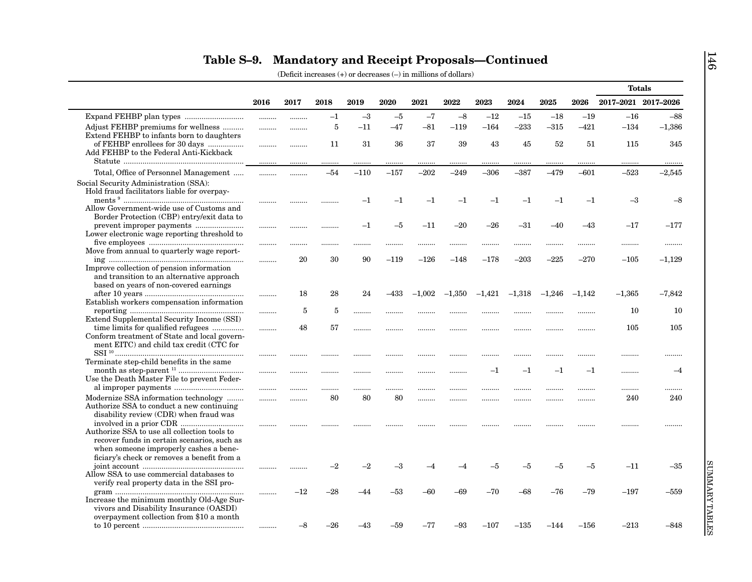## Table S–9. Mandatory and Receipt Proposals—Continued

(Deficit increases (+) or decreases (–) in millions of dollars)

| | 2016 | 2017 | 2018 | 2019 | 2020 | 2021 | 2022 | 2023 | 2024 | 2025 | 2026 | Totals 2017–2021 | Totals 2017–2026 |
|---|---|---|---|---|---|---|---|---|---|---|---|---|---|
| Expand FEHBP plan types | ......... | ......... | –1 | –3 | –5 | –7 | –8 | –12 | –15 | –18 | –19 | –16 | –88 |
| Adjust FEHBP premiums for wellness | ......... | ......... | 5 | –11 | –47 | –81 | –119 | –164 | –233 | –315 | –421 | –134 | –1,386 |
| Extend FEHBP to infants born to daughters of FEHBP enrollees for 30 days | ......... | ......... | 11 | 31 | 36 | 37 | 39 | 43 | 45 | 52 | 51 | 115 | 345 |
| Add FEHBP to the Federal Anti-Kickback Statute | ......... | ......... | ......... | ......... | ......... | ......... | ......... | ......... | ......... | ......... | ......... | ......... | ......... |
| Total, Office of Personnel Management | ......... | ......... | –54 | –110 | –157 | –202 | –249 | –306 | –387 | –479 | –601 | –523 | –2,545 |
| Social Security Administration (SSA): | | | | | | | | | | | | | |
| Hold fraud facilitators liable for overpayments [9] | ......... | ......... | ......... | –1 | –1 | –1 | –1 | –1 | –1 | –1 | –1 | –3 | –8 |
| Allow Government-wide use of Customs and Border Protection (CBP) entry/exit data to prevent improper payments | ......... | ......... | ......... | –1 | –5 | –11 | –20 | –26 | –31 | –40 | –43 | –17 | –177 |
| Lower electronic wage reporting threshold to five employees | ......... | ......... | ......... | ......... | ......... | ......... | ......... | ......... | ......... | ......... | ......... | ......... | ......... |
| Move from annual to quarterly wage reporting | ......... | 20 | 30 | 90 | –119 | –126 | –148 | –178 | –203 | –225 | –270 | –105 | –1,129 |
| Improve collection of pension information and transition to an alternative approach based on years of non-covered earnings after 10 years | ......... | 18 | 28 | 24 | –433 | –1,002 | –1,350 | –1,421 | –1,318 | –1,246 | –1,142 | –1,365 | –7,842 |
| Establish workers compensation information reporting | ......... | 5 | 5 | ......... | ......... | ......... | ......... | ......... | ......... | ......... | ......... | 10 | 10 |
| Extend Supplemental Security Income (SSI) time limits for qualified refugees | ......... | 48 | 57 | ......... | ......... | ......... | ......... | ......... | ......... | ......... | ......... | 105 | 105 |
| Conform treatment of State and local government EITC) and child tax credit (CTC for SSI [10] | ......... | ......... | ......... | ......... | ......... | ......... | ......... | ......... | ......... | ......... | ......... | ......... | ......... |
| Terminate step-child benefits in the same month as step-parent [11] | ......... | ......... | ......... | ......... | ......... | ......... | ......... | –1 | –1 | –1 | –1 | ......... | –4 |
| Use the Death Master File to prevent Federal improper payments | ......... | ......... | ......... | ......... | ......... | ......... | ......... | ......... | ......... | ......... | ......... | ......... | ......... |
| Modernize SSA information technology | ......... | ......... | 80 | 80 | 80 | ......... | ......... | ......... | ......... | ......... | ......... | 240 | 240 |
| Authorize SSA to conduct a new continuing disability review (CDR) when fraud was involved in a prior CDR | ......... | ......... | ......... | ......... | ......... | ......... | ......... | ......... | ......... | ......... | ......... | ......... | ......... |
| Authorize SSA to use all collection tools to recover funds in certain scenarios, such as when someone improperly cashes a beneficiary's check or removes a benefit from a joint account | ......... | ......... | –2 | –2 | –3 | –4 | –4 | –5 | –5 | –5 | –5 | –11 | –35 |
| Allow SSA to use commercial databases to verify real property data in the SSI program | ......... | –12 | –28 | –44 | –53 | –60 | –69 | –70 | –68 | –76 | –79 | –197 | –559 |
| Increase the minimum monthly Old-Age Survivors and Disability Insurance (OASDI) overpayment collection from $10 a month to 10 percent | ......... | –8 | –26 | –43 | –59 | –77 | –93 | –107 | –135 | –144 | –156 | –213 | –848 |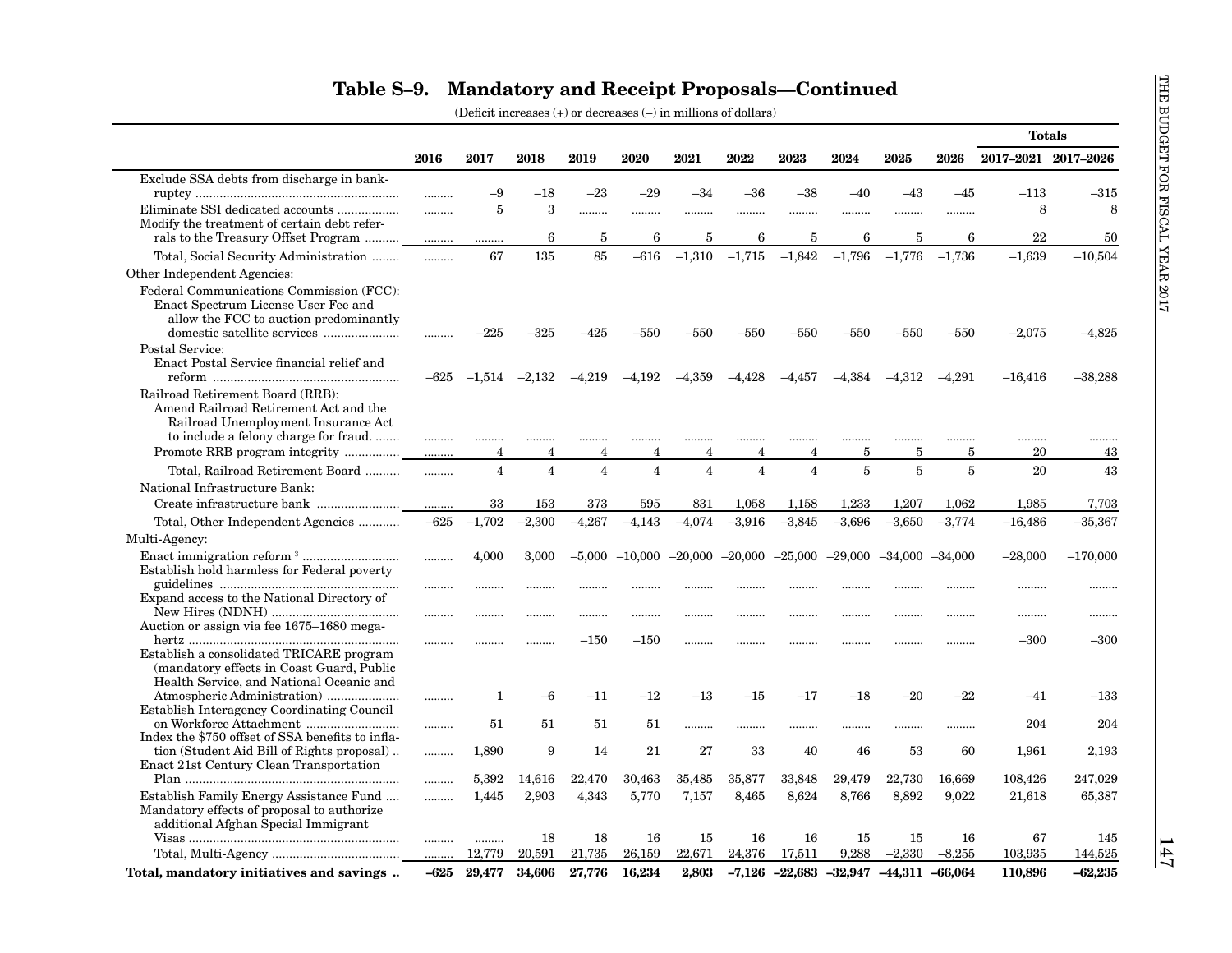## Table S–9. Mandatory and Receipt Proposals—Continued

(Deficit increases (+) or decreases (–) in millions of dollars)

| | 2016 | 2017 | 2018 | 2019 | 2020 | 2021 | 2022 | 2023 | 2024 | 2025 | 2026 | Totals 2017–2021 | Totals 2017–2026 |
|---|---|---|---|---|---|---|---|---|---|---|---|---|---|
| Exclude SSA debts from discharge in bankruptcy | ......... | –9 | –18 | –23 | –29 | –34 | –36 | –38 | –40 | –43 | –45 | –113 | –315 |
| Eliminate SSI dedicated accounts | ......... | 5 | 3 | ......... | ......... | ......... | ......... | ......... | ......... | ......... | ......... | 8 | 8 |
| Modify the treatment of certain debt referrals to the Treasury Offset Program | ......... | ......... | 6 | 5 | 6 | 5 | 6 | 5 | 6 | 5 | 6 | 22 | 50 |
| Total, Social Security Administration | ......... | 67 | 135 | 85 | –616 | –1,310 | –1,715 | –1,842 | –1,796 | –1,776 | –1,736 | –1,639 | –10,504 |
| Other Independent Agencies: | | | | | | | | | | | | | |
| Federal Communications Commission (FCC): | | | | | | | | | | | | | |
| Enact Spectrum License User Fee and allow the FCC to auction predominantly domestic satellite services | ......... | –225 | –325 | –425 | –550 | –550 | –550 | –550 | –550 | –550 | –550 | –2,075 | –4,825 |
| Postal Service: | | | | | | | | | | | | | |
| Enact Postal Service financial relief and reform | –625 | –1,514 | –2,132 | –4,219 | –4,192 | –4,359 | –4,428 | –4,457 | –4,384 | –4,312 | –4,291 | –16,416 | –38,288 |
| Railroad Retirement Board (RRB): | | | | | | | | | | | | | |
| Amend Railroad Retirement Act and the Railroad Unemployment Insurance Act to include a felony charge for fraud. | ......... | ......... | ......... | ......... | ......... | ......... | ......... | ......... | ......... | ......... | ......... | ......... | ......... |
| Promote RRB program integrity | ......... | 4 | 4 | 4 | 4 | 4 | 4 | 4 | 5 | 5 | 5 | 20 | 43 |
| Total, Railroad Retirement Board | ......... | 4 | 4 | 4 | 4 | 4 | 4 | 4 | 5 | 5 | 5 | 20 | 43 |
| National Infrastructure Bank: | | | | | | | | | | | | | |
| Create infrastructure bank | ......... | 33 | 153 | 373 | 595 | 831 | 1,058 | 1,158 | 1,233 | 1,207 | 1,062 | 1,985 | 7,703 |
| Total, Other Independent Agencies | –625 | –1,702 | –2,300 | –4,267 | –4,143 | –4,074 | –3,916 | –3,845 | –3,696 | –3,650 | –3,774 | –16,486 | –35,367 |
| Multi-Agency: | | | | | | | | | | | | | |
| Enact immigration reform [3] | ......... | 4,000 | 3,000 | –5,000 | –10,000 | –20,000 | –20,000 | –25,000 | –29,000 | –34,000 | –34,000 | –28,000 | –170,000 |
| Establish hold harmless for Federal poverty guidelines | ......... | ......... | ......... | ......... | ......... | ......... | ......... | ......... | ......... | ......... | ......... | ......... | ......... |
| Expand access to the National Directory of New Hires (NDNH) | ......... | ......... | ......... | ......... | ......... | ......... | ......... | ......... | ......... | ......... | ......... | ......... | ......... |
| Auction or assign via fee 1675–1680 megahertz | ......... | ......... | ......... | –150 | –150 | ......... | ......... | ......... | ......... | ......... | ......... | –300 | –300 |
| Establish a consolidated TRICARE program (mandatory effects in Coast Guard, Public Health Service, and National Oceanic and Atmospheric Administration) | ......... | 1 | –6 | –11 | –12 | –13 | –15 | –17 | –18 | –20 | –22 | –41 | –133 |
| Establish Interagency Coordinating Council on Workforce Attachment | ......... | 51 | 51 | 51 | 51 | ......... | ......... | ......... | ......... | ......... | ......... | 204 | 204 |
| Index the $750 offset of SSA benefits to inflation (Student Aid Bill of Rights proposal) | ......... | 1,890 | 9 | 14 | 21 | 27 | 33 | 40 | 46 | 53 | 60 | 1,961 | 2,193 |
| Enact 21st Century Clean Transportation Plan | ......... | 5,392 | 14,616 | 22,470 | 30,463 | 35,485 | 35,877 | 33,848 | 29,479 | 22,730 | 16,669 | 108,426 | 247,029 |
| Establish Family Energy Assistance Fund | ......... | 1,445 | 2,903 | 4,343 | 5,770 | 7,157 | 8,465 | 8,624 | 8,766 | 8,892 | 9,022 | 21,618 | 65,387 |
| Mandatory effects of proposal to authorize additional Afghan Special Immigrant Visas | ......... | ......... | 18 | 18 | 16 | 15 | 16 | 16 | 15 | 15 | 16 | 67 | 145 |
| Total, Multi-Agency | ......... | 12,779 | 20,591 | 21,735 | 26,159 | 22,671 | 24,376 | 17,511 | 9,288 | –2,330 | –8,255 | 103,935 | 144,525 |
| **Total, mandatory initiatives and savings** | **–625** | **29,477** | **34,606** | **27,776** | **16,234** | **2,803** | **–7,126** | **–22,683** | **–32,947** | **–44,311** | **–66,064** | **110,896** | **–62,235** |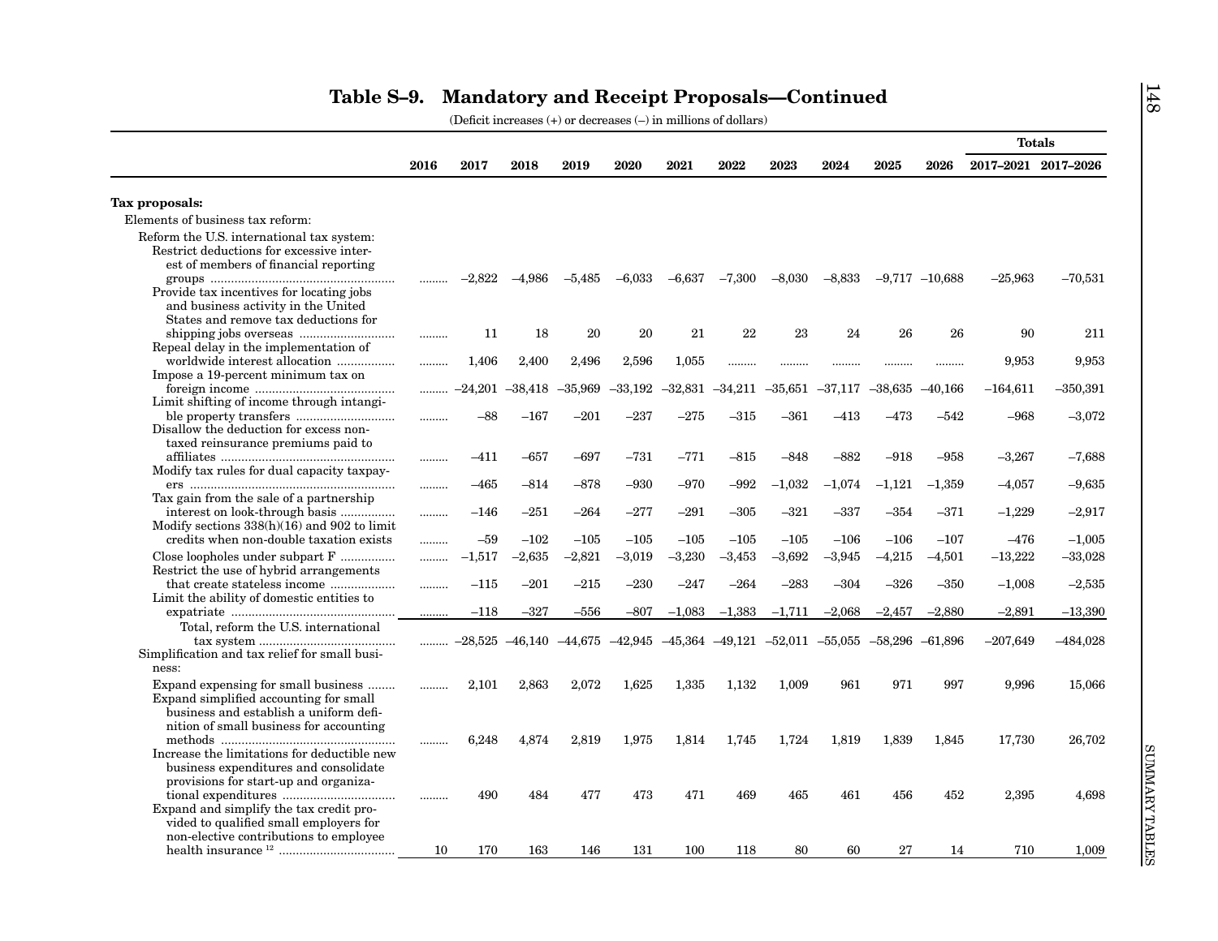# Table S–9. Mandatory and Receipt Proposals—Continued

(Deficit increases (+) or decreases (–) in millions of dollars)

| | 2016 | 2017 | 2018 | 2019 | 2020 | 2021 | 2022 | 2023 | 2024 | 2025 | 2026 | Totals 2017–2021 | Totals 2017–2026 |
|---|---|---|---|---|---|---|---|---|---|---|---|---|---|
| **Tax proposals:** | | | | | | | | | | | | | |
| Elements of business tax reform: | | | | | | | | | | | | | |
| Reform the U.S. international tax system: | | | | | | | | | | | | | |
| Restrict deductions for excessive interest of members of financial reporting groups | ......... | –2,822 | –4,986 | –5,485 | –6,033 | –6,637 | –7,300 | –8,030 | –8,833 | –9,717 | –10,688 | –25,963 | –70,531 |
| Provide tax incentives for locating jobs and business activity in the United States and remove tax deductions for shipping jobs overseas | ......... | 11 | 18 | 20 | 20 | 21 | 22 | 23 | 24 | 26 | 26 | 90 | 211 |
| Repeal delay in the implementation of worldwide interest allocation | ......... | 1,406 | 2,400 | 2,496 | 2,596 | 1,055 | ......... | ......... | ......... | ......... | ......... | 9,953 | 9,953 |
| Impose a 19-percent minimum tax on foreign income | ......... | –24,201 | –38,418 | –35,969 | –33,192 | –32,831 | –34,211 | –35,651 | –37,117 | –38,635 | –40,166 | –164,611 | –350,391 |
| Limit shifting of income through intangible property transfers | ......... | –88 | –167 | –201 | –237 | –275 | –315 | –361 | –413 | –473 | –542 | –968 | –3,072 |
| Disallow the deduction for excess non-taxed reinsurance premiums paid to affiliates | ......... | –411 | –657 | –697 | –731 | –771 | –815 | –848 | –882 | –918 | –958 | –3,267 | –7,688 |
| Modify tax rules for dual capacity taxpayers | ......... | –465 | –814 | –878 | –930 | –970 | –992 | –1,032 | –1,074 | –1,121 | –1,359 | –4,057 | –9,635 |
| Tax gain from the sale of a partnership interest on look-through basis | ......... | –146 | –251 | –264 | –277 | –291 | –305 | –321 | –337 | –354 | –371 | –1,229 | –2,917 |
| Modify sections 338(h)(16) and 902 to limit credits when non-double taxation exists | ......... | –59 | –102 | –105 | –105 | –105 | –105 | –105 | –106 | –106 | –107 | –476 | –1,005 |
| Close loopholes under subpart F | ......... | –1,517 | –2,635 | –2,821 | –3,019 | –3,230 | –3,453 | –3,692 | –3,945 | –4,215 | –4,501 | –13,222 | –33,028 |
| Restrict the use of hybrid arrangements that create stateless income | ......... | –115 | –201 | –215 | –230 | –247 | –264 | –283 | –304 | –326 | –350 | –1,008 | –2,535 |
| Limit the ability of domestic entities to expatriate | ......... | –118 | –327 | –556 | –807 | –1,083 | –1,383 | –1,711 | –2,068 | –2,457 | –2,880 | –2,891 | –13,390 |
| Total, reform the U.S. international tax system | ......... | –28,525 | –46,140 | –44,675 | –42,945 | –45,364 | –49,121 | –52,011 | –55,055 | –58,296 | –61,896 | –207,649 | –484,028 |
| Simplification and tax relief for small business: | | | | | | | | | | | | | |
| Expand expensing for small business | ......... | 2,101 | 2,863 | 2,072 | 1,625 | 1,335 | 1,132 | 1,009 | 961 | 971 | 997 | 9,996 | 15,066 |
| Expand simplified accounting for small business and establish a uniform definition of small business for accounting methods | ......... | 6,248 | 4,874 | 2,819 | 1,975 | 1,814 | 1,745 | 1,724 | 1,819 | 1,839 | 1,845 | 17,730 | 26,702 |
| Increase the limitations for deductible new business expenditures and consolidate provisions for start-up and organizational expenditures | ......... | 490 | 484 | 477 | 473 | 471 | 469 | 465 | 461 | 456 | 452 | 2,395 | 4,698 |
| Expand and simplify the tax credit provided to qualified small employers for non-elective contributions to employee health insurance [12] | 10 | 170 | 163 | 146 | 131 | 100 | 118 | 80 | 60 | 27 | 14 | 710 | 1,009 |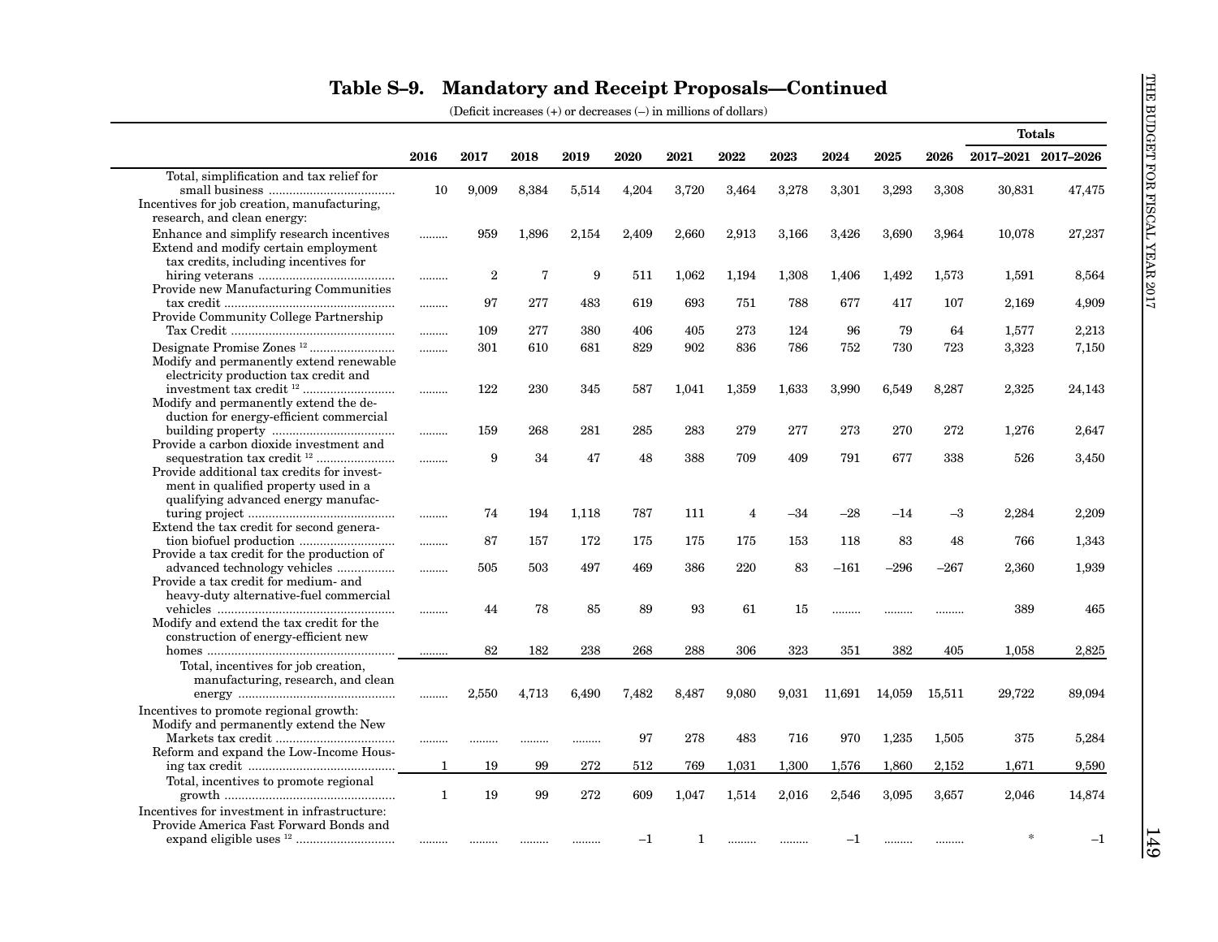# Table S–9. Mandatory and Receipt Proposals—Continued

(Deficit increases (+) or decreases (–) in millions of dollars)

| | 2016 | 2017 | 2018 | 2019 | 2020 | 2021 | 2022 | 2023 | 2024 | 2025 | 2026 | Totals 2017–2021 | Totals 2017–2026 |
|---|---|---|---|---|---|---|---|---|---|---|---|---|---|
| Total, simplification and tax relief for small business | 10 | 9,009 | 8,384 | 5,514 | 4,204 | 3,720 | 3,464 | 3,278 | 3,301 | 3,293 | 3,308 | 30,831 | 47,475 |
| Incentives for job creation, manufacturing, research, and clean energy: | | | | | | | | | | | | | |
| Enhance and simplify research incentives | ......... | 959 | 1,896 | 2,154 | 2,409 | 2,660 | 2,913 | 3,166 | 3,426 | 3,690 | 3,964 | 10,078 | 27,237 |
| Extend and modify certain employment tax credits, including incentives for hiring veterans | ......... | 2 | 7 | 9 | 511 | 1,062 | 1,194 | 1,308 | 1,406 | 1,492 | 1,573 | 1,591 | 8,564 |
| Provide new Manufacturing Communities tax credit | ......... | 97 | 277 | 483 | 619 | 693 | 751 | 788 | 677 | 417 | 107 | 2,169 | 4,909 |
| Provide Community College Partnership Tax Credit | ......... | 109 | 277 | 380 | 406 | 405 | 273 | 124 | 96 | 79 | 64 | 1,577 | 2,213 |
| Designate Promise Zones [12] | ......... | 301 | 610 | 681 | 829 | 902 | 836 | 786 | 752 | 730 | 723 | 3,323 | 7,150 |
| Modify and permanently extend renewable electricity production tax credit and investment tax credit [12] | ......... | 122 | 230 | 345 | 587 | 1,041 | 1,359 | 1,633 | 3,990 | 6,549 | 8,287 | 2,325 | 24,143 |
| Modify and permanently extend the deduction for energy-efficient commercial building property | ......... | 159 | 268 | 281 | 285 | 283 | 279 | 277 | 273 | 270 | 272 | 1,276 | 2,647 |
| Provide a carbon dioxide investment and sequestration tax credit [12] | ......... | 9 | 34 | 47 | 48 | 388 | 709 | 409 | 791 | 677 | 338 | 526 | 3,450 |
| Provide additional tax credits for investment in qualified property used in a qualifying advanced energy manufacturing project | ......... | 74 | 194 | 1,118 | 787 | 111 | 4 | –34 | –28 | –14 | –3 | 2,284 | 2,209 |
| Extend the tax credit for second generation biofuel production | ......... | 87 | 157 | 172 | 175 | 175 | 175 | 153 | 118 | 83 | 48 | 766 | 1,343 |
| Provide a tax credit for the production of advanced technology vehicles | ......... | 505 | 503 | 497 | 469 | 386 | 220 | 83 | –161 | –296 | –267 | 2,360 | 1,939 |
| Provide a tax credit for medium- and heavy-duty alternative-fuel commercial vehicles | ......... | 44 | 78 | 85 | 89 | 93 | 61 | 15 | ......... | ......... | ......... | 389 | 465 |
| Modify and extend the tax credit for the construction of energy-efficient new homes | ......... | 82 | 182 | 238 | 268 | 288 | 306 | 323 | 351 | 382 | 405 | 1,058 | 2,825 |
| Total, incentives for job creation, manufacturing, research, and clean energy | ......... | 2,550 | 4,713 | 6,490 | 7,482 | 8,487 | 9,080 | 9,031 | 11,691 | 14,059 | 15,511 | 29,722 | 89,094 |
| Incentives to promote regional growth: | | | | | | | | | | | | | |
| Modify and permanently extend the New Markets tax credit | ......... | ......... | ......... | ......... | 97 | 278 | 483 | 716 | 970 | 1,235 | 1,505 | 375 | 5,284 |
| Reform and expand the Low-Income Housing tax credit | 1 | 19 | 99 | 272 | 512 | 769 | 1,031 | 1,300 | 1,576 | 1,860 | 2,152 | 1,671 | 9,590 |
| Total, incentives to promote regional growth | 1 | 19 | 99 | 272 | 609 | 1,047 | 1,514 | 2,016 | 2,546 | 3,095 | 3,657 | 2,046 | 14,874 |
| Incentives for investment in infrastructure: | | | | | | | | | | | | | |
| Provide America Fast Forward Bonds and expand eligible uses [12] | ......... | ......... | ......... | ......... | –1 | 1 | ......... | ......... | –1 | ......... | ......... | * | –1 |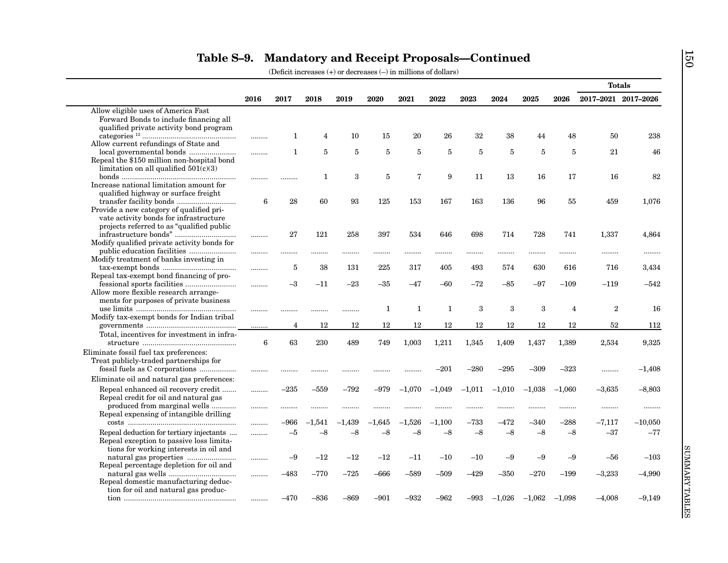## Table S–9. Mandatory and Receipt Proposals—Continued

(Deficit increases (+) or decreases (–) in millions of dollars)

| | 2016 | 2017 | 2018 | 2019 | 2020 | 2021 | 2022 | 2023 | 2024 | 2025 | 2026 | Totals 2017–2021 | Totals 2017–2026 |
|---|---|---|---|---|---|---|---|---|---|---|---|---|---|
| Allow eligible uses of America Fast Forward Bonds to include financing all qualified private activity bond program categories [12] | ......... | 1 | 4 | 10 | 15 | 20 | 26 | 32 | 38 | 44 | 48 | 50 | 238 |
| Allow current refundings of State and local governmental bonds | ......... | 1 | 5 | 5 | 5 | 5 | 5 | 5 | 5 | 5 | 5 | 21 | 46 |
| Repeal the $150 million non-hospital bond limitation on all qualified 501(c)(3) bonds | ......... | ......... | 1 | 3 | 5 | 7 | 9 | 11 | 13 | 16 | 17 | 16 | 82 |
| Increase national limitation amount for qualified highway or surface freight transfer facility bonds | 6 | 28 | 60 | 93 | 125 | 153 | 167 | 163 | 136 | 96 | 55 | 459 | 1,076 |
| Provide a new category of qualified private activity bonds for infrastructure projects referred to as "qualified public infrastructure bonds" | ......... | 27 | 121 | 258 | 397 | 534 | 646 | 698 | 714 | 728 | 741 | 1,337 | 4,864 |
| Modify qualified private activity bonds for public education facilities | ......... | ......... | ......... | ......... | ......... | ......... | ......... | ......... | ......... | ......... | ......... | ......... | ......... |
| Modify treatment of banks investing in tax-exempt bonds | ......... | 5 | 38 | 131 | 225 | 317 | 405 | 493 | 574 | 630 | 616 | 716 | 3,434 |
| Repeal tax-exempt bond financing of professional sports facilities | ......... | –3 | –11 | –23 | –35 | –47 | –60 | –72 | –85 | –97 | –109 | –119 | –542 |
| Allow more flexible research arrangements for purposes of private business use limits | ......... | ......... | ......... | ......... | 1 | 1 | 1 | 3 | 3 | 3 | 4 | 2 | 16 |
| Modify tax-exempt bonds for Indian tribal governments | ......... | 4 | 12 | 12 | 12 | 12 | 12 | 12 | 12 | 12 | 12 | 52 | 112 |
| Total, incentives for investment in infrastructure | 6 | 63 | 230 | 489 | 749 | 1,003 | 1,211 | 1,345 | 1,409 | 1,437 | 1,389 | 2,534 | 9,325 |
| Eliminate fossil fuel tax preferences: | | | | | | | | | | | | | |
| Treat publicly-traded partnerships for fossil fuels as C corporations | ......... | ......... | ......... | ......... | ......... | ......... | –201 | –280 | –295 | –309 | –323 | ......... | –1,408 |
| Eliminate oil and natural gas preferences: | | | | | | | | | | | | | |
| Repeal enhanced oil recovery credit | ......... | –235 | –559 | –792 | –979 | –1,070 | –1,049 | –1,011 | –1,010 | –1,038 | –1,060 | –3,635 | –8,803 |
| Repeal credit for oil and natural gas produced from marginal wells | ......... | ......... | ......... | ......... | ......... | ......... | ......... | ......... | ......... | ......... | ......... | ......... | ......... |
| Repeal expensing of intangible drilling costs | ......... | –966 | –1,541 | –1,439 | –1,645 | –1,526 | –1,100 | –733 | –472 | –340 | –288 | –7,117 | –10,050 |
| Repeal deduction for tertiary injectants | ......... | –5 | –8 | –8 | –8 | –8 | –8 | –8 | –8 | –8 | –8 | –37 | –77 |
| Repeal exception to passive loss limitations for working interests in oil and natural gas properties | ......... | –9 | –12 | –12 | –12 | –11 | –10 | –10 | –9 | –9 | –9 | –56 | –103 |
| Repeal percentage depletion for oil and natural gas wells | ......... | –483 | –770 | –725 | –666 | –589 | –509 | –429 | –350 | –270 | –199 | –3,233 | –4,990 |
| Repeal domestic manufacturing deduction for oil and natural gas production | ......... | –470 | –836 | –869 | –901 | –932 | –962 | –993 | –1,026 | –1,062 | –1,098 | –4,008 | –9,149 |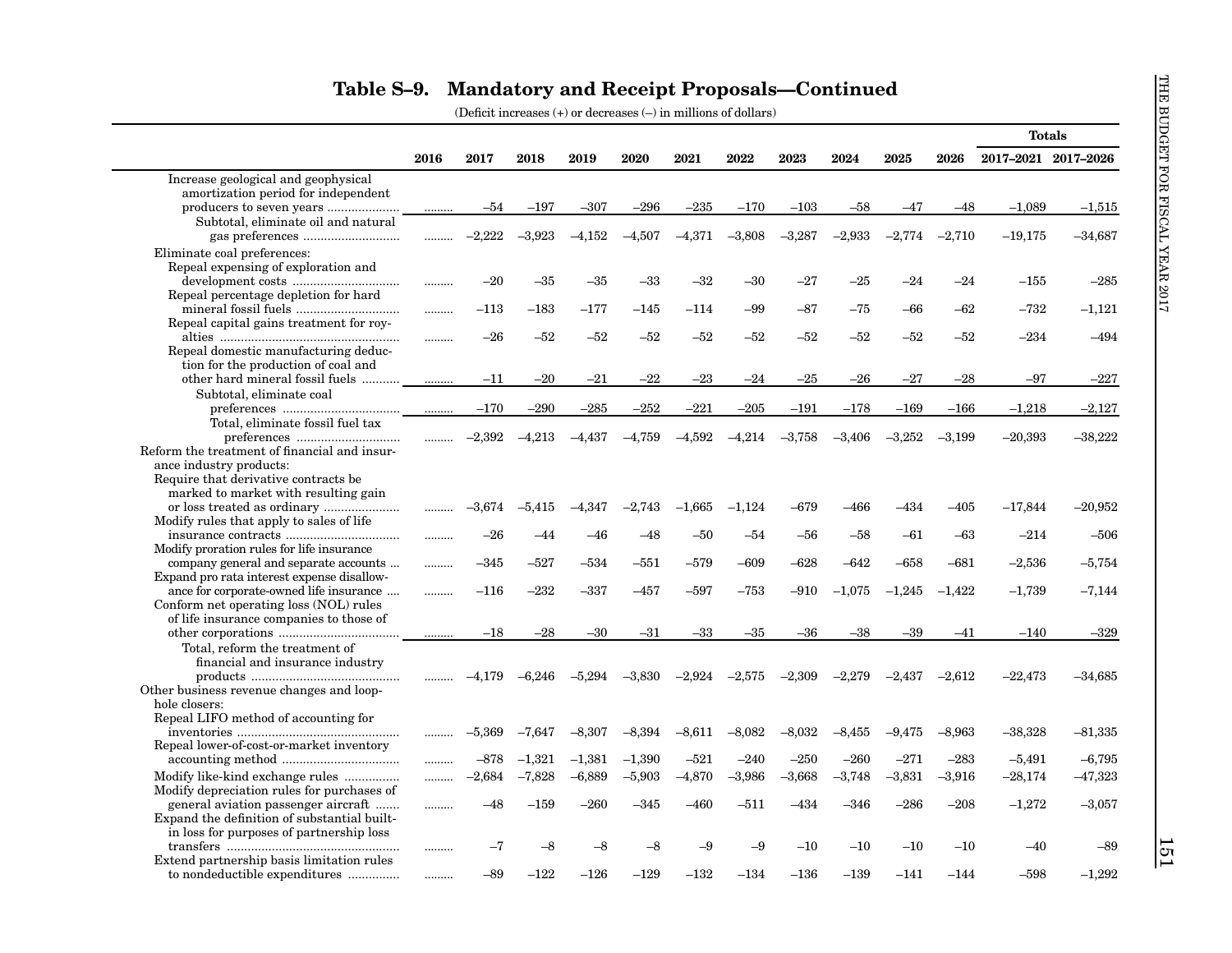## Table S–9. Mandatory and Receipt Proposals—Continued

(Deficit increases (+) or decreases (–) in millions of dollars)

| | 2016 | 2017 | 2018 | 2019 | 2020 | 2021 | 2022 | 2023 | 2024 | 2025 | 2026 | Totals 2017–2021 | Totals 2017–2026 |
|---|---|---|---|---|---|---|---|---|---|---|---|---|---|
| Increase geological and geophysical amortization period for independent producers to seven years | ......... | –54 | –197 | –307 | –296 | –235 | –170 | –103 | –58 | –47 | –48 | –1,089 | –1,515 |
| Subtotal, eliminate oil and natural gas preferences | ......... | –2,222 | –3,923 | –4,152 | –4,507 | –4,371 | –3,808 | –3,287 | –2,933 | –2,774 | –2,710 | –19,175 | –34,687 |
| Eliminate coal preferences: | | | | | | | | | | | | | |
| Repeal expensing of exploration and development costs | ......... | –20 | –35 | –35 | –33 | –32 | –30 | –27 | –25 | –24 | –24 | –155 | –285 |
| Repeal percentage depletion for hard mineral fossil fuels | ......... | –113 | –183 | –177 | –145 | –114 | –99 | –87 | –75 | –66 | –62 | –732 | –1,121 |
| Repeal capital gains treatment for royalties | ......... | –26 | –52 | –52 | –52 | –52 | –52 | –52 | –52 | –52 | –52 | –234 | –494 |
| Repeal domestic manufacturing deduction for the production of coal and other hard mineral fossil fuels | ......... | –11 | –20 | –21 | –22 | –23 | –24 | –25 | –26 | –27 | –28 | –97 | –227 |
| Subtotal, eliminate coal preferences | ......... | –170 | –290 | –285 | –252 | –221 | –205 | –191 | –178 | –169 | –166 | –1,218 | –2,127 |
| Total, eliminate fossil fuel tax preferences | ......... | –2,392 | –4,213 | –4,437 | –4,759 | –4,592 | –4,214 | –3,758 | –3,406 | –3,252 | –3,199 | –20,393 | –38,222 |
| Reform the treatment of financial and insurance industry products: | | | | | | | | | | | | | |
| Require that derivative contracts be marked to market with resulting gain or loss treated as ordinary | ......... | –3,674 | –5,415 | –4,347 | –2,743 | –1,665 | –1,124 | –679 | –466 | –434 | –405 | –17,844 | –20,952 |
| Modify rules that apply to sales of life insurance contracts | ......... | –26 | –44 | –46 | –48 | –50 | –54 | –56 | –58 | –61 | –63 | –214 | –506 |
| Modify proration rules for life insurance company general and separate accounts | ......... | –345 | –527 | –534 | –551 | –579 | –609 | –628 | –642 | –658 | –681 | –2,536 | –5,754 |
| Expand pro rata interest expense disallowance for corporate-owned life insurance | ......... | –116 | –232 | –337 | –457 | –597 | –753 | –910 | –1,075 | –1,245 | –1,422 | –1,739 | –7,144 |
| Conform net operating loss (NOL) rules of life insurance companies to those of other corporations | ......... | –18 | –28 | –30 | –31 | –33 | –35 | –36 | –38 | –39 | –41 | –140 | –329 |
| Total, reform the treatment of financial and insurance industry products | ......... | –4,179 | –6,246 | –5,294 | –3,830 | –2,924 | –2,575 | –2,309 | –2,279 | –2,437 | –2,612 | –22,473 | –34,685 |
| Other business revenue changes and loophole closers: | | | | | | | | | | | | | |
| Repeal LIFO method of accounting for inventories | ......... | –5,369 | –7,647 | –8,307 | –8,394 | –8,611 | –8,082 | –8,032 | –8,455 | –9,475 | –8,963 | –38,328 | –81,335 |
| Repeal lower-of-cost-or-market inventory accounting method | ......... | –878 | –1,321 | –1,381 | –1,390 | –521 | –240 | –250 | –260 | –271 | –283 | –5,491 | –6,795 |
| Modify like-kind exchange rules | ......... | –2,684 | –7,828 | –6,889 | –5,903 | –4,870 | –3,986 | –3,668 | –3,748 | –3,831 | –3,916 | –28,174 | –47,323 |
| Modify depreciation rules for purchases of general aviation passenger aircraft | ......... | –48 | –159 | –260 | –345 | –460 | –511 | –434 | –346 | –286 | –208 | –1,272 | –3,057 |
| Expand the definition of substantial built-in loss for purposes of partnership loss transfers | ......... | –7 | –8 | –8 | –8 | –9 | –9 | –10 | –10 | –10 | –10 | –40 | –89 |
| Extend partnership basis limitation rules to nondeductible expenditures | ......... | –89 | –122 | –126 | –129 | –132 | –134 | –136 | –139 | –141 | –144 | –598 | –1,292 |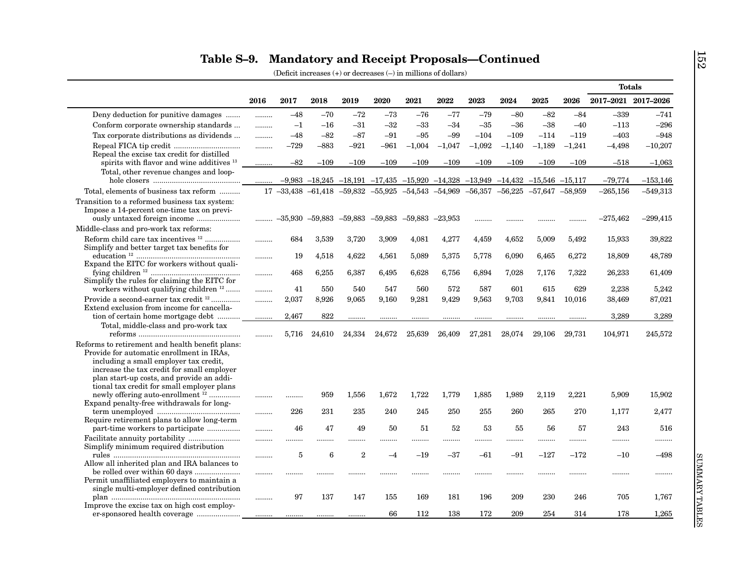# Table S–9. Mandatory and Receipt Proposals—Continued

(Deficit increases (+) or decreases (–) in millions of dollars)

| | 2016 | 2017 | 2018 | 2019 | 2020 | 2021 | 2022 | 2023 | 2024 | 2025 | 2026 | Totals 2017–2021 | Totals 2017–2026 |
|---|---|---|---|---|---|---|---|---|---|---|---|---|---|
| Deny deduction for punitive damages | ......... | –48 | –70 | –72 | –73 | –76 | –77 | –79 | –80 | –82 | –84 | –339 | –741 |
| Conform corporate ownership standards | ......... | –1 | –16 | –31 | –32 | –33 | –34 | –35 | –36 | –38 | –40 | –113 | –296 |
| Tax corporate distributions as dividends | ......... | –48 | –82 | –87 | –91 | –95 | –99 | –104 | –109 | –114 | –119 | –403 | –948 |
| Repeal FICA tip credit | ......... | –729 | –883 | –921 | –961 | –1,004 | –1,047 | –1,092 | –1,140 | –1,189 | –1,241 | –4,498 | –10,207 |
| Repeal the excise tax credit for distilled spirits with flavor and wine additives [13] | ......... | –82 | –109 | –109 | –109 | –109 | –109 | –109 | –109 | –109 | –109 | –518 | –1,063 |
| Total, other revenue changes and loophole closers | ......... | –9,983 | –18,245 | –18,191 | –17,435 | –15,920 | –14,328 | –13,949 | –14,432 | –15,546 | –15,117 | –79,774 | –153,146 |
| Total, elements of business tax reform | 17 | –33,438 | –61,418 | –59,832 | –55,925 | –54,543 | –54,969 | –56,357 | –56,225 | –57,647 | –58,959 | –265,156 | –549,313 |
| Transition to a reformed business tax system: | | | | | | | | | | | | | |
| Impose a 14-percent one-time tax on previously untaxed foreign income | ......... | –35,930 | –59,883 | –59,883 | –59,883 | –59,883 | –23,953 | ......... | ......... | ......... | ......... | –275,462 | –299,415 |
| Middle-class and pro-work tax reforms: | | | | | | | | | | | | | |
| Reform child care tax incentives [12] | ......... | 684 | 3,539 | 3,720 | 3,909 | 4,081 | 4,277 | 4,459 | 4,652 | 5,009 | 5,492 | 15,933 | 39,822 |
| Simplify and better target tax benefits for education [12] | ......... | 19 | 4,518 | 4,622 | 4,561 | 5,089 | 5,375 | 5,778 | 6,090 | 6,465 | 6,272 | 18,809 | 48,789 |
| Expand the EITC for workers without qualifying children [12] | ......... | 468 | 6,255 | 6,387 | 6,495 | 6,628 | 6,756 | 6,894 | 7,028 | 7,176 | 7,322 | 26,233 | 61,409 |
| Simplify the rules for claiming the EITC for workers without qualifying children [12] | ......... | 41 | 550 | 540 | 547 | 560 | 572 | 587 | 601 | 615 | 629 | 2,238 | 5,242 |
| Provide a second-earner tax credit [12] | ......... | 2,037 | 8,926 | 9,065 | 9,160 | 9,281 | 9,429 | 9,563 | 9,703 | 9,841 | 10,016 | 38,469 | 87,021 |
| Extend exclusion from income for cancellation of certain home mortgage debt | ......... | 2,467 | 822 | ......... | ......... | ......... | ......... | ......... | ......... | ......... | ......... | 3,289 | 3,289 |
| Total, middle-class and pro-work tax reforms | ......... | 5,716 | 24,610 | 24,334 | 24,672 | 25,639 | 26,409 | 27,281 | 28,074 | 29,106 | 29,731 | 104,971 | 245,572 |
| Reforms to retirement and health benefit plans: | | | | | | | | | | | | | |
| Provide for automatic enrollment in IRAs, including a small employer tax credit, increase the tax credit for small employer plan start-up costs, and provide an additional tax credit for small employer plans newly offering auto-enrollment [12] | ......... | ......... | 959 | 1,556 | 1,672 | 1,722 | 1,779 | 1,885 | 1,989 | 2,119 | 2,221 | 5,909 | 15,902 |
| Expand penalty-free withdrawals for long-term unemployed | ......... | 226 | 231 | 235 | 240 | 245 | 250 | 255 | 260 | 265 | 270 | 1,177 | 2,477 |
| Require retirement plans to allow long-term part-time workers to participate | ......... | 46 | 47 | 49 | 50 | 51 | 52 | 53 | 55 | 56 | 57 | 243 | 516 |
| Facilitate annuity portability | ......... | ......... | ......... | ......... | ......... | ......... | ......... | ......... | ......... | ......... | ......... | ......... | ......... |
| Simplify minimum required distribution rules | ......... | 5 | 6 | 2 | –4 | –19 | –37 | –61 | –91 | –127 | –172 | –10 | –498 |
| Allow all inherited plan and IRA balances to be rolled over within 60 days | ......... | ......... | ......... | ......... | ......... | ......... | ......... | ......... | ......... | ......... | ......... | ......... | ......... |
| Permit unaffiliated employers to maintain a single multi-employer defined contribution plan | ......... | 97 | 137 | 147 | 155 | 169 | 181 | 196 | 209 | 230 | 246 | 705 | 1,767 |
| Improve the excise tax on high cost employer-sponsored health coverage | ......... | ......... | ......... | ......... | 66 | 112 | 138 | 172 | 209 | 254 | 314 | 178 | 1,265 |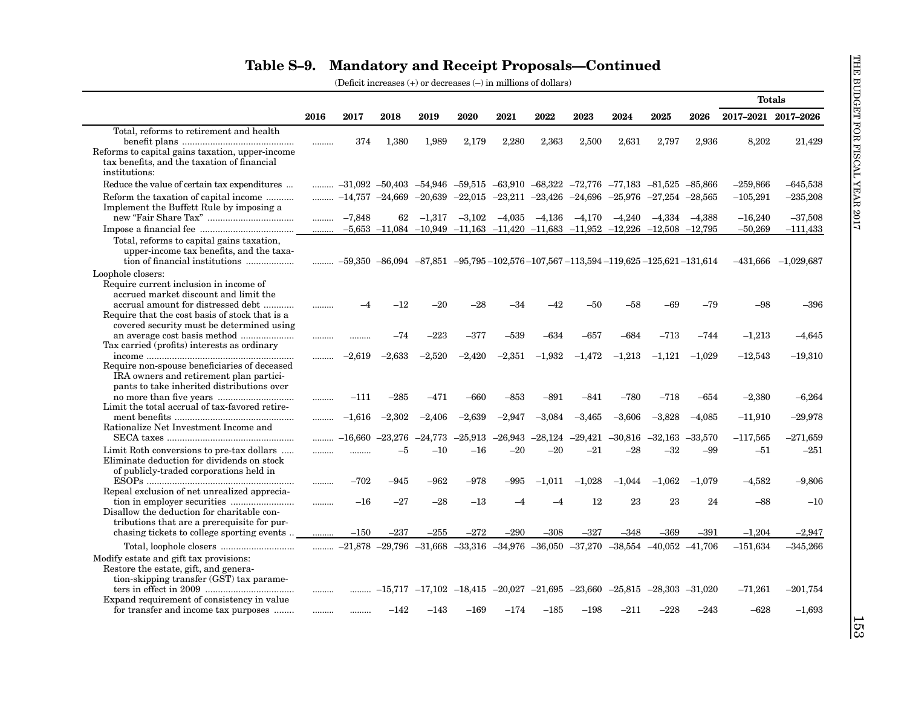# Table S–9. Mandatory and Receipt Proposals—Continued

(Deficit increases (+) or decreases (–) in millions of dollars)

| | 2016 | 2017 | 2018 | 2019 | 2020 | 2021 | 2022 | 2023 | 2024 | 2025 | 2026 | Totals 2017–2021 | Totals 2017–2026 |
|---|---|---|---|---|---|---|---|---|---|---|---|---|---|
| Total, reforms to retirement and health benefit plans | ......... | 374 | 1,380 | 1,989 | 2,179 | 2,280 | 2,363 | 2,500 | 2,631 | 2,797 | 2,936 | 8,202 | 21,429 |
| Reforms to capital gains taxation, upper-income tax benefits, and the taxation of financial institutions: | | | | | | | | | | | | | |
| Reduce the value of certain tax expenditures | ......... | –31,092 | –50,403 | –54,946 | –59,515 | –63,910 | –68,322 | –72,776 | –77,183 | –81,525 | –85,866 | –259,866 | –645,538 |
| Reform the taxation of capital income | ......... | –14,757 | –24,669 | –20,639 | –22,015 | –23,211 | –23,426 | –24,696 | –25,976 | –27,254 | –28,565 | –105,291 | –235,208 |
| Implement the Buffett Rule by imposing a new "Fair Share Tax" | ......... | –7,848 | 62 | –1,317 | –3,102 | –4,035 | –4,136 | –4,170 | –4,240 | –4,334 | –4,388 | –16,240 | –37,508 |
| Impose a financial fee | ......... | –5,653 | –11,084 | –10,949 | –11,163 | –11,420 | –11,683 | –11,952 | –12,226 | –12,508 | –12,795 | –50,269 | –111,433 |
| Total, reforms to capital gains taxation, upper-income tax benefits, and the taxation of financial institutions | ......... | –59,350 | –86,094 | –87,851 | –95,795 | –102,576 | –107,567 | –113,594 | –119,625 | –125,621 | –131,614 | –431,666 | –1,029,687 |
| Loophole closers: | | | | | | | | | | | | | |
| Require current inclusion in income of accrued market discount and limit the accrual amount for distressed debt | ......... | –4 | –12 | –20 | –28 | –34 | –42 | –50 | –58 | –69 | –79 | –98 | –396 |
| Require that the cost basis of stock that is a covered security must be determined using an average cost basis method | ......... | ......... | –74 | –223 | –377 | –539 | –634 | –657 | –684 | –713 | –744 | –1,213 | –4,645 |
| Tax carried (profits) interests as ordinary income | ......... | –2,619 | –2,633 | –2,520 | –2,420 | –2,351 | –1,932 | –1,472 | –1,213 | –1,121 | –1,029 | –12,543 | –19,310 |
| Require non-spouse beneficiaries of deceased IRA owners and retirement plan participants to take inherited distributions over no more than five years | ......... | –111 | –285 | –471 | –660 | –853 | –891 | –841 | –780 | –718 | –654 | –2,380 | –6,264 |
| Limit the total accrual of tax-favored retirement benefits | ......... | –1,616 | –2,302 | –2,406 | –2,639 | –2,947 | –3,084 | –3,465 | –3,606 | –3,828 | –4,085 | –11,910 | –29,978 |
| Rationalize Net Investment Income and SECA taxes | ......... | –16,660 | –23,276 | –24,773 | –25,913 | –26,943 | –28,124 | –29,421 | –30,816 | –32,163 | –33,570 | –117,565 | –271,659 |
| Limit Roth conversions to pre-tax dollars | ......... | ......... | –5 | –10 | –16 | –20 | –20 | –21 | –28 | –32 | –99 | –51 | –251 |
| Eliminate deduction for dividends on stock of publicly-traded corporations held in ESOPs | ......... | –702 | –945 | –962 | –978 | –995 | –1,011 | –1,028 | –1,044 | –1,062 | –1,079 | –4,582 | –9,806 |
| Repeal exclusion of net unrealized appreciation in employer securities | ......... | –16 | –27 | –28 | –13 | –4 | –4 | 12 | 23 | 23 | 24 | –88 | –10 |
| Disallow the deduction for charitable contributions that are a prerequisite for purchasing tickets to college sporting events | ......... | –150 | –237 | –255 | –272 | –290 | –308 | –327 | –348 | –369 | –391 | –1,204 | –2,947 |
| Total, loophole closers | ......... | –21,878 | –29,796 | –31,668 | –33,316 | –34,976 | –36,050 | –37,270 | –38,554 | –40,052 | –41,706 | –151,634 | –345,266 |
| Modify estate and gift tax provisions: | | | | | | | | | | | | | |
| Restore the estate, gift, and generation-skipping transfer (GST) tax parameters in effect in 2009 | ......... | ......... | –15,717 | –17,102 | –18,415 | –20,027 | –21,695 | –23,660 | –25,815 | –28,303 | –31,020 | –71,261 | –201,754 |
| Expand requirement of consistency in value for transfer and income tax purposes | ......... | ......... | –142 | –143 | –169 | –174 | –185 | –198 | –211 | –228 | –243 | –628 | –1,693 |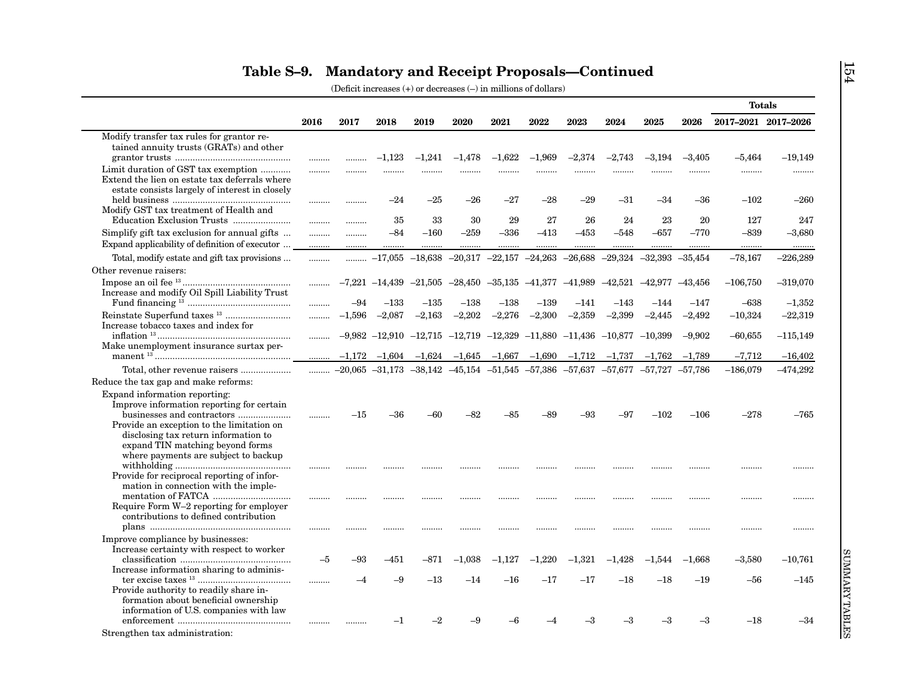# Table S–9. Mandatory and Receipt Proposals—Continued

(Deficit increases (+) or decreases (–) in millions of dollars)

| | 2016 | 2017 | 2018 | 2019 | 2020 | 2021 | 2022 | 2023 | 2024 | 2025 | 2026 | Totals 2017–2021 | Totals 2017–2026 |
|---|---|---|---|---|---|---|---|---|---|---|---|---|---|
| Modify transfer tax rules for grantor retained annuity trusts (GRATs) and other grantor trusts | ......... | ......... | –1,123 | –1,241 | –1,478 | –1,622 | –1,969 | –2,374 | –2,743 | –3,194 | –3,405 | –5,464 | –19,149 |
| Limit duration of GST tax exemption | ......... | ......... | ......... | ......... | ......... | ......... | ......... | ......... | ......... | ......... | ......... | ......... | ......... |
| Extend the lien on estate tax deferrals where estate consists largely of interest in closely held business | ......... | ......... | –24 | –25 | –26 | –27 | –28 | –29 | –31 | –34 | –36 | –102 | –260 |
| Modify GST tax treatment of Health and Education Exclusion Trusts | ......... | ......... | 35 | 33 | 30 | 29 | 27 | 26 | 24 | 23 | 20 | 127 | 247 |
| Simplify gift tax exclusion for annual gifts | ......... | ......... | –84 | –160 | –259 | –336 | –413 | –453 | –548 | –657 | –770 | –839 | –3,680 |
| Expand applicability of definition of executor | ......... | ......... | ......... | ......... | ......... | ......... | ......... | ......... | ......... | ......... | ......... | ......... | ......... |
| Total, modify estate and gift tax provisions | ......... | ......... | –17,055 | –18,638 | –20,317 | –22,157 | –24,263 | –26,688 | –29,324 | –32,393 | –35,454 | –78,167 | –226,289 |
| Other revenue raisers: | | | | | | | | | | | | | |
| Impose an oil fee [13] | ......... | –7,221 | –14,439 | –21,505 | –28,450 | –35,135 | –41,377 | –41,989 | –42,521 | –42,977 | –43,456 | –106,750 | –319,070 |
| Increase and modify Oil Spill Liability Trust Fund financing [13] | ......... | –94 | –133 | –135 | –138 | –138 | –139 | –141 | –143 | –144 | –147 | –638 | –1,352 |
| Reinstate Superfund taxes [13] | ......... | –1,596 | –2,087 | –2,163 | –2,202 | –2,276 | –2,300 | –2,359 | –2,399 | –2,445 | –2,492 | –10,324 | –22,319 |
| Increase tobacco taxes and index for inflation [13] | ......... | –9,982 | –12,910 | –12,715 | –12,719 | –12,329 | –11,880 | –11,436 | –10,877 | –10,399 | –9,902 | –60,655 | –115,149 |
| Make unemployment insurance surtax permanent [13] | ......... | –1,172 | –1,604 | –1,624 | –1,645 | –1,667 | –1,690 | –1,712 | –1,737 | –1,762 | –1,789 | –7,712 | –16,402 |
| Total, other revenue raisers | ......... | –20,065 | –31,173 | –38,142 | –45,154 | –51,545 | –57,386 | –57,637 | –57,677 | –57,727 | –57,786 | –186,079 | –474,292 |
| Reduce the tax gap and make reforms: | | | | | | | | | | | | | |
| Expand information reporting: | | | | | | | | | | | | | |
| Improve information reporting for certain businesses and contractors | ......... | –15 | –36 | –60 | –82 | –85 | –89 | –93 | –97 | –102 | –106 | –278 | –765 |
| Provide an exception to the limitation on disclosing tax return information to expand TIN matching beyond forms where payments are subject to backup withholding | ......... | ......... | ......... | ......... | ......... | ......... | ......... | ......... | ......... | ......... | ......... | ......... | ......... |
| Provide for reciprocal reporting of information in connection with the implementation of FATCA | ......... | ......... | ......... | ......... | ......... | ......... | ......... | ......... | ......... | ......... | ......... | ......... | ......... |
| Require Form W–2 reporting for employer contributions to defined contribution plans | ......... | ......... | ......... | ......... | ......... | ......... | ......... | ......... | ......... | ......... | ......... | ......... | ......... |
| Improve compliance by businesses: | | | | | | | | | | | | | |
| Increase certainty with respect to worker classification | –5 | –93 | –451 | –871 | –1,038 | –1,127 | –1,220 | –1,321 | –1,428 | –1,544 | –1,668 | –3,580 | –10,761 |
| Increase information sharing to administer excise taxes [13] | ......... | –4 | –9 | –13 | –14 | –16 | –17 | –17 | –18 | –18 | –19 | –56 | –145 |
| Provide authority to readily share information about beneficial ownership information of U.S. companies with law enforcement | ......... | ......... | –1 | –2 | –9 | –6 | –4 | –3 | –3 | –3 | –3 | –18 | –34 |
| Strengthen tax administration: | | | | | | | | | | | | | |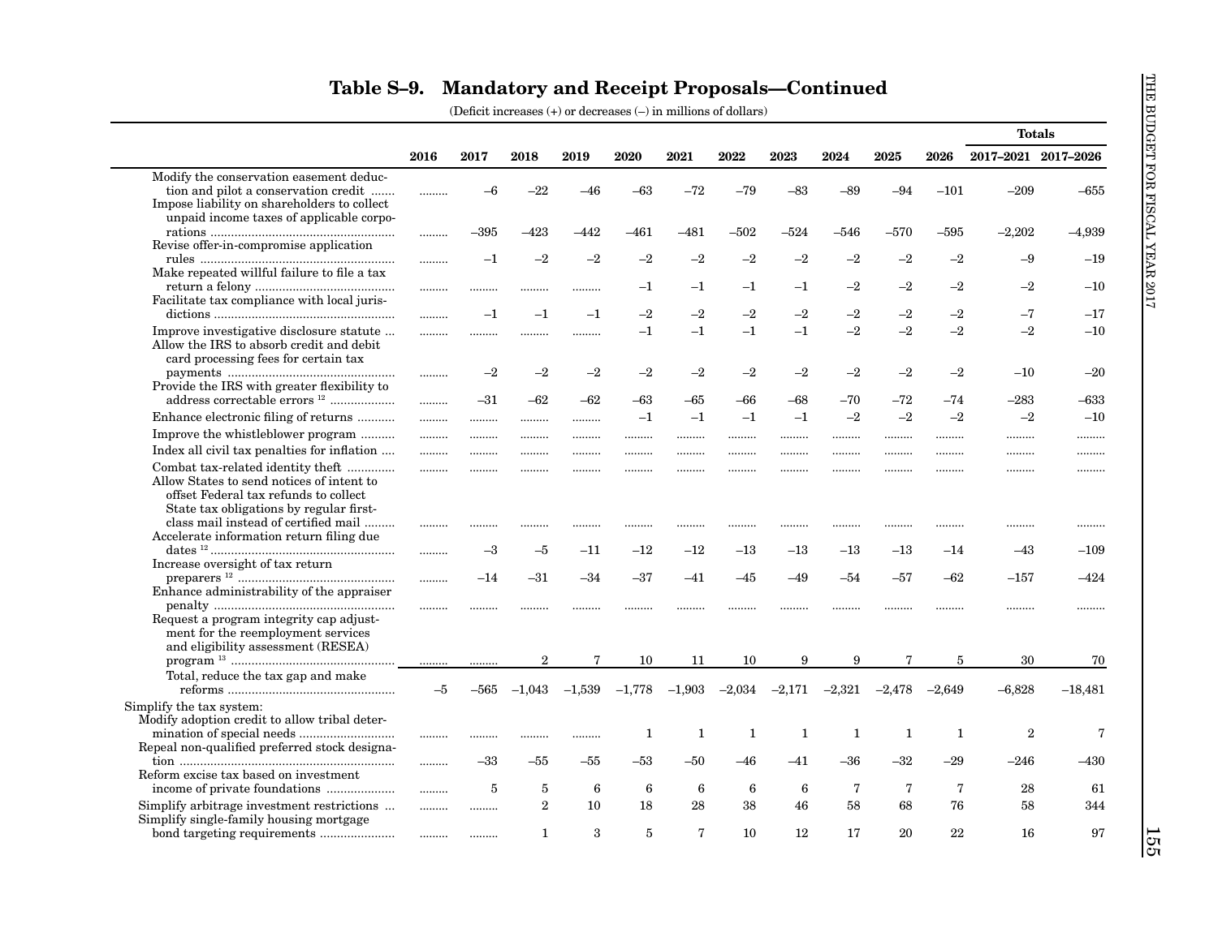# Table S–9. Mandatory and Receipt Proposals—Continued

(Deficit increases (+) or decreases (–) in millions of dollars)

| | 2016 | 2017 | 2018 | 2019 | 2020 | 2021 | 2022 | 2023 | 2024 | 2025 | 2026 | Totals 2017–2021 | Totals 2017–2026 |
|---|---|---|---|---|---|---|---|---|---|---|---|---|---|
| Modify the conservation easement deduction and pilot a conservation credit | ......... | –6 | –22 | –46 | –63 | –72 | –79 | –83 | –89 | –94 | –101 | –209 | –655 |
| Impose liability on shareholders to collect unpaid income taxes of applicable corporations | ......... | –395 | –423 | –442 | –461 | –481 | –502 | –524 | –546 | –570 | –595 | –2,202 | –4,939 |
| Revise offer-in-compromise application rules | ......... | –1 | –2 | –2 | –2 | –2 | –2 | –2 | –2 | –2 | –2 | –9 | –19 |
| Make repeated willful failure to file a tax return a felony | ......... | ......... | ......... | ......... | –1 | –1 | –1 | –1 | –2 | –2 | –2 | –2 | –10 |
| Facilitate tax compliance with local jurisdictions | ......... | –1 | –1 | –1 | –2 | –2 | –2 | –2 | –2 | –2 | –2 | –7 | –17 |
| Improve investigative disclosure statute | ......... | ......... | ......... | ......... | –1 | –1 | –1 | –1 | –2 | –2 | –2 | –2 | –10 |
| Allow the IRS to absorb credit and debit card processing fees for certain tax payments | ......... | –2 | –2 | –2 | –2 | –2 | –2 | –2 | –2 | –2 | –2 | –10 | –20 |
| Provide the IRS with greater flexibility to address correctable errors [12] | ......... | –31 | –62 | –62 | –63 | –65 | –66 | –68 | –70 | –72 | –74 | –283 | –633 |
| Enhance electronic filing of returns | ......... | ......... | ......... | ......... | –1 | –1 | –1 | –1 | –2 | –2 | –2 | –2 | –10 |
| Improve the whistleblower program | ......... | ......... | ......... | ......... | ......... | ......... | ......... | ......... | ......... | ......... | ......... | ......... | ......... |
| Index all civil tax penalties for inflation | ......... | ......... | ......... | ......... | ......... | ......... | ......... | ......... | ......... | ......... | ......... | ......... | ......... |
| Combat tax-related identity theft | ......... | ......... | ......... | ......... | ......... | ......... | ......... | ......... | ......... | ......... | ......... | ......... | ......... |
| Allow States to send notices of intent to offset Federal tax refunds to collect State tax obligations by regular first-class mail instead of certified mail | ......... | ......... | ......... | ......... | ......... | ......... | ......... | ......... | ......... | ......... | ......... | ......... | ......... |
| Accelerate information return filing due dates [12] | ......... | –3 | –5 | –11 | –12 | –12 | –13 | –13 | –13 | –13 | –14 | –43 | –109 |
| Increase oversight of tax return preparers [12] | ......... | –14 | –31 | –34 | –37 | –41 | –45 | –49 | –54 | –57 | –62 | –157 | –424 |
| Enhance administrability of the appraiser penalty | ......... | ......... | ......... | ......... | ......... | ......... | ......... | ......... | ......... | ......... | ......... | ......... | ......... |
| Request a program integrity cap adjustment for the reemployment services and eligibility assessment (RESEA) program [13] | ......... | ......... | 2 | 7 | 10 | 11 | 10 | 9 | 9 | 7 | 5 | 30 | 70 |
| Total, reduce the tax gap and make reforms | –5 | –565 | –1,043 | –1,539 | –1,778 | –1,903 | –2,034 | –2,171 | –2,321 | –2,478 | –2,649 | –6,828 | –18,481 |
| Simplify the tax system: | | | | | | | | | | | | | |
| Modify adoption credit to allow tribal determination of special needs | ......... | ......... | ......... | ......... | 1 | 1 | 1 | 1 | 1 | 1 | 1 | 2 | 7 |
| Repeal non-qualified preferred stock designation | ......... | –33 | –55 | –55 | –53 | –50 | –46 | –41 | –36 | –32 | –29 | –246 | –430 |
| Reform excise tax based on investment income of private foundations | ......... | 5 | 5 | 6 | 6 | 6 | 6 | 6 | 7 | 7 | 7 | 28 | 61 |
| Simplify arbitrage investment restrictions | ......... | ......... | 2 | 10 | 18 | 28 | 38 | 46 | 58 | 68 | 76 | 58 | 344 |
| Simplify single-family housing mortgage bond targeting requirements | ......... | ......... | 1 | 3 | 5 | 7 | 10 | 12 | 17 | 20 | 22 | 16 | 97 |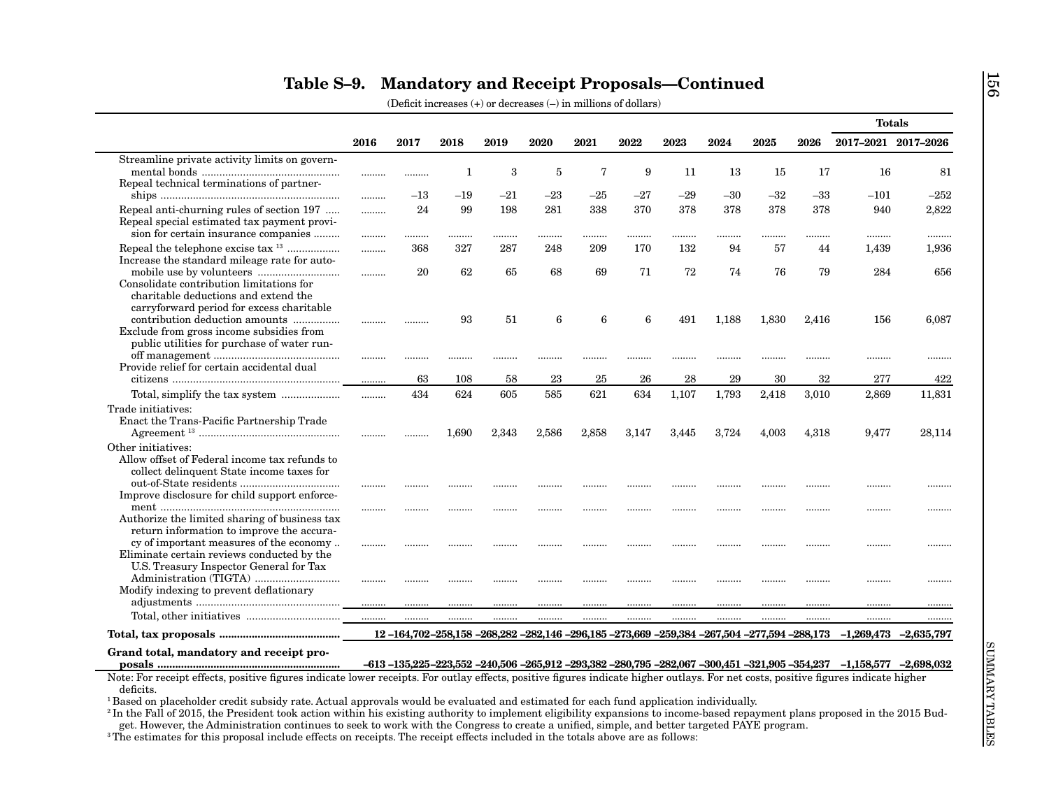## Table S–9. Mandatory and Receipt Proposals—Continued

(Deficit increases (+) or decreases (–) in millions of dollars)

| | 2016 | 2017 | 2018 | 2019 | 2020 | 2021 | 2022 | 2023 | 2024 | 2025 | 2026 | Totals 2017–2021 | Totals 2017–2026 |
|---|---|---|---|---|---|---|---|---|---|---|---|---|---|
| Streamline private activity limits on governmental bonds | ......... | ......... | 1 | 3 | 5 | 7 | 9 | 11 | 13 | 15 | 17 | 16 | 81 |
| Repeal technical terminations of partnerships | ......... | –13 | –19 | –21 | –23 | –25 | –27 | –29 | –30 | –32 | –33 | –101 | –252 |
| Repeal anti-churning rules of section 197 | ......... | 24 | 99 | 198 | 281 | 338 | 370 | 378 | 378 | 378 | 378 | 940 | 2,822 |
| Repeal special estimated tax payment provision for certain insurance companies | ......... | ......... | ......... | ......... | ......... | ......... | ......... | ......... | ......... | ......... | ......... | ......... | ......... |
| Repeal the telephone excise tax [13] | ......... | 368 | 327 | 287 | 248 | 209 | 170 | 132 | 94 | 57 | 44 | 1,439 | 1,936 |
| Increase the standard mileage rate for automobile use by volunteers | ......... | 20 | 62 | 65 | 68 | 69 | 71 | 72 | 74 | 76 | 79 | 284 | 656 |
| Consolidate contribution limitations for charitable deductions and extend the carryforward period for excess charitable contribution deduction amounts | ......... | ......... | 93 | 51 | 6 | 6 | 6 | 491 | 1,188 | 1,830 | 2,416 | 156 | 6,087 |
| Exclude from gross income subsidies from public utilities for purchase of water runoff management | ......... | ......... | ......... | ......... | ......... | ......... | ......... | ......... | ......... | ......... | ......... | ......... | ......... |
| Provide relief for certain accidental dual citizens | ......... | 63 | 108 | 58 | 23 | 25 | 26 | 28 | 29 | 30 | 32 | 277 | 422 |
| Total, simplify the tax system | ......... | 434 | 624 | 605 | 585 | 621 | 634 | 1,107 | 1,793 | 2,418 | 3,010 | 2,869 | 11,831 |
| Trade initiatives: | | | | | | | | | | | | | |
| Enact the Trans-Pacific Partnership Trade Agreement [13] | ......... | ......... | 1,690 | 2,343 | 2,586 | 2,858 | 3,147 | 3,445 | 3,724 | 4,003 | 4,318 | 9,477 | 28,114 |
| Other initiatives: | | | | | | | | | | | | | |
| Allow offset of Federal income tax refunds to collect delinquent State income taxes for out-of-State residents | ......... | ......... | ......... | ......... | ......... | ......... | ......... | ......... | ......... | ......... | ......... | ......... | ......... |
| Improve disclosure for child support enforcement | ......... | ......... | ......... | ......... | ......... | ......... | ......... | ......... | ......... | ......... | ......... | ......... | ......... |
| Authorize the limited sharing of business tax return information to improve the accuracy of important measures of the economy | ......... | ......... | ......... | ......... | ......... | ......... | ......... | ......... | ......... | ......... | ......... | ......... | ......... |
| Eliminate certain reviews conducted by the U.S. Treasury Inspector General for Tax Administration (TIGTA) | ......... | ......... | ......... | ......... | ......... | ......... | ......... | ......... | ......... | ......... | ......... | ......... | ......... |
| Modify indexing to prevent deflationary adjustments | ......... | ......... | ......... | ......... | ......... | ......... | ......... | ......... | ......... | ......... | ......... | ......... | ......... |
| Total, other initiatives | ......... | ......... | ......... | ......... | ......... | ......... | ......... | ......... | ......... | ......... | ......... | ......... | ......... |
| **Total, tax proposals** | **12** | **–164,702** | **–258,158** | **–268,282** | **–282,146** | **–296,185** | **–273,669** | **–259,384** | **–267,504** | **–277,594** | **–288,173** | **–1,269,473** | **–2,635,797** |
| **Grand total, mandatory and receipt proposals** | **–613** | **–135,225** | **–223,552** | **–240,506** | **–265,912** | **–293,382** | **–280,795** | **–282,067** | **–300,451** | **–321,905** | **–354,237** | **–1,158,577** | **–2,698,032** |

Note: For receipt effects, positive figures indicate lower receipts. For outlay effects, positive figures indicate higher outlays. For net costs, positive figures indicate higher deficits.

[1] Based on placeholder credit subsidy rate. Actual approvals would be evaluated and estimated for each fund application individually.

[2] In the Fall of 2015, the President took action within his existing authority to implement eligibility expansions to income-based repayment plans proposed in the 2015 Budget. However, the Administration continues to seek to work with the Congress to create a unified, simple, and better targeted PAYE program.

[3] The estimates for this proposal include effects on receipts. The receipt effects included in the totals above are as follows: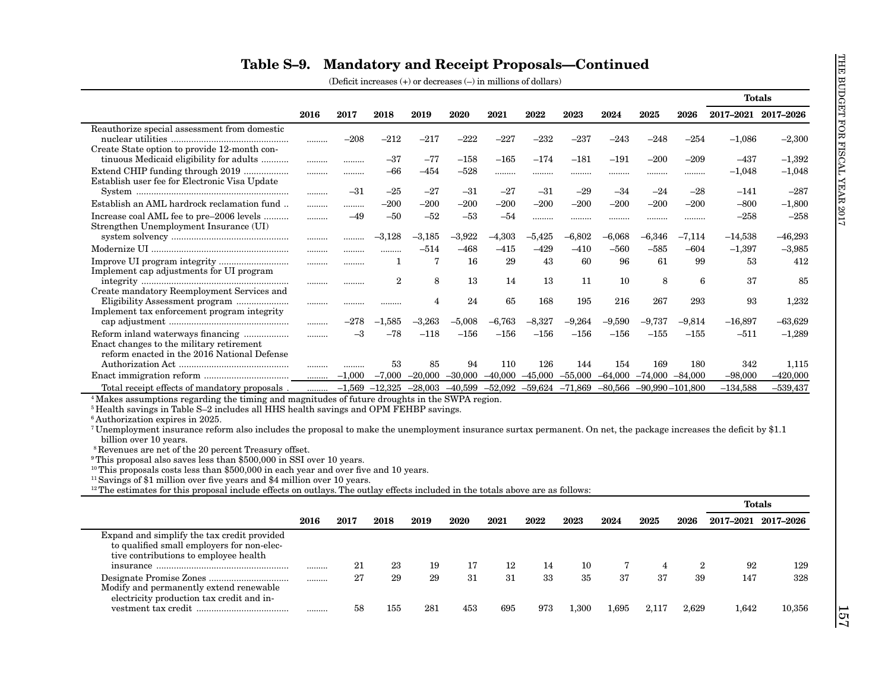## Table S–9. Mandatory and Receipt Proposals—Continued

(Deficit increases (+) or decreases (–) in millions of dollars)

| | 2016 | 2017 | 2018 | 2019 | 2020 | 2021 | 2022 | 2023 | 2024 | 2025 | 2026 | Totals 2017–2021 | Totals 2017–2026 |
|---|---|---|---|---|---|---|---|---|---|---|---|---|---|
| Reauthorize special assessment from domestic nuclear utilities | ......... | –208 | –212 | –217 | –222 | –227 | –232 | –237 | –243 | –248 | –254 | –1,086 | –2,300 |
| Create State option to provide 12-month continuous Medicaid eligibility for adults | ......... | ......... | –37 | –77 | –158 | –165 | –174 | –181 | –191 | –200 | –209 | –437 | –1,392 |
| Extend CHIP funding through 2019 | ......... | ......... | –66 | –454 | –528 | ......... | ......... | ......... | ......... | ......... | ......... | –1,048 | –1,048 |
| Establish user fee for Electronic Visa Update System | ......... | –31 | –25 | –27 | –31 | –27 | –31 | –29 | –34 | –24 | –28 | –141 | –287 |
| Establish an AML hardrock reclamation fund | ......... | ......... | –200 | –200 | –200 | –200 | –200 | –200 | –200 | –200 | –200 | –800 | –1,800 |
| Increase coal AML fee to pre–2006 levels | ......... | –49 | –50 | –52 | –53 | –54 | ......... | ......... | ......... | ......... | ......... | –258 | –258 |
| Strengthen Unemployment Insurance (UI) system solvency | ......... | ......... | –3,128 | –3,185 | –3,922 | –4,303 | –5,425 | –6,802 | –6,068 | –6,346 | –7,114 | –14,538 | –46,293 |
| Modernize UI | ......... | ......... | ......... | –514 | –468 | –415 | –429 | –410 | –560 | –585 | –604 | –1,397 | –3,985 |
| Improve UI program integrity | ......... | ......... | 1 | 7 | 16 | 29 | 43 | 60 | 96 | 61 | 99 | 53 | 412 |
| Implement cap adjustments for UI program integrity | ......... | ......... | 2 | 8 | 13 | 14 | 13 | 11 | 10 | 8 | 6 | 37 | 85 |
| Create mandatory Reemployment Services and Eligibility Assessment program | ......... | ......... | ......... | 4 | 24 | 65 | 168 | 195 | 216 | 267 | 293 | 93 | 1,232 |
| Implement tax enforcement program integrity cap adjustment | ......... | –278 | –1,585 | –3,263 | –5,008 | –6,763 | –8,327 | –9,264 | –9,590 | –9,737 | –9,814 | –16,897 | –63,629 |
| Reform inland waterways financing | ......... | –3 | –78 | –118 | –156 | –156 | –156 | –156 | –156 | –155 | –155 | –511 | –1,289 |
| Enact changes to the military retirement reform enacted in the 2016 National Defense Authorization Act | ......... | ......... | 53 | 85 | 94 | 110 | 126 | 144 | 154 | 169 | 180 | 342 | 1,115 |
| Enact immigration reform | ......... | –1,000 | –7,000 | –20,000 | –30,000 | –40,000 | –45,000 | –55,000 | –64,000 | –74,000 | –84,000 | –98,000 | –420,000 |
| Total receipt effects of mandatory proposals | ......... | –1,569 | –12,325 | –28,003 | –40,599 | –52,092 | –59,624 | –71,869 | –80,566 | –90,990 | –101,800 | –134,588 | –539,437 |

[4] Makes assumptions regarding the timing and magnitudes of future droughts in the SWPA region.
[5] Health savings in Table S–2 includes all HHS health savings and OPM FEHBP savings.
[6] Authorization expires in 2025.
[7] Unemployment insurance reform also includes the proposal to make the unemployment insurance surtax permanent. On net, the package increases the deficit by $1.1 billion over 10 years.
[8] Revenues are net of the 20 percent Treasury offset.
[9] This proposal also saves less than $500,000 in SSI over 10 years.
[10] This proposals costs less than $500,000 in each year and over five and 10 years.
[11] Savings of $1 million over five years and $4 million over 10 years.
[12] The estimates for this proposal include effects on outlays. The outlay effects included in the totals above are as follows:

| | 2016 | 2017 | 2018 | 2019 | 2020 | 2021 | 2022 | 2023 | 2024 | 2025 | 2026 | Totals 2017–2021 | Totals 2017–2026 |
|---|---|---|---|---|---|---|---|---|---|---|---|---|---|
| Expand and simplify the tax credit provided to qualified small employers for non-elective contributions to employee health insurance | ......... | 21 | 23 | 19 | 17 | 12 | 14 | 10 | 7 | 4 | 2 | 92 | 129 |
| Designate Promise Zones | ......... | 27 | 29 | 29 | 31 | 31 | 33 | 35 | 37 | 37 | 39 | 147 | 328 |
| Modify and permanently extend renewable electricity production tax credit and investment tax credit | ......... | 58 | 155 | 281 | 453 | 695 | 973 | 1,300 | 1,695 | 2,117 | 2,629 | 1,642 | 10,356 |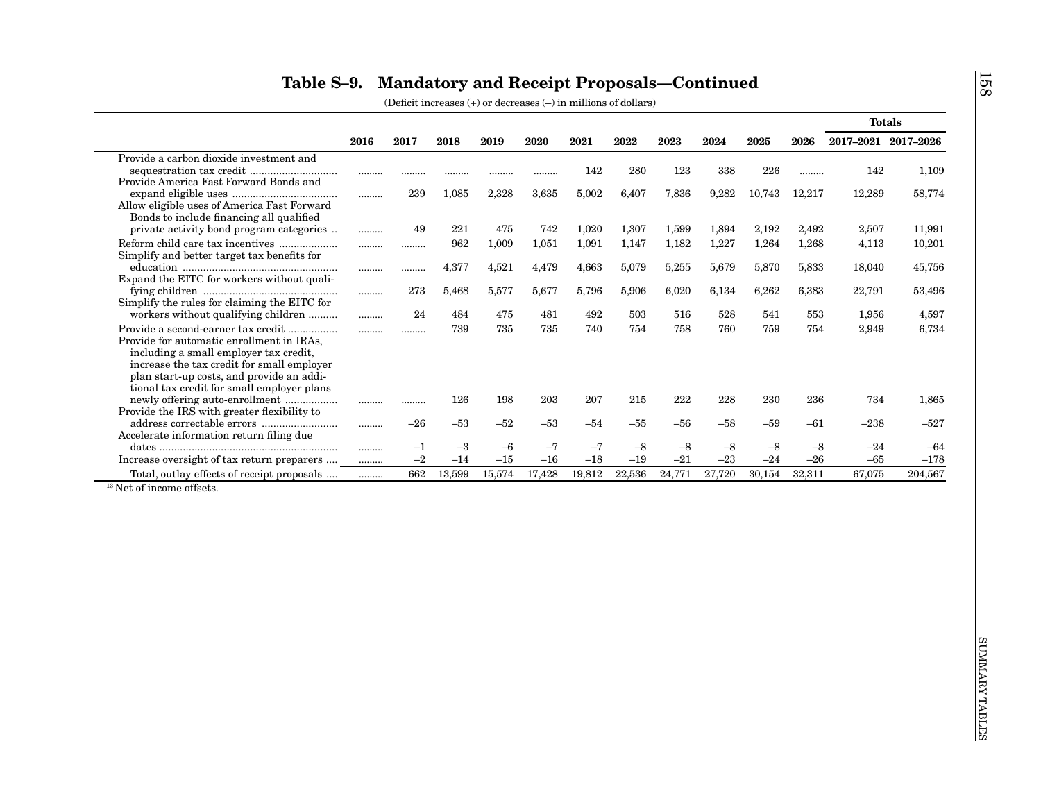## Table S–9. Mandatory and Receipt Proposals—Continued

(Deficit increases (+) or decreases (–) in millions of dollars)

| | 2016 | 2017 | 2018 | 2019 | 2020 | 2021 | 2022 | 2023 | 2024 | 2025 | 2026 | Totals 2017–2021 | Totals 2017–2026 |
|---|---|---|---|---|---|---|---|---|---|---|---|---|---|
| Provide a carbon dioxide investment and sequestration tax credit | ......... | ......... | ......... | ......... | ......... | 142 | 280 | 123 | 338 | 226 | ......... | 142 | 1,109 |
| Provide America Fast Forward Bonds and expand eligible uses | ......... | 239 | 1,085 | 2,328 | 3,635 | 5,002 | 6,407 | 7,836 | 9,282 | 10,743 | 12,217 | 12,289 | 58,774 |
| Allow eligible uses of America Fast Forward Bonds to include financing all qualified private activity bond program categories | ......... | 49 | 221 | 475 | 742 | 1,020 | 1,307 | 1,599 | 1,894 | 2,192 | 2,492 | 2,507 | 11,991 |
| Reform child care tax incentives | ......... | ......... | 962 | 1,009 | 1,051 | 1,091 | 1,147 | 1,182 | 1,227 | 1,264 | 1,268 | 4,113 | 10,201 |
| Simplify and better target tax benefits for education | ......... | ......... | 4,377 | 4,521 | 4,479 | 4,663 | 5,079 | 5,255 | 5,679 | 5,870 | 5,833 | 18,040 | 45,756 |
| Expand the EITC for workers without qualifying children | ......... | 273 | 5,468 | 5,577 | 5,677 | 5,796 | 5,906 | 6,020 | 6,134 | 6,262 | 6,383 | 22,791 | 53,496 |
| Simplify the rules for claiming the EITC for workers without qualifying children | ......... | 24 | 484 | 475 | 481 | 492 | 503 | 516 | 528 | 541 | 553 | 1,956 | 4,597 |
| Provide a second-earner tax credit | ......... | ......... | 739 | 735 | 735 | 740 | 754 | 758 | 760 | 759 | 754 | 2,949 | 6,734 |
| Provide for automatic enrollment in IRAs, including a small employer tax credit, increase the tax credit for small employer plan start-up costs, and provide an additional tax credit for small employer plans newly offering auto-enrollment | ......... | ......... | 126 | 198 | 203 | 207 | 215 | 222 | 228 | 230 | 236 | 734 | 1,865 |
| Provide the IRS with greater flexibility to address correctable errors | ......... | –26 | –53 | –52 | –53 | –54 | –55 | –56 | –58 | –59 | –61 | –238 | –527 |
| Accelerate information return filing due dates | ......... | –1 | –3 | –6 | –7 | –7 | –8 | –8 | –8 | –8 | –8 | –24 | –64 |
| Increase oversight of tax return preparers | ......... | –2 | –14 | –15 | –16 | –18 | –19 | –21 | –23 | –24 | –26 | –65 | –178 |
| Total, outlay effects of receipt proposals | ......... | 662 | 13,599 | 15,574 | 17,428 | 19,812 | 22,536 | 24,771 | 27,720 | 30,154 | 32,311 | 67,075 | 204,567 |

[13] Net of income offsets.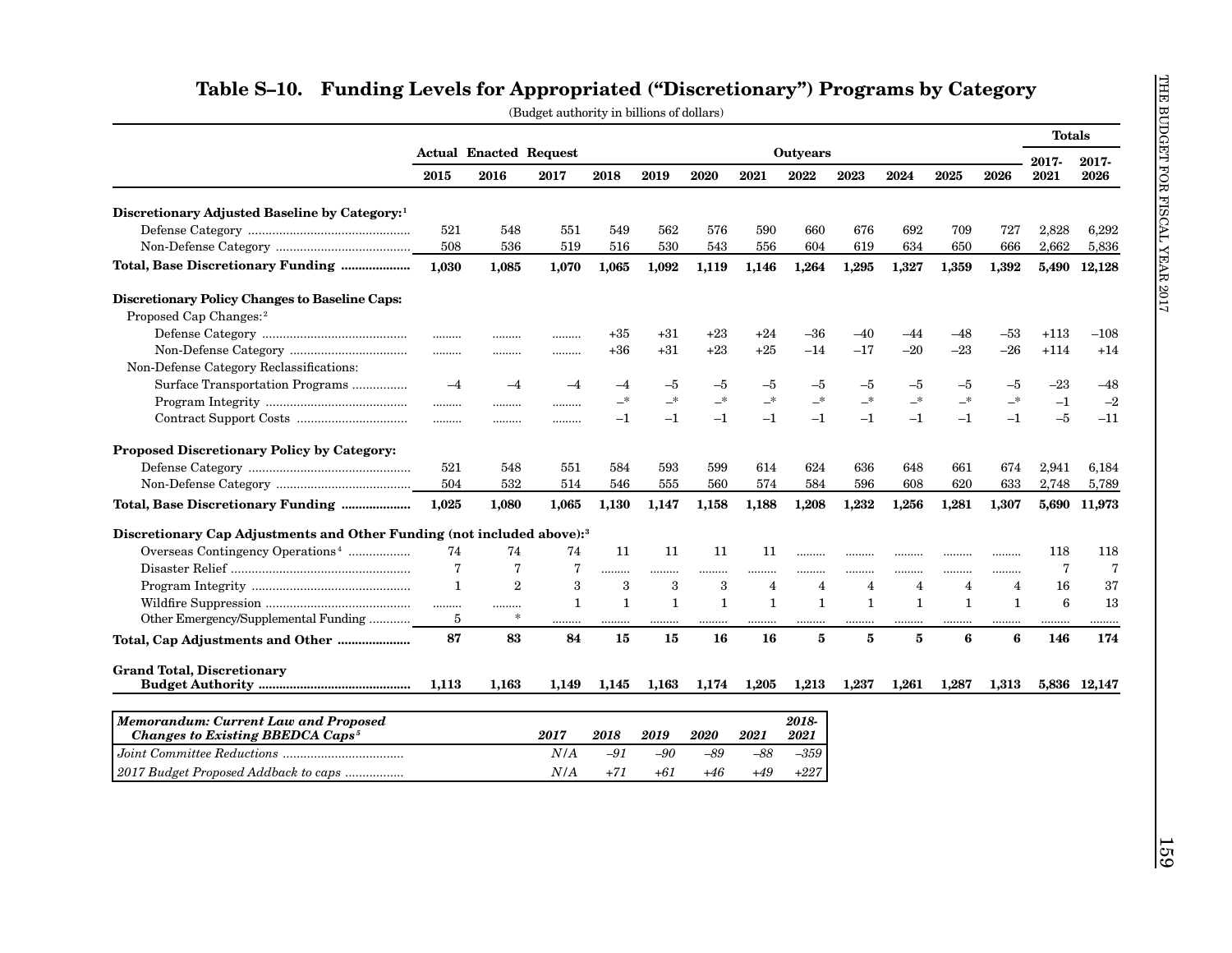## Table S–10. Funding Levels for Appropriated ("Discretionary") Programs by Category

(Budget authority in billions of dollars)

| | Actual | Enacted | Request | Outyears | | | | | | | | | Totals | |
|---|---|---|---|---|---|---|---|---|---|---|---|---|---|---|
| | 2015 | 2016 | 2017 | 2018 | 2019 | 2020 | 2021 | 2022 | 2023 | 2024 | 2025 | 2026 | 2017-2021 | 2017-2026 |
| **Discretionary Adjusted Baseline by Category:**[1] | | | | | | | | | | | | | | |
| Defense Category | 521 | 548 | 551 | 549 | 562 | 576 | 590 | 660 | 676 | 692 | 709 | 727 | 2,828 | 6,292 |
| Non-Defense Category | 508 | 536 | 519 | 516 | 530 | 543 | 556 | 604 | 619 | 634 | 650 | 666 | 2,662 | 5,836 |
| **Total, Base Discretionary Funding** | **1,030** | **1,085** | **1,070** | **1,065** | **1,092** | **1,119** | **1,146** | **1,264** | **1,295** | **1,327** | **1,359** | **1,392** | **5,490** | **12,128** |
| **Discretionary Policy Changes to Baseline Caps:** | | | | | | | | | | | | | | |
| Proposed Cap Changes:[2] | | | | | | | | | | | | | | |
| Defense Category | ......... | ......... | ......... | +35 | +31 | +23 | +24 | –36 | –40 | –44 | –48 | –53 | +113 | –108 |
| Non-Defense Category | ......... | ......... | ......... | +36 | +31 | +23 | +25 | –14 | –17 | –20 | –23 | –26 | +114 | +14 |
| Non-Defense Category Reclassifications: | | | | | | | | | | | | | | |
| Surface Transportation Programs | –4 | –4 | –4 | –4 | –5 | –5 | –5 | –5 | –5 | –5 | –5 | –5 | –23 | –48 |
| Program Integrity | ......... | ......... | ......... | –* | –* | –* | –* | –* | –* | –* | –* | –* | –1 | –2 |
| Contract Support Costs | ......... | ......... | ......... | –1 | –1 | –1 | –1 | –1 | –1 | –1 | –1 | –1 | –5 | –11 |
| **Proposed Discretionary Policy by Category:** | | | | | | | | | | | | | | |
| Defense Category | 521 | 548 | 551 | 584 | 593 | 599 | 614 | 624 | 636 | 648 | 661 | 674 | 2,941 | 6,184 |
| Non-Defense Category | 504 | 532 | 514 | 546 | 555 | 560 | 574 | 584 | 596 | 608 | 620 | 633 | 2,748 | 5,789 |
| **Total, Base Discretionary Funding** | **1,025** | **1,080** | **1,065** | **1,130** | **1,147** | **1,158** | **1,188** | **1,208** | **1,232** | **1,256** | **1,281** | **1,307** | **5,690** | **11,973** |
| **Discretionary Cap Adjustments and Other Funding (not included above):**[3] | | | | | | | | | | | | | | |
| Overseas Contingency Operations[4] | 74 | 74 | 74 | 11 | 11 | 11 | 11 | ......... | ......... | ......... | ......... | ......... | 118 | 118 |
| Disaster Relief | 7 | 7 | 7 | ......... | ......... | ......... | ......... | ......... | ......... | ......... | ......... | ......... | 7 | 7 |
| Program Integrity | 1 | 2 | 3 | 3 | 3 | 3 | 4 | 4 | 4 | 4 | 4 | 4 | 16 | 37 |
| Wildfire Suppression | ......... | ......... | 1 | 1 | 1 | 1 | 1 | 1 | 1 | 1 | 1 | 1 | 6 | 13 |
| Other Emergency/Supplemental Funding | 5 | * | ......... | ......... | ......... | ......... | ......... | ......... | ......... | ......... | ......... | ......... | ......... | ......... |
| **Total, Cap Adjustments and Other** | **87** | **83** | **84** | **15** | **15** | **16** | **16** | **5** | **5** | **5** | **6** | **6** | **146** | **174** |
| **Grand Total, Discretionary Budget Authority** | **1,113** | **1,163** | **1,149** | **1,145** | **1,163** | **1,174** | **1,205** | **1,213** | **1,237** | **1,261** | **1,287** | **1,313** | **5,836** | **12,147** |

| *Memorandum: Current Law and Proposed Changes to Existing BBEDCA Caps*[5] | *2017* | *2018* | *2019* | *2020* | *2021* | *2018-2021* |
|---|---|---|---|---|---|---|
| *Joint Committee Reductions* | *N/A* | *–91* | *–90* | *–89* | *–88* | *–359* |
| *2017 Budget Proposed Addback to caps* | *N/A* | *+71* | *+61* | *+46* | *+49* | *+227* |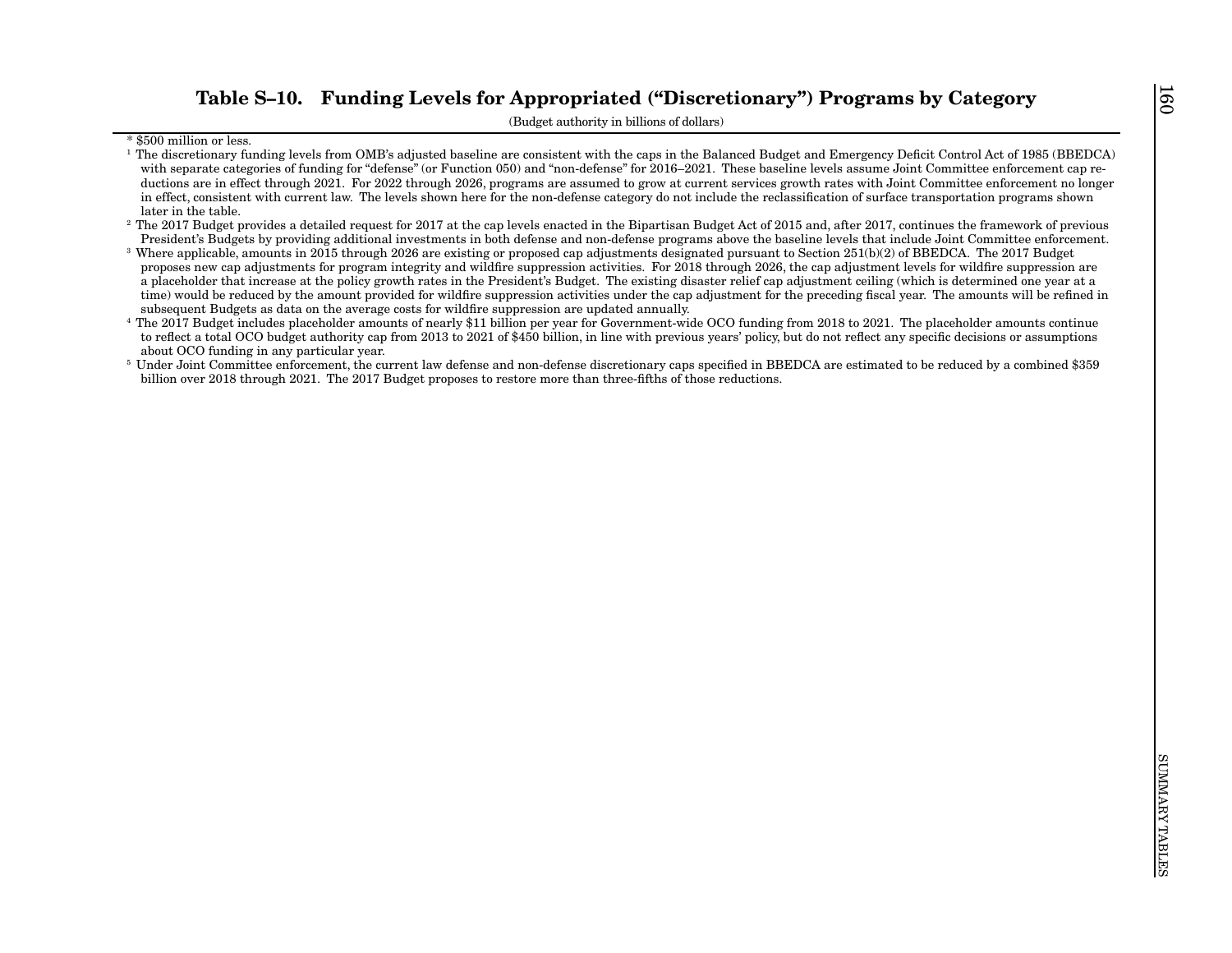## Table S–10. Funding Levels for Appropriated ("Discretionary") Programs by Category

(Budget authority in billions of dollars)

* $500 million or less.

[1] The discretionary funding levels from OMB's adjusted baseline are consistent with the caps in the Balanced Budget and Emergency Deficit Control Act of 1985 (BBEDCA) with separate categories of funding for "defense" (or Function 050) and "non-defense" for 2016–2021. These baseline levels assume Joint Committee enforcement cap reductions are in effect through 2021. For 2022 through 2026, programs are assumed to grow at current services growth rates with Joint Committee enforcement no longer in effect, consistent with current law. The levels shown here for the non-defense category do not include the reclassification of surface transportation programs shown later in the table.

[2] The 2017 Budget provides a detailed request for 2017 at the cap levels enacted in the Bipartisan Budget Act of 2015 and, after 2017, continues the framework of previous President's Budgets by providing additional investments in both defense and non-defense programs above the baseline levels that include Joint Committee enforcement.

[3] Where applicable, amounts in 2015 through 2026 are existing or proposed cap adjustments designated pursuant to Section 251(b)(2) of BBEDCA. The 2017 Budget proposes new cap adjustments for program integrity and wildfire suppression activities. For 2018 through 2026, the cap adjustment levels for wildfire suppression are a placeholder that increase at the policy growth rates in the President's Budget. The existing disaster relief cap adjustment ceiling (which is determined one year at a time) would be reduced by the amount provided for wildfire suppression activities under the cap adjustment for the preceding fiscal year. The amounts will be refined in subsequent Budgets as data on the average costs for wildfire suppression are updated annually.

[4] The 2017 Budget includes placeholder amounts of nearly $11 billion per year for Government-wide OCO funding from 2018 to 2021. The placeholder amounts continue to reflect a total OCO budget authority cap from 2013 to 2021 of $450 billion, in line with previous years' policy, but do not reflect any specific decisions or assumptions about OCO funding in any particular year.

[5] Under Joint Committee enforcement, the current law defense and non-defense discretionary caps specified in BBEDCA are estimated to be reduced by a combined $359 billion over 2018 through 2021. The 2017 Budget proposes to restore more than three-fifths of those reductions.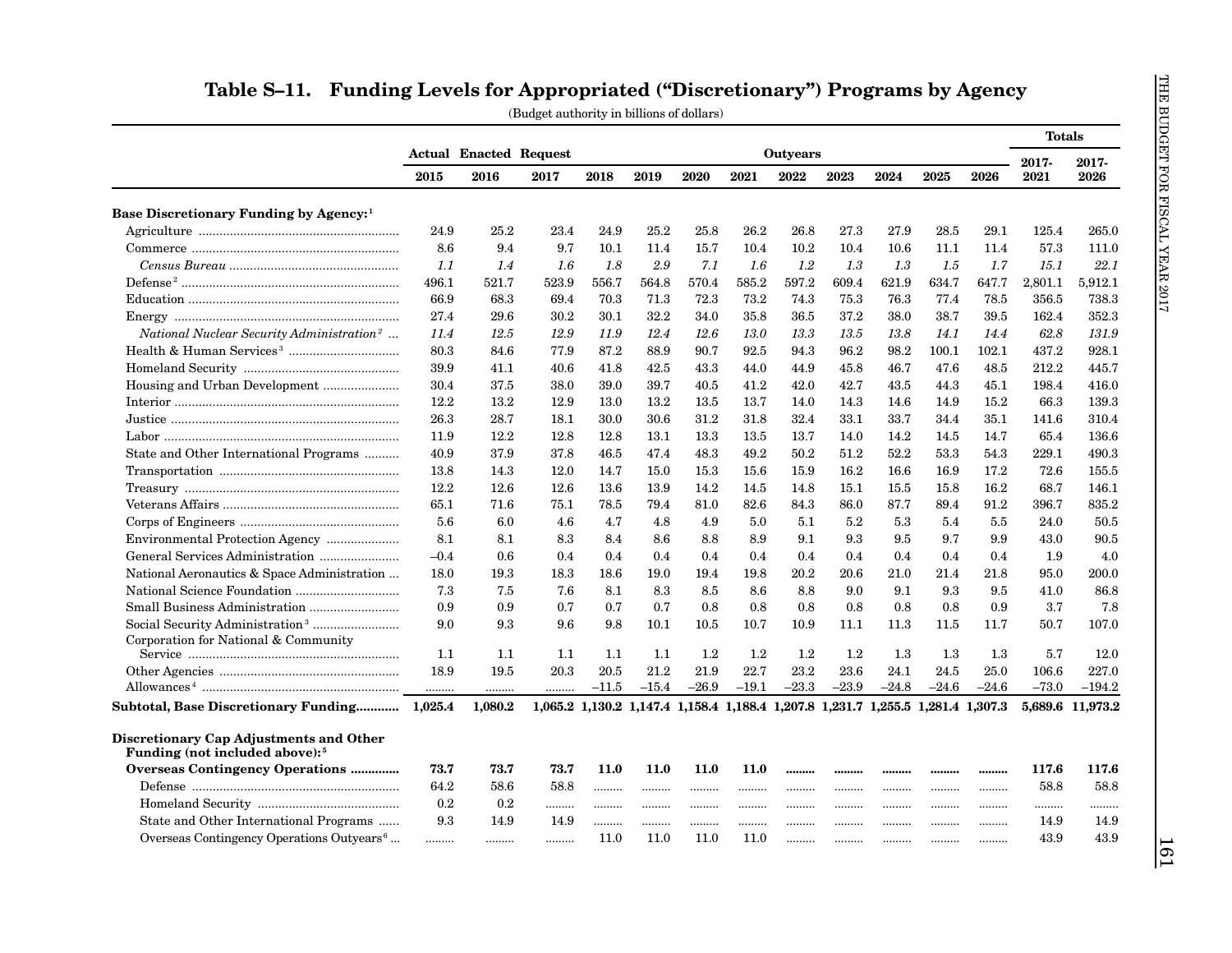# Table S–11. Funding Levels for Appropriated ("Discretionary") Programs by Agency

(Budget authority in billions of dollars)

| | Actual | Enacted | Request | Outyears | | | | | | | | | Totals | |
|---|---|---|---|---|---|---|---|---|---|---|---|---|---|---|
| | 2015 | 2016 | 2017 | 2018 | 2019 | 2020 | 2021 | 2022 | 2023 | 2024 | 2025 | 2026 | 2017-2021 | 2017-2026 |
| **Base Discretionary Funding by Agency:**[1] | | | | | | | | | | | | | | |
| Agriculture | 24.9 | 25.2 | 23.4 | 24.9 | 25.2 | 25.8 | 26.2 | 26.8 | 27.3 | 27.9 | 28.5 | 29.1 | 125.4 | 265.0 |
| Commerce | 8.6 | 9.4 | 9.7 | 10.1 | 11.4 | 15.7 | 10.4 | 10.2 | 10.4 | 10.6 | 11.1 | 11.4 | 57.3 | 111.0 |
| *Census Bureau* | *1.1* | *1.4* | *1.6* | *1.8* | *2.9* | *7.1* | *1.6* | *1.2* | *1.3* | *1.3* | *1.5* | *1.7* | *15.1* | *22.1* |
| Defense[2] | 496.1 | 521.7 | 523.9 | 556.7 | 564.8 | 570.4 | 585.2 | 597.2 | 609.4 | 621.9 | 634.7 | 647.7 | 2,801.1 | 5,912.1 |
| Education | 66.9 | 68.3 | 69.4 | 70.3 | 71.3 | 72.3 | 73.2 | 74.3 | 75.3 | 76.3 | 77.4 | 78.5 | 356.5 | 738.3 |
| Energy | 27.4 | 29.6 | 30.2 | 30.1 | 32.2 | 34.0 | 35.8 | 36.5 | 37.2 | 38.0 | 38.7 | 39.5 | 162.4 | 352.3 |
| *National Nuclear Security Administration*[2] | *11.4* | *12.5* | *12.9* | *11.9* | *12.4* | *12.6* | *13.0* | *13.3* | *13.5* | *13.8* | *14.1* | *14.4* | *62.8* | *131.9* |
| Health & Human Services[3] | 80.3 | 84.6 | 77.9 | 87.2 | 88.9 | 90.7 | 92.5 | 94.3 | 96.2 | 98.2 | 100.1 | 102.1 | 437.2 | 928.1 |
| Homeland Security | 39.9 | 41.1 | 40.6 | 41.8 | 42.5 | 43.3 | 44.0 | 44.9 | 45.8 | 46.7 | 47.6 | 48.5 | 212.2 | 445.7 |
| Housing and Urban Development | 30.4 | 37.5 | 38.0 | 39.0 | 39.7 | 40.5 | 41.2 | 42.0 | 42.7 | 43.5 | 44.3 | 45.1 | 198.4 | 416.0 |
| Interior | 12.2 | 13.2 | 12.9 | 13.0 | 13.2 | 13.5 | 13.7 | 14.0 | 14.3 | 14.6 | 14.9 | 15.2 | 66.3 | 139.3 |
| Justice | 26.3 | 28.7 | 18.1 | 30.0 | 30.6 | 31.2 | 31.8 | 32.4 | 33.1 | 33.7 | 34.4 | 35.1 | 141.6 | 310.4 |
| Labor | 11.9 | 12.2 | 12.8 | 12.8 | 13.1 | 13.3 | 13.5 | 13.7 | 14.0 | 14.2 | 14.5 | 14.7 | 65.4 | 136.6 |
| State and Other International Programs | 40.9 | 37.9 | 37.8 | 46.5 | 47.4 | 48.3 | 49.2 | 50.2 | 51.2 | 52.2 | 53.3 | 54.3 | 229.1 | 490.3 |
| Transportation | 13.8 | 14.3 | 12.0 | 14.7 | 15.0 | 15.3 | 15.6 | 15.9 | 16.2 | 16.6 | 16.9 | 17.2 | 72.6 | 155.5 |
| Treasury | 12.2 | 12.6 | 12.6 | 13.6 | 13.9 | 14.2 | 14.5 | 14.8 | 15.1 | 15.5 | 15.8 | 16.2 | 68.7 | 146.1 |
| Veterans Affairs | 65.1 | 71.6 | 75.1 | 78.5 | 79.4 | 81.0 | 82.6 | 84.3 | 86.0 | 87.7 | 89.4 | 91.2 | 396.7 | 835.2 |
| Corps of Engineers | 5.6 | 6.0 | 4.6 | 4.7 | 4.8 | 4.9 | 5.0 | 5.1 | 5.2 | 5.3 | 5.4 | 5.5 | 24.0 | 50.5 |
| Environmental Protection Agency | 8.1 | 8.1 | 8.3 | 8.4 | 8.6 | 8.8 | 8.9 | 9.1 | 9.3 | 9.5 | 9.7 | 9.9 | 43.0 | 90.5 |
| General Services Administration | –0.4 | 0.6 | 0.4 | 0.4 | 0.4 | 0.4 | 0.4 | 0.4 | 0.4 | 0.4 | 0.4 | 0.4 | 1.9 | 4.0 |
| National Aeronautics & Space Administration | 18.0 | 19.3 | 18.3 | 18.6 | 19.0 | 19.4 | 19.8 | 20.2 | 20.6 | 21.0 | 21.4 | 21.8 | 95.0 | 200.0 |
| National Science Foundation | 7.3 | 7.5 | 7.6 | 8.1 | 8.3 | 8.5 | 8.6 | 8.8 | 9.0 | 9.1 | 9.3 | 9.5 | 41.0 | 86.8 |
| Small Business Administration | 0.9 | 0.9 | 0.7 | 0.7 | 0.7 | 0.8 | 0.8 | 0.8 | 0.8 | 0.8 | 0.8 | 0.9 | 3.7 | 7.8 |
| Social Security Administration[3] | 9.0 | 9.3 | 9.6 | 9.8 | 10.1 | 10.5 | 10.7 | 10.9 | 11.1 | 11.3 | 11.5 | 11.7 | 50.7 | 107.0 |
| Corporation for National & Community Service | 1.1 | 1.1 | 1.1 | 1.1 | 1.1 | 1.2 | 1.2 | 1.2 | 1.2 | 1.3 | 1.3 | 1.3 | 5.7 | 12.0 |
| Other Agencies | 18.9 | 19.5 | 20.3 | 20.5 | 21.2 | 21.9 | 22.7 | 23.2 | 23.6 | 24.1 | 24.5 | 25.0 | 106.6 | 227.0 |
| Allowances[4] | ........ | ........ | ........ | –11.5 | –15.4 | –26.9 | –19.1 | –23.3 | –23.9 | –24.8 | –24.6 | –24.6 | –73.0 | –194.2 |
| **Subtotal, Base Discretionary Funding** | **1,025.4** | **1,080.2** | **1,065.2** | **1,130.2** | **1,147.4** | **1,158.4** | **1,188.4** | **1,207.8** | **1,231.7** | **1,255.5** | **1,281.4** | **1,307.3** | **5,689.6** | **11,973.2** |
| **Discretionary Cap Adjustments and Other Funding (not included above):**[5] | | | | | | | | | | | | | | |
| **Overseas Contingency Operations** | **73.7** | **73.7** | **73.7** | **11.0** | **11.0** | **11.0** | **11.0** | ........ | ........ | ........ | ........ | ........ | **117.6** | **117.6** |
| Defense | 64.2 | 58.6 | 58.8 | ........ | ........ | ........ | ........ | ........ | ........ | ........ | ........ | ........ | 58.8 | 58.8 |
| Homeland Security | 0.2 | 0.2 | ........ | ........ | ........ | ........ | ........ | ........ | ........ | ........ | ........ | ........ | ........ | ........ |
| State and Other International Programs | 9.3 | 14.9 | 14.9 | ........ | ........ | ........ | ........ | ........ | ........ | ........ | ........ | ........ | 14.9 | 14.9 |
| Overseas Contingency Operations Outyears[6] | ........ | ........ | ........ | 11.0 | 11.0 | 11.0 | 11.0 | ........ | ........ | ........ | ........ | ........ | 43.9 | 43.9 |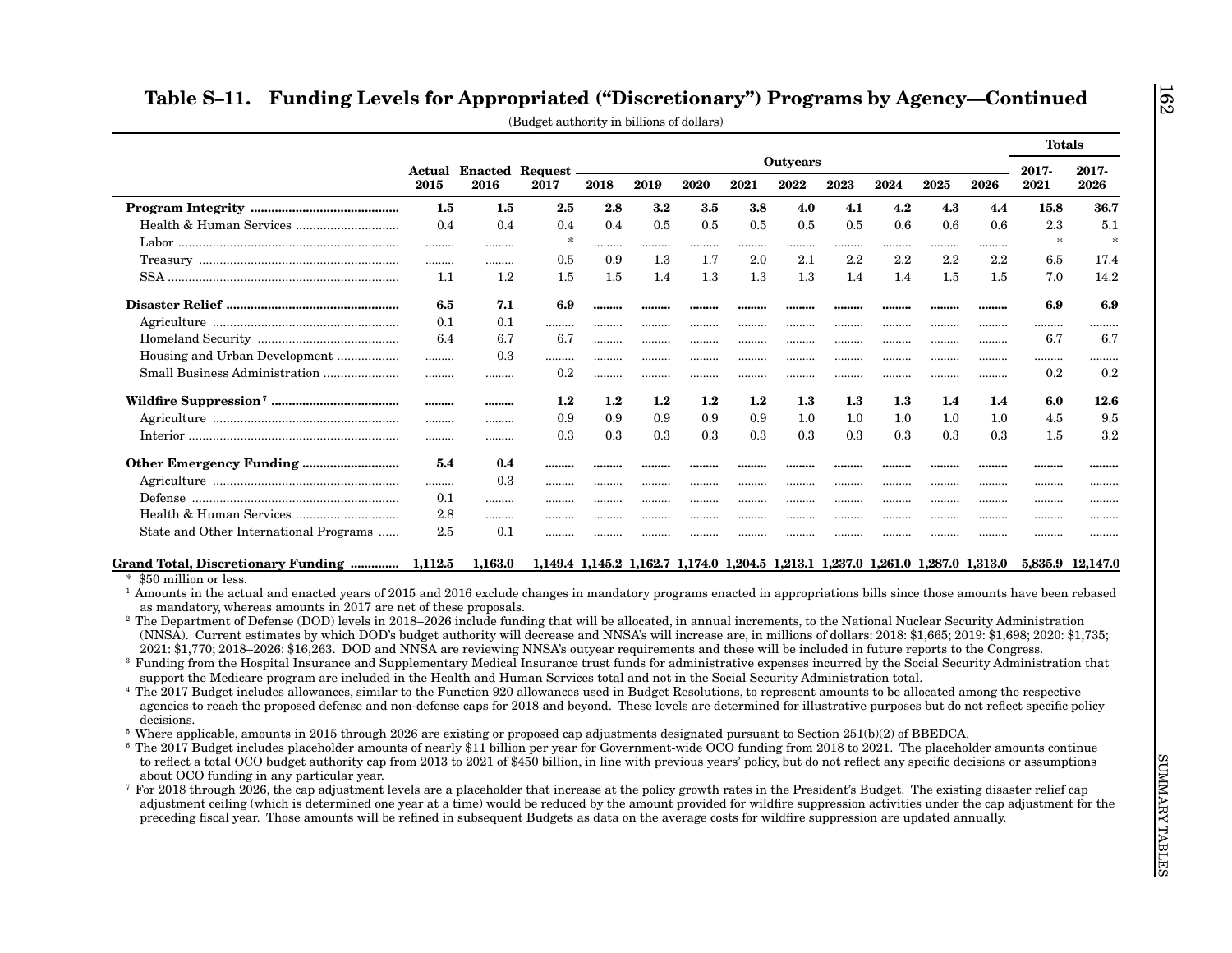## Table S–11. Funding Levels for Appropriated ("Discretionary") Programs by Agency—Continued

(Budget authority in billions of dollars)

| | Actual 2015 | Enacted 2016 | Request 2017 | Outyears 2018 | 2019 | 2020 | 2021 | 2022 | 2023 | 2024 | 2025 | 2026 | Totals 2017-2021 | 2017-2026 |
|---|---|---|---|---|---|---|---|---|---|---|---|---|---|---|
| **Program Integrity** | **1.5** | **1.5** | **2.5** | **2.8** | **3.2** | **3.5** | **3.8** | **4.0** | **4.1** | **4.2** | **4.3** | **4.4** | **15.8** | **36.7** |
| Health & Human Services | 0.4 | 0.4 | 0.4 | 0.4 | 0.5 | 0.5 | 0.5 | 0.5 | 0.5 | 0.6 | 0.6 | 0.6 | 2.3 | 5.1 |
| Labor | ......... | ......... | * | ......... | ......... | ......... | ......... | ......... | ......... | ......... | ......... | ......... | * | * |
| Treasury | ......... | ......... | 0.5 | 0.9 | 1.3 | 1.7 | 2.0 | 2.1 | 2.2 | 2.2 | 2.2 | 2.2 | 6.5 | 17.4 |
| SSA | 1.1 | 1.2 | 1.5 | 1.5 | 1.4 | 1.3 | 1.3 | 1.3 | 1.4 | 1.4 | 1.5 | 1.5 | 7.0 | 14.2 |
| **Disaster Relief** | **6.5** | **7.1** | **6.9** | ......... | ......... | ......... | ......... | ......... | ......... | ......... | ......... | ......... | **6.9** | **6.9** |
| Agriculture | 0.1 | 0.1 | ......... | ......... | ......... | ......... | ......... | ......... | ......... | ......... | ......... | ......... | ......... | ......... |
| Homeland Security | 6.4 | 6.7 | 6.7 | ......... | ......... | ......... | ......... | ......... | ......... | ......... | ......... | ......... | 6.7 | 6.7 |
| Housing and Urban Development | ......... | 0.3 | ......... | ......... | ......... | ......... | ......... | ......... | ......... | ......... | ......... | ......... | ......... | ......... |
| Small Business Administration | ......... | ......... | 0.2 | ......... | ......... | ......... | ......... | ......... | ......... | ......... | ......... | ......... | 0.2 | 0.2 |
| **Wildfire Suppression** [7] | ......... | ......... | **1.2** | **1.2** | **1.2** | **1.2** | **1.2** | **1.3** | **1.3** | **1.3** | **1.4** | **1.4** | **6.0** | **12.6** |
| Agriculture | ......... | ......... | 0.9 | 0.9 | 0.9 | 0.9 | 0.9 | 1.0 | 1.0 | 1.0 | 1.0 | 1.0 | 4.5 | 9.5 |
| Interior | ......... | ......... | 0.3 | 0.3 | 0.3 | 0.3 | 0.3 | 0.3 | 0.3 | 0.3 | 0.3 | 0.3 | 1.5 | 3.2 |
| **Other Emergency Funding** | **5.4** | **0.4** | ......... | ......... | ......... | ......... | ......... | ......... | ......... | ......... | ......... | ......... | ......... | ......... |
| Agriculture | ......... | 0.3 | ......... | ......... | ......... | ......... | ......... | ......... | ......... | ......... | ......... | ......... | ......... | ......... |
| Defense | 0.1 | ......... | ......... | ......... | ......... | ......... | ......... | ......... | ......... | ......... | ......... | ......... | ......... | ......... |
| Health & Human Services | 2.8 | ......... | ......... | ......... | ......... | ......... | ......... | ......... | ......... | ......... | ......... | ......... | ......... | ......... |
| State and Other International Programs | 2.5 | 0.1 | ......... | ......... | ......... | ......... | ......... | ......... | ......... | ......... | ......... | ......... | ......... | ......... |
| **Grand Total, Discretionary Funding** | **1,112.5** | **1,163.0** | **1,149.4** | **1,145.2** | **1,162.7** | **1,174.0** | **1,204.5** | **1,213.1** | **1,237.0** | **1,261.0** | **1,287.0** | **1,313.0** | **5,835.9** | **12,147.0** |

\* $50 million or less.

[1] Amounts in the actual and enacted years of 2015 and 2016 exclude changes in mandatory programs enacted in appropriations bills since those amounts have been rebased as mandatory, whereas amounts in 2017 are net of these proposals.

[2] The Department of Defense (DOD) levels in 2018–2026 include funding that will be allocated, in annual increments, to the National Nuclear Security Administration (NNSA). Current estimates by which DOD's budget authority will decrease and NNSA's will increase are, in millions of dollars: 2018: $1,665; 2019: $1,698; 2020: $1,735; 2021: $1,770; 2018–2026: $16,263. DOD and NNSA are reviewing NNSA's outyear requirements and these will be included in future reports to the Congress.

[3] Funding from the Hospital Insurance and Supplementary Medical Insurance trust funds for administrative expenses incurred by the Social Security Administration that support the Medicare program are included in the Health and Human Services total and not in the Social Security Administration total.

[4] The 2017 Budget includes allowances, similar to the Function 920 allowances used in Budget Resolutions, to represent amounts to be allocated among the respective agencies to reach the proposed defense and non-defense caps for 2018 and beyond. These levels are determined for illustrative purposes but do not reflect specific policy decisions.

[5] Where applicable, amounts in 2015 through 2026 are existing or proposed cap adjustments designated pursuant to Section 251(b)(2) of BBEDCA.

[6] The 2017 Budget includes placeholder amounts of nearly $11 billion per year for Government-wide OCO funding from 2018 to 2021. The placeholder amounts continue to reflect a total OCO budget authority cap from 2013 to 2021 of $450 billion, in line with previous years' policy, but do not reflect any specific decisions or assumptions about OCO funding in any particular year.

[7] For 2018 through 2026, the cap adjustment levels are a placeholder that increase at the policy growth rates in the President's Budget. The existing disaster relief cap adjustment ceiling (which is determined one year at a time) would be reduced by the amount provided for wildfire suppression activities under the cap adjustment for the preceding fiscal year. Those amounts will be refined in subsequent Budgets as data on the average costs for wildfire suppression are updated annually.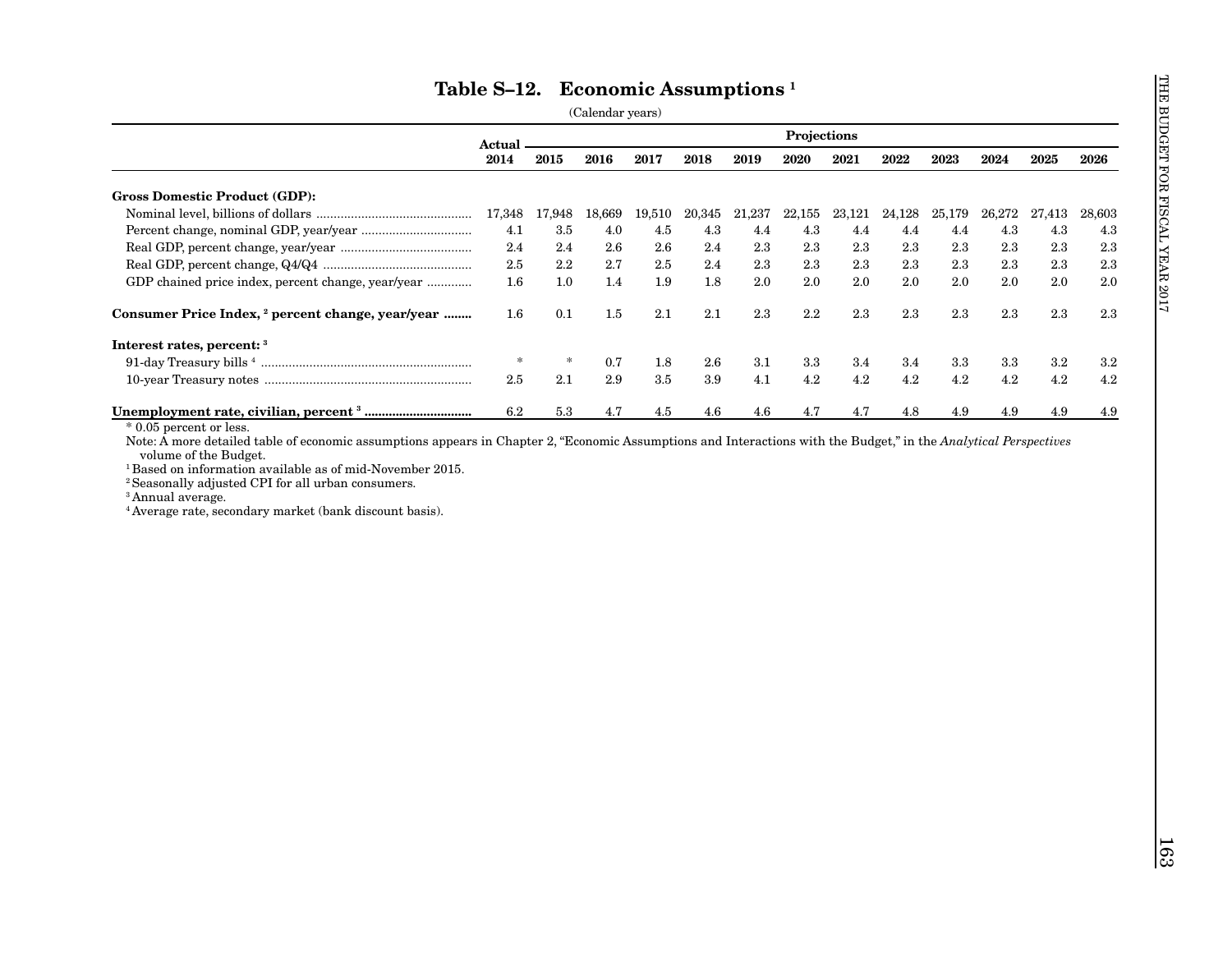# Table S–12. Economic Assumptions [1]

(Calendar years)

| | Actual | Projections | | | | | | | | | | | |
|---|---|---|---|---|---|---|---|---|---|---|---|---|---|
| | 2014 | 2015 | 2016 | 2017 | 2018 | 2019 | 2020 | 2021 | 2022 | 2023 | 2024 | 2025 | 2026 |
| **Gross Domestic Product (GDP):** | | | | | | | | | | | | | |
| Nominal level, billions of dollars | 17,348 | 17,948 | 18,669 | 19,510 | 20,345 | 21,237 | 22,155 | 23,121 | 24,128 | 25,179 | 26,272 | 27,413 | 28,603 |
| Percent change, nominal GDP, year/year | 4.1 | 3.5 | 4.0 | 4.5 | 4.3 | 4.4 | 4.3 | 4.4 | 4.4 | 4.4 | 4.3 | 4.3 | 4.3 |
| Real GDP, percent change, year/year | 2.4 | 2.4 | 2.6 | 2.6 | 2.4 | 2.3 | 2.3 | 2.3 | 2.3 | 2.3 | 2.3 | 2.3 | 2.3 |
| Real GDP, percent change, Q4/Q4 | 2.5 | 2.2 | 2.7 | 2.5 | 2.4 | 2.3 | 2.3 | 2.3 | 2.3 | 2.3 | 2.3 | 2.3 | 2.3 |
| GDP chained price index, percent change, year/year | 1.6 | 1.0 | 1.4 | 1.9 | 1.8 | 2.0 | 2.0 | 2.0 | 2.0 | 2.0 | 2.0 | 2.0 | 2.0 |
| **Consumer Price Index, [2] percent change, year/year** | 1.6 | 0.1 | 1.5 | 2.1 | 2.1 | 2.3 | 2.2 | 2.3 | 2.3 | 2.3 | 2.3 | 2.3 | 2.3 |
| **Interest rates, percent: [3]** | | | | | | | | | | | | | |
| 91-day Treasury bills [4] | * | * | 0.7 | 1.8 | 2.6 | 3.1 | 3.3 | 3.4 | 3.4 | 3.3 | 3.3 | 3.2 | 3.2 |
| 10-year Treasury notes | 2.5 | 2.1 | 2.9 | 3.5 | 3.9 | 4.1 | 4.2 | 4.2 | 4.2 | 4.2 | 4.2 | 4.2 | 4.2 |
| **Unemployment rate, civilian, percent [3]** | 6.2 | 5.3 | 4.7 | 4.5 | 4.6 | 4.6 | 4.7 | 4.7 | 4.8 | 4.9 | 4.9 | 4.9 | 4.9 |

\* 0.05 percent or less.

Note: A more detailed table of economic assumptions appears in Chapter 2, "Economic Assumptions and Interactions with the Budget," in the *Analytical Perspectives* volume of the Budget.

[1] Based on information available as of mid-November 2015.

[2] Seasonally adjusted CPI for all urban consumers.

[3] Annual average.

[4] Average rate, secondary market (bank discount basis).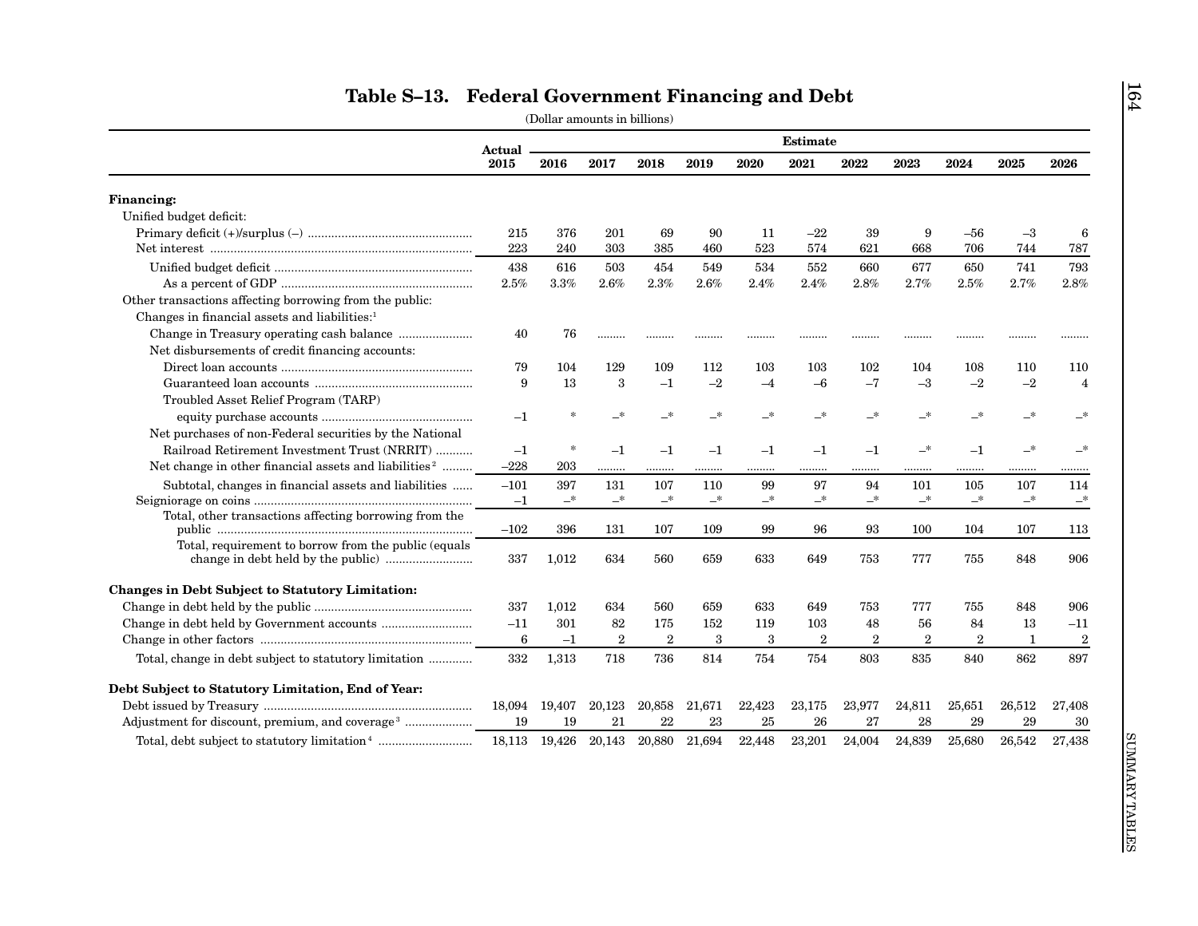# Table S–13. Federal Government Financing and Debt

(Dollar amounts in billions)

| | Actual 2015 | Estimate 2016 | 2017 | 2018 | 2019 | 2020 | 2021 | 2022 | 2023 | 2024 | 2025 | 2026 |
|---|---|---|---|---|---|---|---|---|---|---|---|---|
| **Financing:** | | | | | | | | | | | | |
| Unified budget deficit: | | | | | | | | | | | | |
| Primary deficit (+)/surplus (–) | 215 | 376 | 201 | 69 | 90 | 11 | –22 | 39 | 9 | –56 | –3 | 6 |
| Net interest | 223 | 240 | 303 | 385 | 460 | 523 | 574 | 621 | 668 | 706 | 744 | 787 |
| Unified budget deficit | 438 | 616 | 503 | 454 | 549 | 534 | 552 | 660 | 677 | 650 | 741 | 793 |
| As a percent of GDP | 2.5% | 3.3% | 2.6% | 2.3% | 2.6% | 2.4% | 2.4% | 2.8% | 2.7% | 2.5% | 2.7% | 2.8% |
| Other transactions affecting borrowing from the public: | | | | | | | | | | | | |
| Changes in financial assets and liabilities:[1] | | | | | | | | | | | | |
| Change in Treasury operating cash balance | 40 | 76 | ......... | ......... | ......... | ......... | ......... | ......... | ......... | ......... | ......... | ......... |
| Net disbursements of credit financing accounts: | | | | | | | | | | | | |
| Direct loan accounts | 79 | 104 | 129 | 109 | 112 | 103 | 103 | 102 | 104 | 108 | 110 | 110 |
| Guaranteed loan accounts | 9 | 13 | 3 | –1 | –2 | –4 | –6 | –7 | –3 | –2 | –2 | 4 |
| Troubled Asset Relief Program (TARP) equity purchase accounts | –1 | * | –* | –* | –* | –* | –* | –* | –* | –* | –* | –* |
| Net purchases of non-Federal securities by the National Railroad Retirement Investment Trust (NRRIT) | –1 | * | –1 | –1 | –1 | –1 | –1 | –1 | –* | –1 | –* | –* |
| Net change in other financial assets and liabilities[2] | –228 | 203 | ......... | ......... | ......... | ......... | ......... | ......... | ......... | ......... | ......... | ......... |
| Subtotal, changes in financial assets and liabilities | –101 | 397 | 131 | 107 | 110 | 99 | 97 | 94 | 101 | 105 | 107 | 114 |
| Seigniorage on coins | –1 | –* | –* | –* | –* | –* | –* | –* | –* | –* | –* | –* |
| Total, other transactions affecting borrowing from the public | –102 | 396 | 131 | 107 | 109 | 99 | 96 | 93 | 100 | 104 | 107 | 113 |
| Total, requirement to borrow from the public (equals change in debt held by the public) | 337 | 1,012 | 634 | 560 | 659 | 633 | 649 | 753 | 777 | 755 | 848 | 906 |
| **Changes in Debt Subject to Statutory Limitation:** | | | | | | | | | | | | |
| Change in debt held by the public | 337 | 1,012 | 634 | 560 | 659 | 633 | 649 | 753 | 777 | 755 | 848 | 906 |
| Change in debt held by Government accounts | –11 | 301 | 82 | 175 | 152 | 119 | 103 | 48 | 56 | 84 | 13 | –11 |
| Change in other factors | 6 | –1 | 2 | 2 | 3 | 3 | 2 | 2 | 2 | 2 | 1 | 2 |
| Total, change in debt subject to statutory limitation | 332 | 1,313 | 718 | 736 | 814 | 754 | 754 | 803 | 835 | 840 | 862 | 897 |
| **Debt Subject to Statutory Limitation, End of Year:** | | | | | | | | | | | | |
| Debt issued by Treasury | 18,094 | 19,407 | 20,123 | 20,858 | 21,671 | 22,423 | 23,175 | 23,977 | 24,811 | 25,651 | 26,512 | 27,408 |
| Adjustment for discount, premium, and coverage[3] | 19 | 19 | 21 | 22 | 23 | 25 | 26 | 27 | 28 | 29 | 29 | 30 |
| Total, debt subject to statutory limitation[4] | 18,113 | 19,426 | 20,143 | 20,880 | 21,694 | 22,448 | 23,201 | 24,004 | 24,839 | 25,680 | 26,542 | 27,438 |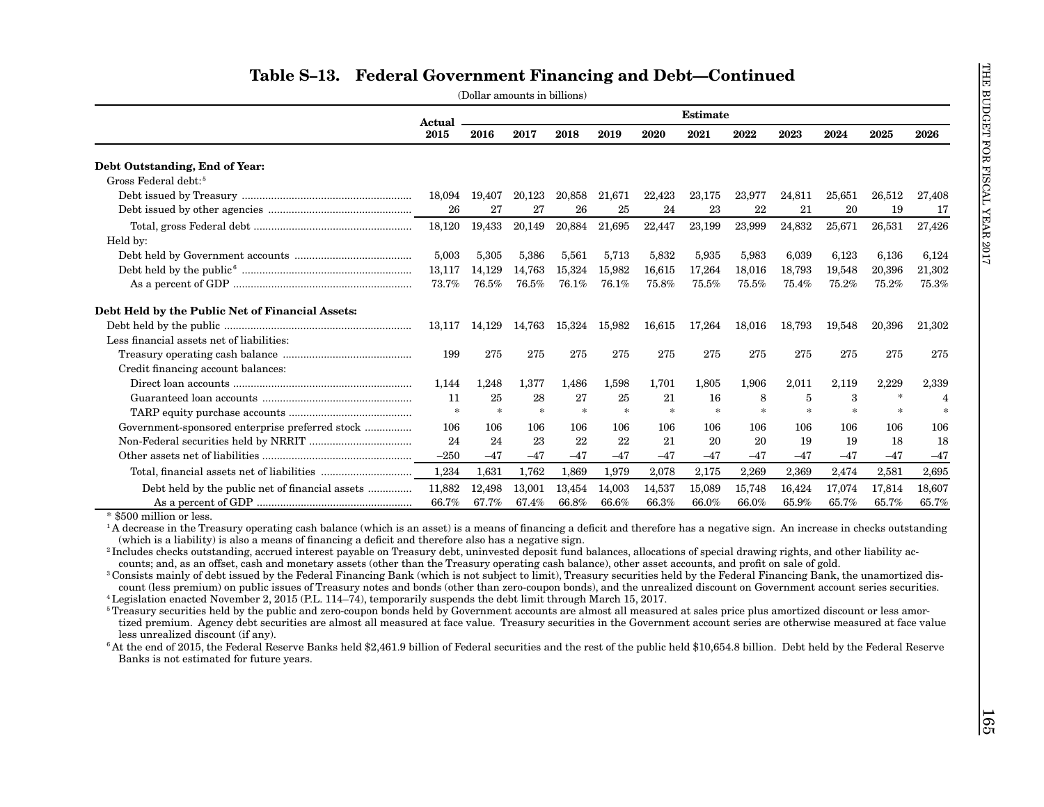## Table S–13. Federal Government Financing and Debt—Continued

(Dollar amounts in billions)

| | Actual | Estimate | | | | | | | | | | |
|---|---|---|---|---|---|---|---|---|---|---|---|---|
| | 2015 | 2016 | 2017 | 2018 | 2019 | 2020 | 2021 | 2022 | 2023 | 2024 | 2025 | 2026 |
| **Debt Outstanding, End of Year:** | | | | | | | | | | | | |
| Gross Federal debt:[5] | | | | | | | | | | | | |
| Debt issued by Treasury | 18,094 | 19,407 | 20,123 | 20,858 | 21,671 | 22,423 | 23,175 | 23,977 | 24,811 | 25,651 | 26,512 | 27,408 |
| Debt issued by other agencies | 26 | 27 | 27 | 26 | 25 | 24 | 23 | 22 | 21 | 20 | 19 | 17 |
| Total, gross Federal debt | 18,120 | 19,433 | 20,149 | 20,884 | 21,695 | 22,447 | 23,199 | 23,999 | 24,832 | 25,671 | 26,531 | 27,426 |
| Held by: | | | | | | | | | | | | |
| Debt held by Government accounts | 5,003 | 5,305 | 5,386 | 5,561 | 5,713 | 5,832 | 5,935 | 5,983 | 6,039 | 6,123 | 6,136 | 6,124 |
| Debt held by the public[6] | 13,117 | 14,129 | 14,763 | 15,324 | 15,982 | 16,615 | 17,264 | 18,016 | 18,793 | 19,548 | 20,396 | 21,302 |
| As a percent of GDP | 73.7% | 76.5% | 76.5% | 76.1% | 76.1% | 75.8% | 75.5% | 75.5% | 75.4% | 75.2% | 75.2% | 75.3% |
| **Debt Held by the Public Net of Financial Assets:** | | | | | | | | | | | | |
| Debt held by the public | 13,117 | 14,129 | 14,763 | 15,324 | 15,982 | 16,615 | 17,264 | 18,016 | 18,793 | 19,548 | 20,396 | 21,302 |
| Less financial assets net of liabilities: | | | | | | | | | | | | |
| Treasury operating cash balance | 199 | 275 | 275 | 275 | 275 | 275 | 275 | 275 | 275 | 275 | 275 | 275 |
| Credit financing account balances: | | | | | | | | | | | | |
| Direct loan accounts | 1,144 | 1,248 | 1,377 | 1,486 | 1,598 | 1,701 | 1,805 | 1,906 | 2,011 | 2,119 | 2,229 | 2,339 |
| Guaranteed loan accounts | 11 | 25 | 28 | 27 | 25 | 21 | 16 | 8 | 5 | 3 | * | 4 |
| TARP equity purchase accounts | * | * | * | * | * | * | * | * | * | * | * | * |
| Government-sponsored enterprise preferred stock | 106 | 106 | 106 | 106 | 106 | 106 | 106 | 106 | 106 | 106 | 106 | 106 |
| Non-Federal securities held by NRRIT | 24 | 24 | 23 | 22 | 22 | 21 | 20 | 20 | 19 | 19 | 18 | 18 |
| Other assets net of liabilities | –250 | –47 | –47 | –47 | –47 | –47 | –47 | –47 | –47 | –47 | –47 | –47 |
| Total, financial assets net of liabilities | 1,234 | 1,631 | 1,762 | 1,869 | 1,979 | 2,078 | 2,175 | 2,269 | 2,369 | 2,474 | 2,581 | 2,695 |
| Debt held by the public net of financial assets | 11,882 | 12,498 | 13,001 | 13,454 | 14,003 | 14,537 | 15,089 | 15,748 | 16,424 | 17,074 | 17,814 | 18,607 |
| As a percent of GDP | 66.7% | 67.7% | 67.4% | 66.8% | 66.6% | 66.3% | 66.0% | 66.0% | 65.9% | 65.7% | 65.7% | 65.7% |

\* $500 million or less.

[1] A decrease in the Treasury operating cash balance (which is an asset) is a means of financing a deficit and therefore has a negative sign. An increase in checks outstanding (which is a liability) is also a means of financing a deficit and therefore also has a negative sign.

[2] Includes checks outstanding, accrued interest payable on Treasury debt, uninvested deposit fund balances, allocations of special drawing rights, and other liability accounts; and, as an offset, cash and monetary assets (other than the Treasury operating cash balance), other asset accounts, and profit on sale of gold.

[3] Consists mainly of debt issued by the Federal Financing Bank (which is not subject to limit), Treasury securities held by the Federal Financing Bank, the unamortized discount (less premium) on public issues of Treasury notes and bonds (other than zero-coupon bonds), and the unrealized discount on Government account series securities.

[4] Legislation enacted November 2, 2015 (P.L. 114–74), temporarily suspends the debt limit through March 15, 2017.

[5] Treasury securities held by the public and zero-coupon bonds held by Government accounts are almost all measured at sales price plus amortized discount or less amortized premium. Agency debt securities are almost all measured at face value. Treasury securities in the Government account series are otherwise measured at face value less unrealized discount (if any).

[6] At the end of 2015, the Federal Reserve Banks held $2,461.9 billion of Federal securities and the rest of the public held $10,654.8 billion. Debt held by the Federal Reserve Banks is not estimated for future years.